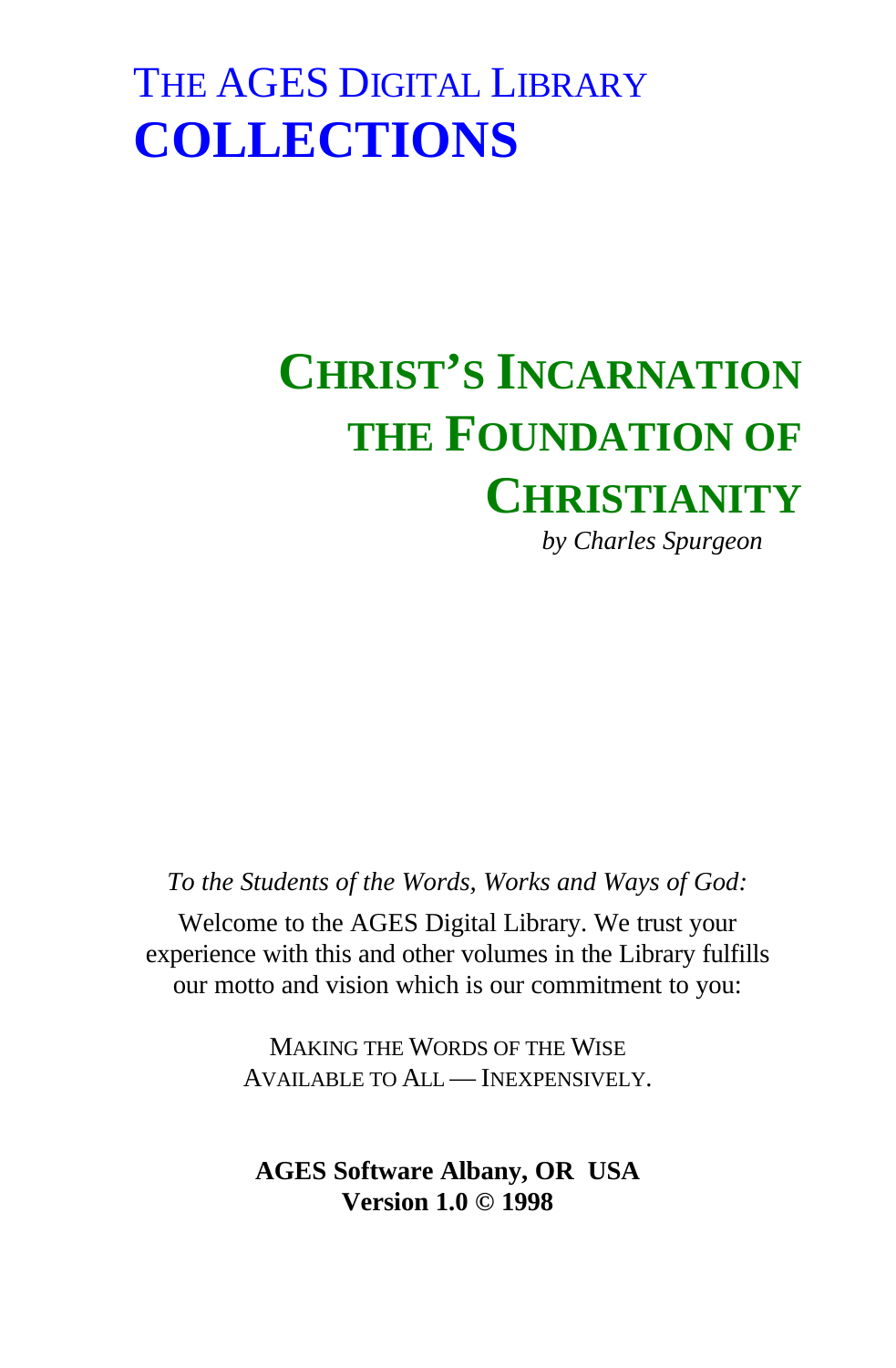# THE AGES DIGITAL LIBRARY
# COLLECTIONS

# CHRIST'S INCARNATION THE FOUNDATION OF CHRISTIANITY

*by Charles Spurgeon*

*To the Students of the Words, Works and Ways of God:*

Welcome to the AGES Digital Library. We trust your experience with this and other volumes in the Library fulfills our motto and vision which is our commitment to you:

MAKING THE WORDS OF THE WISE
AVAILABLE TO ALL — INEXPENSIVELY.

**AGES Software Albany, OR USA**
**Version 1.0 © 1998**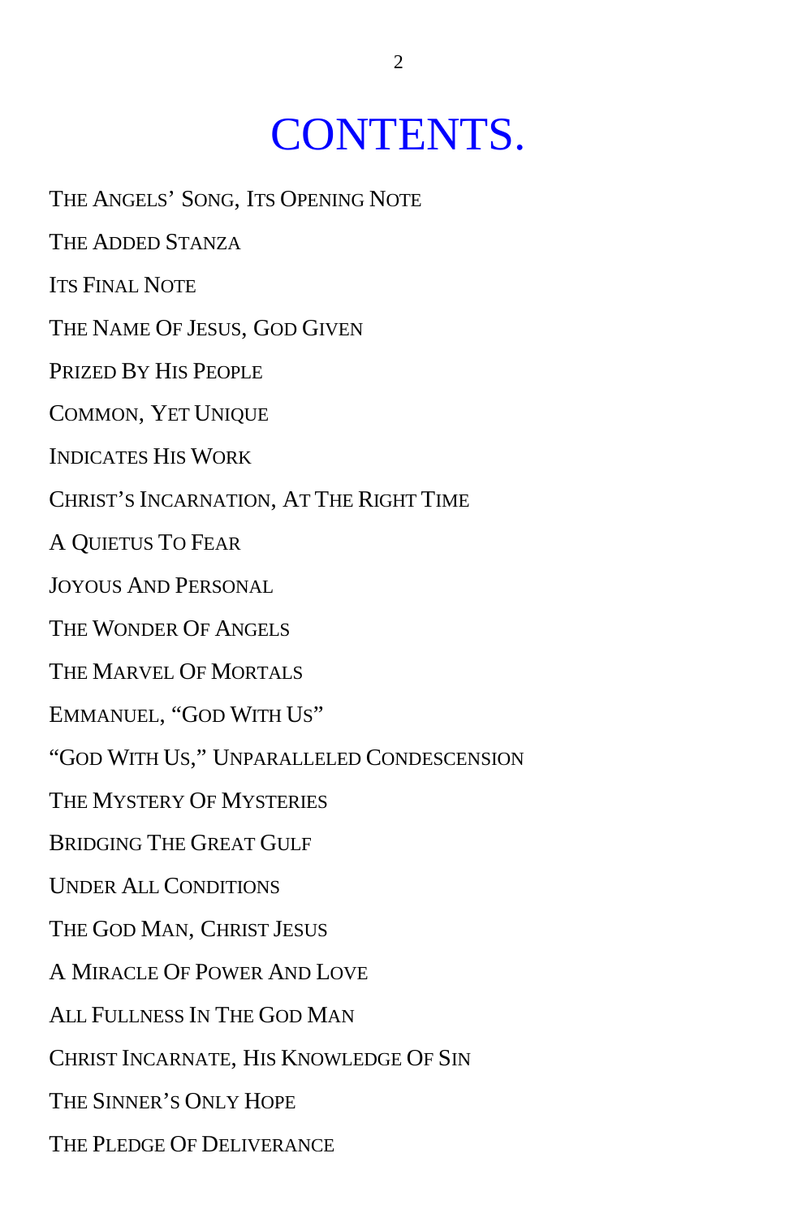# CONTENTS.

THE ANGELS' SONG, ITS OPENING NOTE

THE ADDED STANZA

ITS FINAL NOTE

THE NAME OF JESUS, GOD GIVEN

PRIZED BY HIS PEOPLE

COMMON, YET UNIQUE

INDICATES HIS WORK

CHRIST'S INCARNATION, AT THE RIGHT TIME

A QUIETUS TO FEAR

JOYOUS AND PERSONAL

THE WONDER OF ANGELS

THE MARVEL OF MORTALS

EMMANUEL, "GOD WITH US"

"GOD WITH US," UNPARALLELED CONDESCENSION

THE MYSTERY OF MYSTERIES

BRIDGING THE GREAT GULF

UNDER ALL CONDITIONS

THE GOD MAN, CHRIST JESUS

A MIRACLE OF POWER AND LOVE

ALL FULLNESS IN THE GOD MAN

CHRIST INCARNATE, HIS KNOWLEDGE OF SIN

THE SINNER'S ONLY HOPE

THE PLEDGE OF DELIVERANCE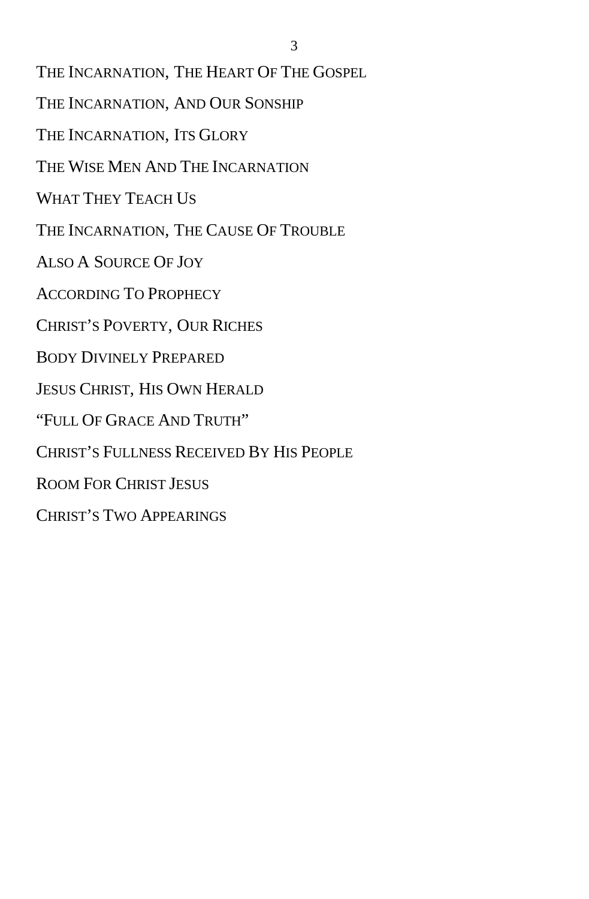THE INCARNATION, THE HEART OF THE GOSPEL

THE INCARNATION, AND OUR SONSHIP

THE INCARNATION, ITS GLORY

THE WISE MEN AND THE INCARNATION

WHAT THEY TEACH US

THE INCARNATION, THE CAUSE OF TROUBLE

ALSO A SOURCE OF JOY

ACCORDING TO PROPHECY

CHRIST'S POVERTY, OUR RICHES

BODY DIVINELY PREPARED

JESUS CHRIST, HIS OWN HERALD

"FULL OF GRACE AND TRUTH"

CHRIST'S FULLNESS RECEIVED BY HIS PEOPLE

ROOM FOR CHRIST JESUS

CHRIST'S TWO APPEARINGS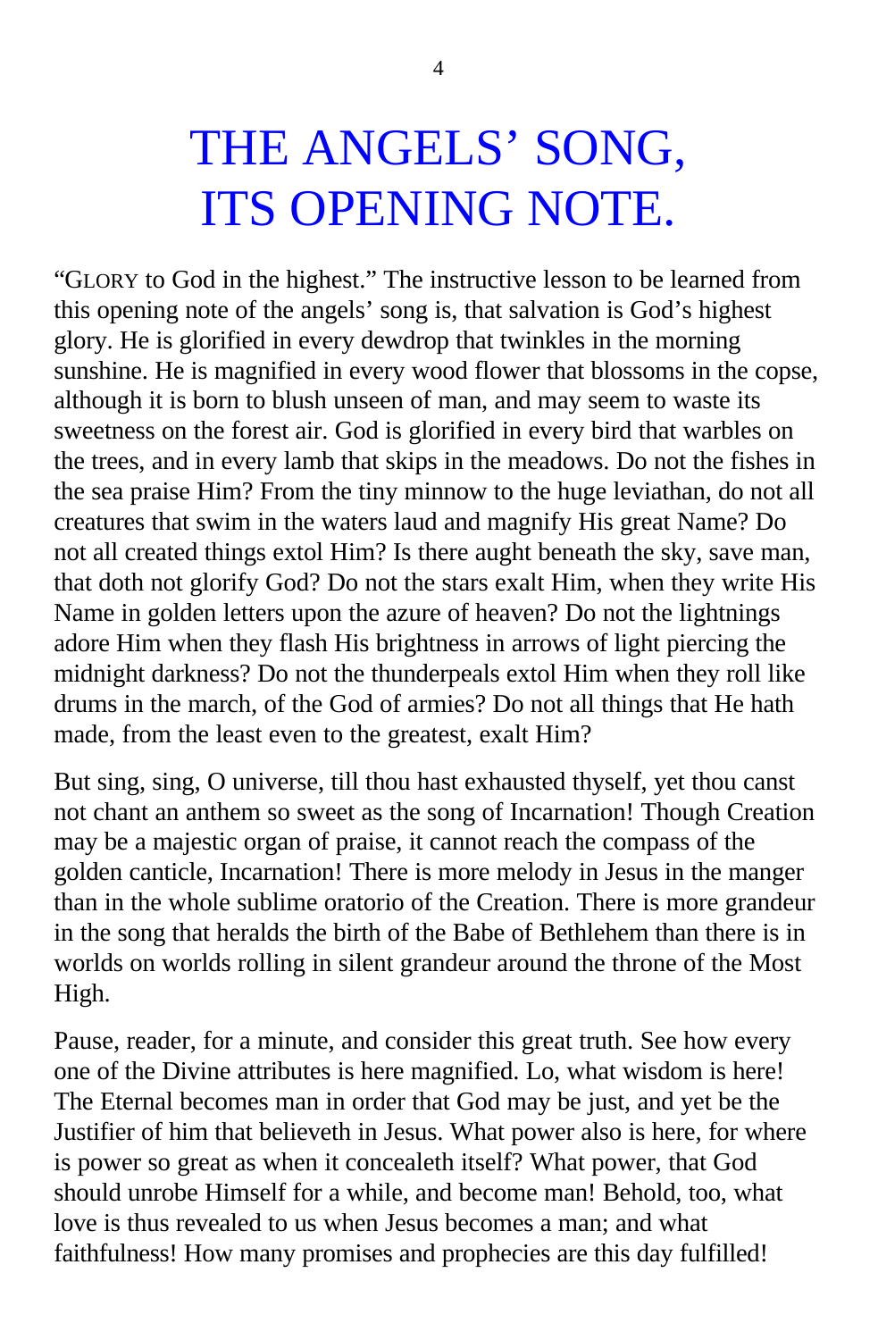# THE ANGELS' SONG, ITS OPENING NOTE.

"GLORY to God in the highest." The instructive lesson to be learned from this opening note of the angels' song is, that salvation is God's highest glory. He is glorified in every dewdrop that twinkles in the morning sunshine. He is magnified in every wood flower that blossoms in the copse, although it is born to blush unseen of man, and may seem to waste its sweetness on the forest air. God is glorified in every bird that warbles on the trees, and in every lamb that skips in the meadows. Do not the fishes in the sea praise Him? From the tiny minnow to the huge leviathan, do not all creatures that swim in the waters laud and magnify His great Name? Do not all created things extol Him? Is there aught beneath the sky, save man, that doth not glorify God? Do not the stars exalt Him, when they write His Name in golden letters upon the azure of heaven? Do not the lightnings adore Him when they flash His brightness in arrows of light piercing the midnight darkness? Do not the thunderpeals extol Him when they roll like drums in the march, of the God of armies? Do not all things that He hath made, from the least even to the greatest, exalt Him?

But sing, sing, O universe, till thou hast exhausted thyself, yet thou canst not chant an anthem so sweet as the song of Incarnation! Though Creation may be a majestic organ of praise, it cannot reach the compass of the golden canticle, Incarnation! There is more melody in Jesus in the manger than in the whole sublime oratorio of the Creation. There is more grandeur in the song that heralds the birth of the Babe of Bethlehem than there is in worlds on worlds rolling in silent grandeur around the throne of the Most High.

Pause, reader, for a minute, and consider this great truth. See how every one of the Divine attributes is here magnified. Lo, what wisdom is here! The Eternal becomes man in order that God may be just, and yet be the Justifier of him that believeth in Jesus. What power also is here, for where is power so great as when it concealeth itself? What power, that God should unrobe Himself for a while, and become man! Behold, too, what love is thus revealed to us when Jesus becomes a man; and what faithfulness! How many promises and prophecies are this day fulfilled!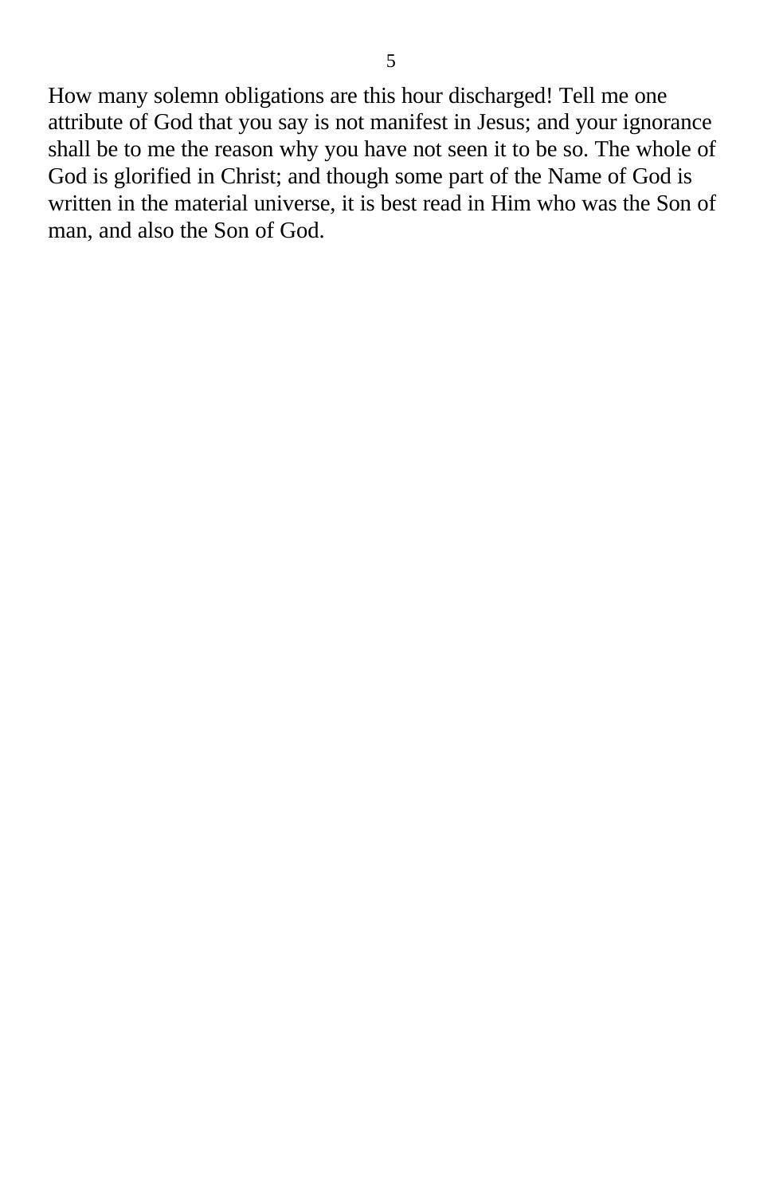How many solemn obligations are this hour discharged! Tell me one attribute of God that you say is not manifest in Jesus; and your ignorance shall be to me the reason why you have not seen it to be so. The whole of God is glorified in Christ; and though some part of the Name of God is written in the material universe, it is best read in Him who was the Son of man, and also the Son of God.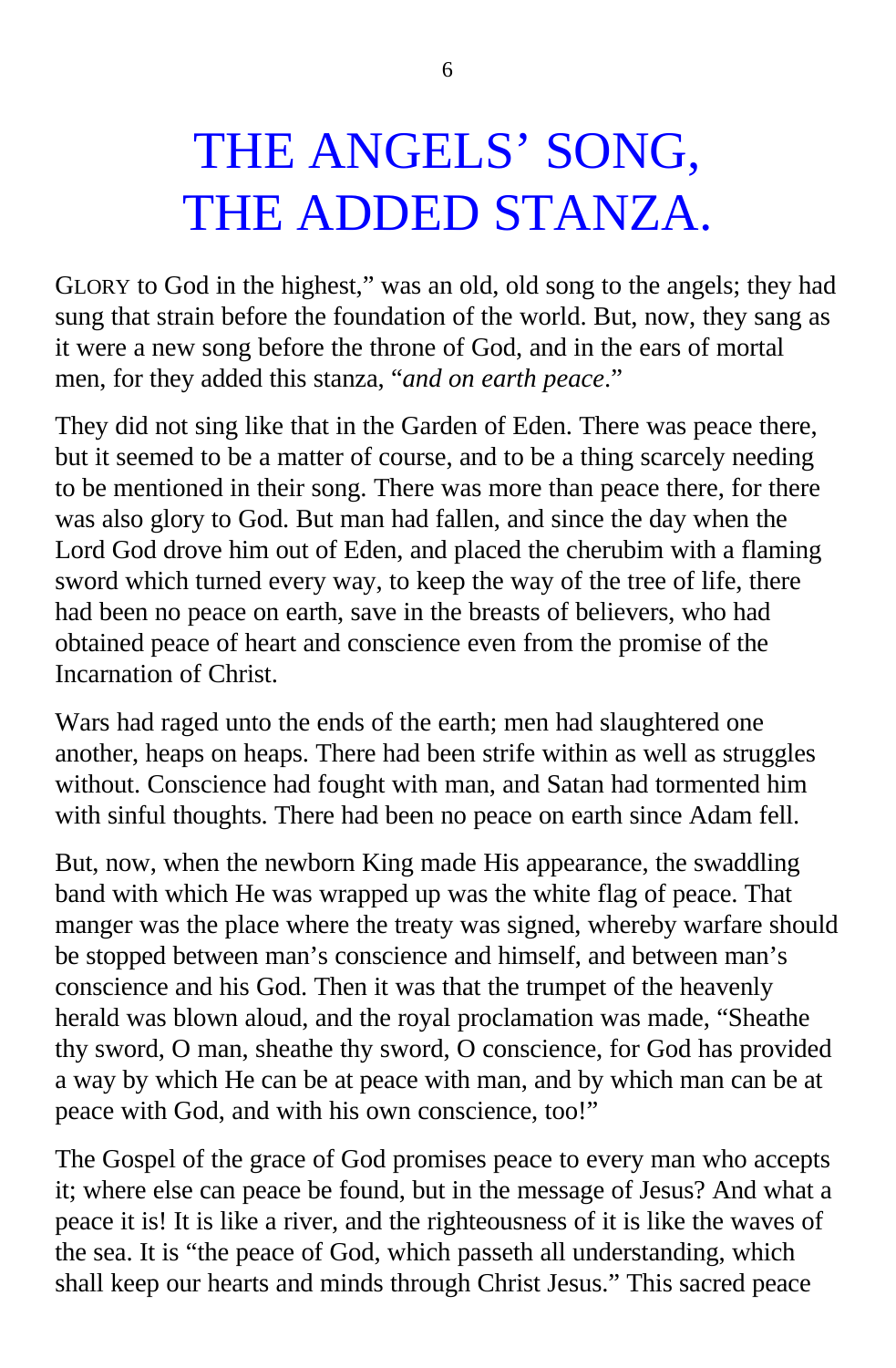# THE ANGELS' SONG, THE ADDED STANZA.

GLORY to God in the highest," was an old, old song to the angels; they had sung that strain before the foundation of the world. But, now, they sang as it were a new song before the throne of God, and in the ears of mortal men, for they added this stanza, "*and on earth peace*."

They did not sing like that in the Garden of Eden. There was peace there, but it seemed to be a matter of course, and to be a thing scarcely needing to be mentioned in their song. There was more than peace there, for there was also glory to God. But man had fallen, and since the day when the Lord God drove him out of Eden, and placed the cherubim with a flaming sword which turned every way, to keep the way of the tree of life, there had been no peace on earth, save in the breasts of believers, who had obtained peace of heart and conscience even from the promise of the Incarnation of Christ.

Wars had raged unto the ends of the earth; men had slaughtered one another, heaps on heaps. There had been strife within as well as struggles without. Conscience had fought with man, and Satan had tormented him with sinful thoughts. There had been no peace on earth since Adam fell.

But, now, when the newborn King made His appearance, the swaddling band with which He was wrapped up was the white flag of peace. That manger was the place where the treaty was signed, whereby warfare should be stopped between man's conscience and himself, and between man's conscience and his God. Then it was that the trumpet of the heavenly herald was blown aloud, and the royal proclamation was made, "Sheathe thy sword, O man, sheathe thy sword, O conscience, for God has provided a way by which He can be at peace with man, and by which man can be at peace with God, and with his own conscience, too!"

The Gospel of the grace of God promises peace to every man who accepts it; where else can peace be found, but in the message of Jesus? And what a peace it is! It is like a river, and the righteousness of it is like the waves of the sea. It is "the peace of God, which passeth all understanding, which shall keep our hearts and minds through Christ Jesus." This sacred peace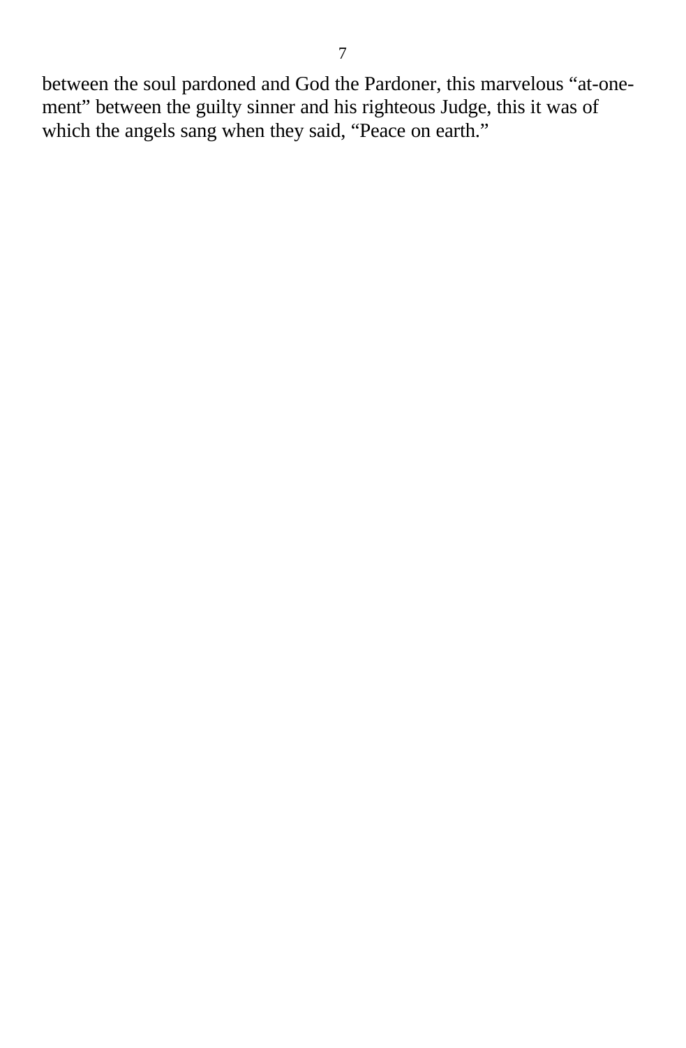between the soul pardoned and God the Pardoner, this marvelous "at-one-ment" between the guilty sinner and his righteous Judge, this it was of which the angels sang when they said, "Peace on earth."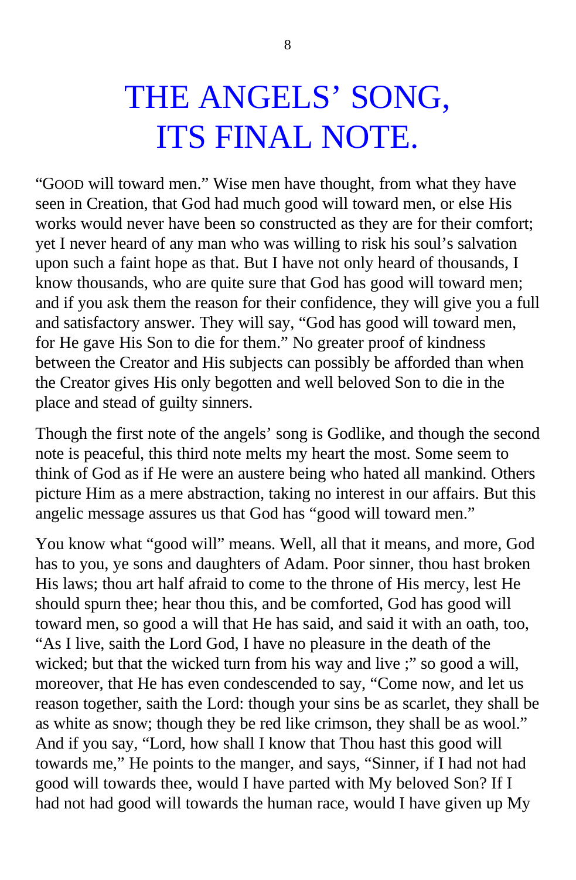# THE ANGELS' SONG, ITS FINAL NOTE.

"GOOD will toward men." Wise men have thought, from what they have seen in Creation, that God had much good will toward men, or else His works would never have been so constructed as they are for their comfort; yet I never heard of any man who was willing to risk his soul's salvation upon such a faint hope as that. But I have not only heard of thousands, I know thousands, who are quite sure that God has good will toward men; and if you ask them the reason for their confidence, they will give you a full and satisfactory answer. They will say, "God has good will toward men, for He gave His Son to die for them." No greater proof of kindness between the Creator and His subjects can possibly be afforded than when the Creator gives His only begotten and well beloved Son to die in the place and stead of guilty sinners.

Though the first note of the angels' song is Godlike, and though the second note is peaceful, this third note melts my heart the most. Some seem to think of God as if He were an austere being who hated all mankind. Others picture Him as a mere abstraction, taking no interest in our affairs. But this angelic message assures us that God has "good will toward men."

You know what "good will" means. Well, all that it means, and more, God has to you, ye sons and daughters of Adam. Poor sinner, thou hast broken His laws; thou art half afraid to come to the throne of His mercy, lest He should spurn thee; hear thou this, and be comforted, God has good will toward men, so good a will that He has said, and said it with an oath, too, "As I live, saith the Lord God, I have no pleasure in the death of the wicked; but that the wicked turn from his way and live ;" so good a will, moreover, that He has even condescended to say, "Come now, and let us reason together, saith the Lord: though your sins be as scarlet, they shall be as white as snow; though they be red like crimson, they shall be as wool." And if you say, "Lord, how shall I know that Thou hast this good will towards me," He points to the manger, and says, "Sinner, if I had not had good will towards thee, would I have parted with My beloved Son? If I had not had good will towards the human race, would I have given up My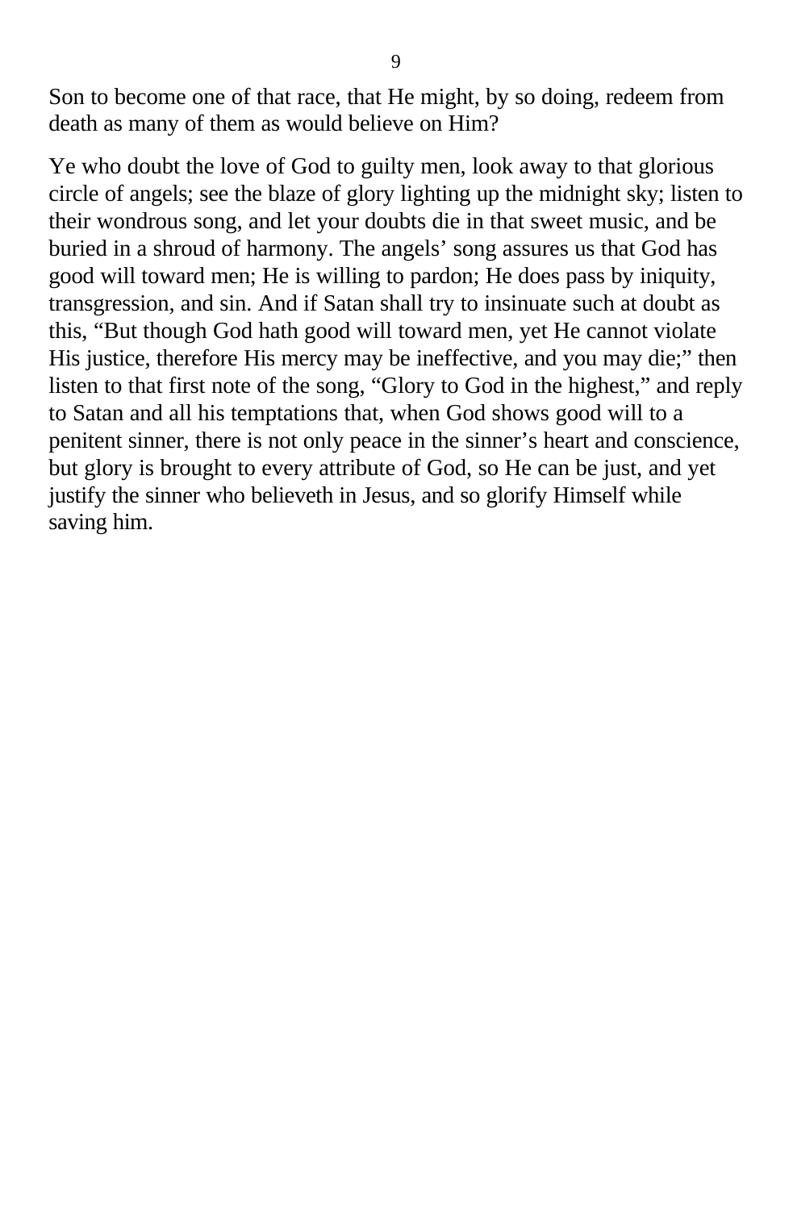Son to become one of that race, that He might, by so doing, redeem from death as many of them as would believe on Him?

Ye who doubt the love of God to guilty men, look away to that glorious circle of angels; see the blaze of glory lighting up the midnight sky; listen to their wondrous song, and let your doubts die in that sweet music, and be buried in a shroud of harmony. The angels' song assures us that God has good will toward men; He is willing to pardon; He does pass by iniquity, transgression, and sin. And if Satan shall try to insinuate such at doubt as this, "But though God hath good will toward men, yet He cannot violate His justice, therefore His mercy may be ineffective, and you may die;" then listen to that first note of the song, "Glory to God in the highest," and reply to Satan and all his temptations that, when God shows good will to a penitent sinner, there is not only peace in the sinner's heart and conscience, but glory is brought to every attribute of God, so He can be just, and yet justify the sinner who believeth in Jesus, and so glorify Himself while saving him.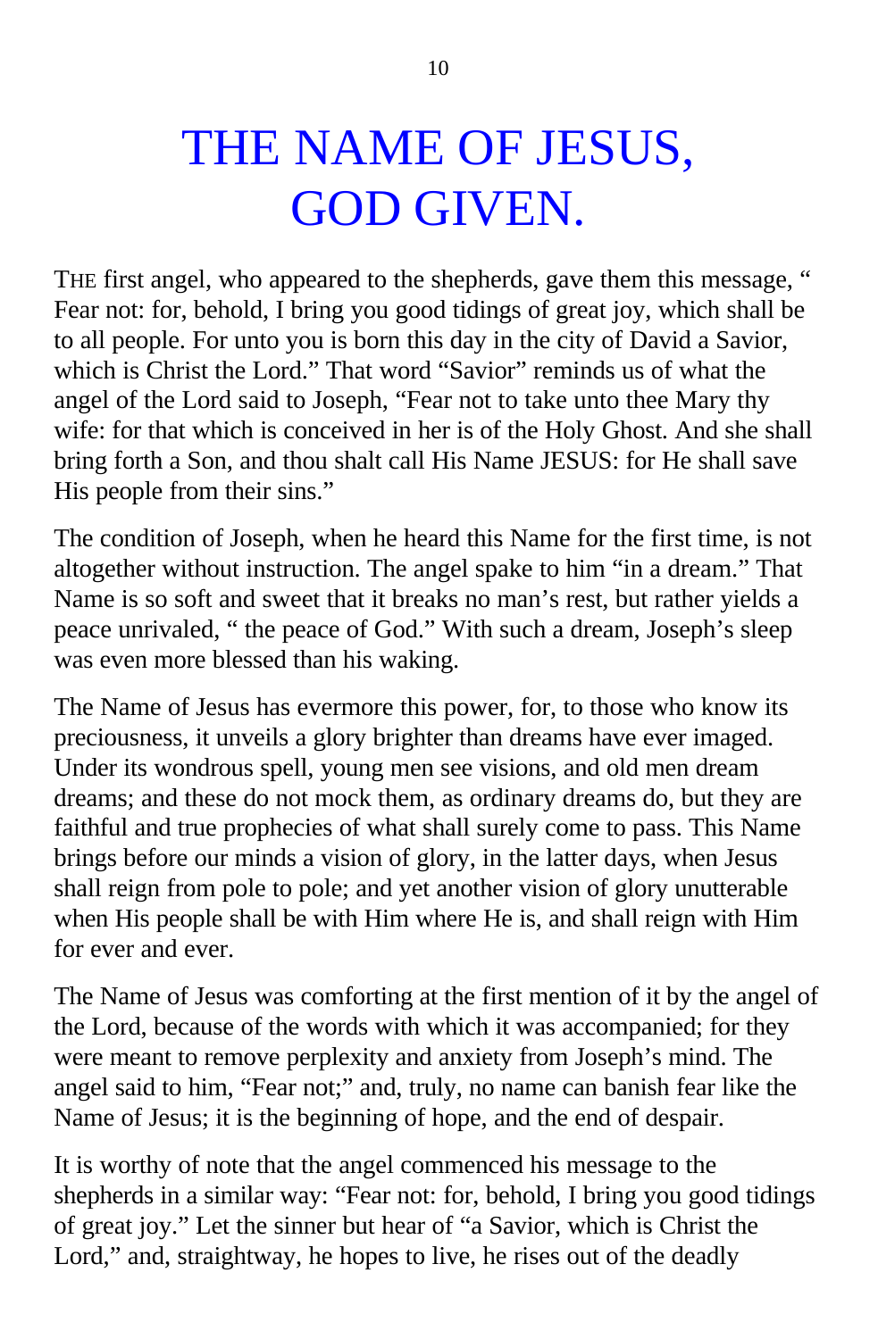# THE NAME OF JESUS, GOD GIVEN.

THE first angel, who appeared to the shepherds, gave them this message, " Fear not: for, behold, I bring you good tidings of great joy, which shall be to all people. For unto you is born this day in the city of David a Savior, which is Christ the Lord." That word "Savior" reminds us of what the angel of the Lord said to Joseph, "Fear not to take unto thee Mary thy wife: for that which is conceived in her is of the Holy Ghost. And she shall bring forth a Son, and thou shalt call His Name JESUS: for He shall save His people from their sins."

The condition of Joseph, when he heard this Name for the first time, is not altogether without instruction. The angel spake to him "in a dream." That Name is so soft and sweet that it breaks no man's rest, but rather yields a peace unrivaled, " the peace of God." With such a dream, Joseph's sleep was even more blessed than his waking.

The Name of Jesus has evermore this power, for, to those who know its preciousness, it unveils a glory brighter than dreams have ever imaged. Under its wondrous spell, young men see visions, and old men dream dreams; and these do not mock them, as ordinary dreams do, but they are faithful and true prophecies of what shall surely come to pass. This Name brings before our minds a vision of glory, in the latter days, when Jesus shall reign from pole to pole; and yet another vision of glory unutterable when His people shall be with Him where He is, and shall reign with Him for ever and ever.

The Name of Jesus was comforting at the first mention of it by the angel of the Lord, because of the words with which it was accompanied; for they were meant to remove perplexity and anxiety from Joseph's mind. The angel said to him, "Fear not;" and, truly, no name can banish fear like the Name of Jesus; it is the beginning of hope, and the end of despair.

It is worthy of note that the angel commenced his message to the shepherds in a similar way: "Fear not: for, behold, I bring you good tidings of great joy." Let the sinner but hear of "a Savior, which is Christ the Lord," and, straightway, he hopes to live, he rises out of the deadly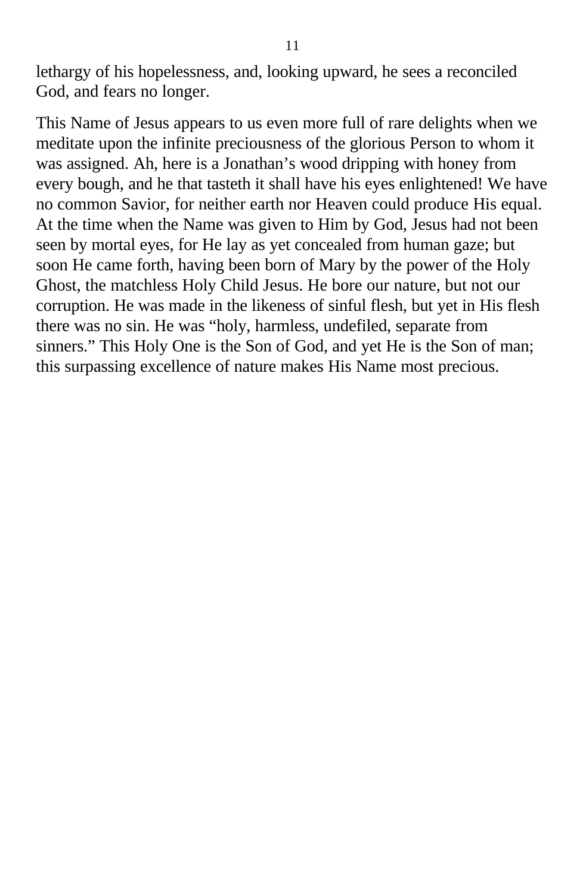lethargy of his hopelessness, and, looking upward, he sees a reconciled God, and fears no longer.

This Name of Jesus appears to us even more full of rare delights when we meditate upon the infinite preciousness of the glorious Person to whom it was assigned. Ah, here is a Jonathan's wood dripping with honey from every bough, and he that tasteth it shall have his eyes enlightened! We have no common Savior, for neither earth nor Heaven could produce His equal. At the time when the Name was given to Him by God, Jesus had not been seen by mortal eyes, for He lay as yet concealed from human gaze; but soon He came forth, having been born of Mary by the power of the Holy Ghost, the matchless Holy Child Jesus. He bore our nature, but not our corruption. He was made in the likeness of sinful flesh, but yet in His flesh there was no sin. He was "holy, harmless, undefiled, separate from sinners." This Holy One is the Son of God, and yet He is the Son of man; this surpassing excellence of nature makes His Name most precious.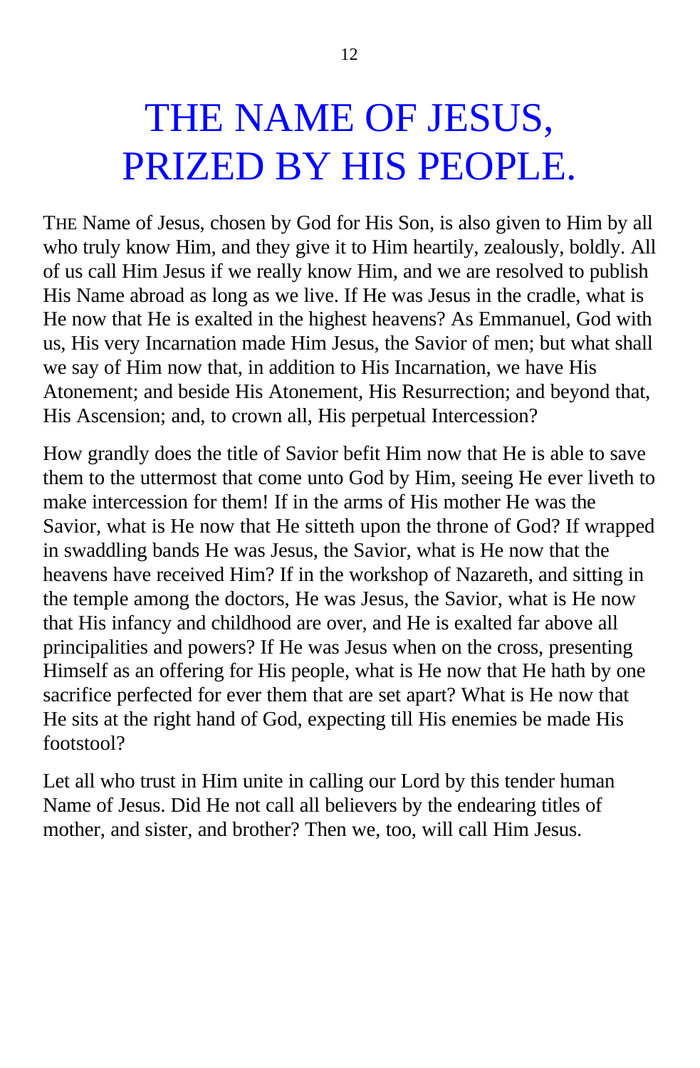# THE NAME OF JESUS, PRIZED BY HIS PEOPLE.

THE Name of Jesus, chosen by God for His Son, is also given to Him by all who truly know Him, and they give it to Him heartily, zealously, boldly. All of us call Him Jesus if we really know Him, and we are resolved to publish His Name abroad as long as we live. If He was Jesus in the cradle, what is He now that He is exalted in the highest heavens? As Emmanuel, God with us, His very Incarnation made Him Jesus, the Savior of men; but what shall we say of Him now that, in addition to His Incarnation, we have His Atonement; and beside His Atonement, His Resurrection; and beyond that, His Ascension; and, to crown all, His perpetual Intercession?

How grandly does the title of Savior befit Him now that He is able to save them to the uttermost that come unto God by Him, seeing He ever liveth to make intercession for them! If in the arms of His mother He was the Savior, what is He now that He sitteth upon the throne of God? If wrapped in swaddling bands He was Jesus, the Savior, what is He now that the heavens have received Him? If in the workshop of Nazareth, and sitting in the temple among the doctors, He was Jesus, the Savior, what is He now that His infancy and childhood are over, and He is exalted far above all principalities and powers? If He was Jesus when on the cross, presenting Himself as an offering for His people, what is He now that He hath by one sacrifice perfected for ever them that are set apart? What is He now that He sits at the right hand of God, expecting till His enemies be made His footstool?

Let all who trust in Him unite in calling our Lord by this tender human Name of Jesus. Did He not call all believers by the endearing titles of mother, and sister, and brother? Then we, too, will call Him Jesus.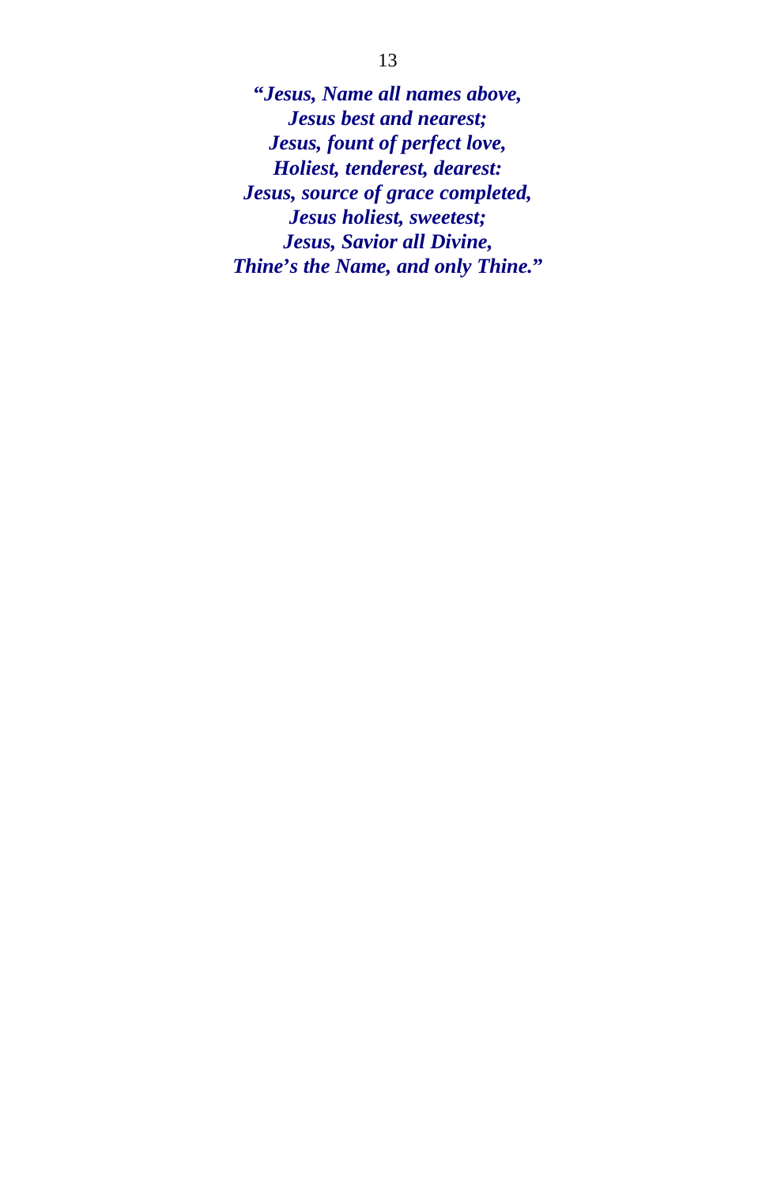***"Jesus, Name all names above,***
***Jesus best and nearest;***
***Jesus, fount of perfect love,***
***Holiest, tenderest, dearest:***
***Jesus, source of grace completed,***
***Jesus holiest, sweetest;***
***Jesus, Savior all Divine,***
***Thine's the Name, and only Thine."***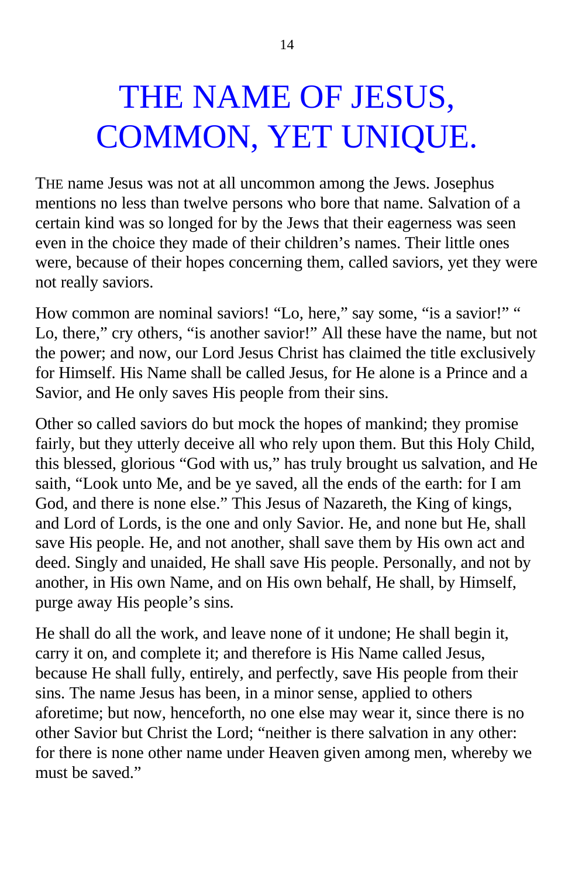# THE NAME OF JESUS, COMMON, YET UNIQUE.

THE name Jesus was not at all uncommon among the Jews. Josephus mentions no less than twelve persons who bore that name. Salvation of a certain kind was so longed for by the Jews that their eagerness was seen even in the choice they made of their children's names. Their little ones were, because of their hopes concerning them, called saviors, yet they were not really saviors.

How common are nominal saviors! "Lo, here," say some, "is a savior!" "Lo, there," cry others, "is another savior!" All these have the name, but not the power; and now, our Lord Jesus Christ has claimed the title exclusively for Himself. His Name shall be called Jesus, for He alone is a Prince and a Savior, and He only saves His people from their sins.

Other so called saviors do but mock the hopes of mankind; they promise fairly, but they utterly deceive all who rely upon them. But this Holy Child, this blessed, glorious "God with us," has truly brought us salvation, and He saith, "Look unto Me, and be ye saved, all the ends of the earth: for I am God, and there is none else." This Jesus of Nazareth, the King of kings, and Lord of Lords, is the one and only Savior. He, and none but He, shall save His people. He, and not another, shall save them by His own act and deed. Singly and unaided, He shall save His people. Personally, and not by another, in His own Name, and on His own behalf, He shall, by Himself, purge away His people's sins.

He shall do all the work, and leave none of it undone; He shall begin it, carry it on, and complete it; and therefore is His Name called Jesus, because He shall fully, entirely, and perfectly, save His people from their sins. The name Jesus has been, in a minor sense, applied to others aforetime; but now, henceforth, no one else may wear it, since there is no other Savior but Christ the Lord; "neither is there salvation in any other: for there is none other name under Heaven given among men, whereby we must be saved."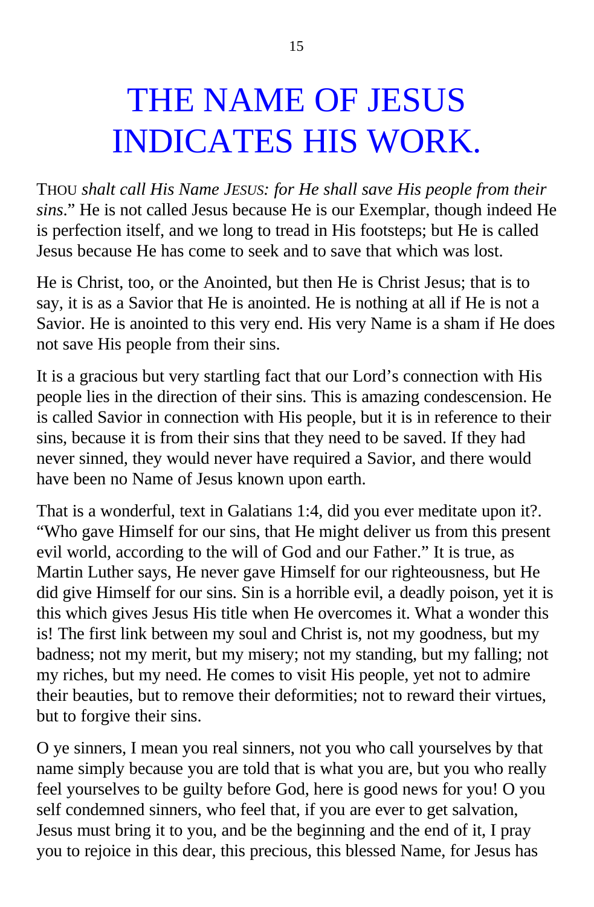# THE NAME OF JESUS INDICATES HIS WORK.

THOU *shalt call His Name JESUS: for He shall save His people from their sins*." He is not called Jesus because He is our Exemplar, though indeed He is perfection itself, and we long to tread in His footsteps; but He is called Jesus because He has come to seek and to save that which was lost.

He is Christ, too, or the Anointed, but then He is Christ Jesus; that is to say, it is as a Savior that He is anointed. He is nothing at all if He is not a Savior. He is anointed to this very end. His very Name is a sham if He does not save His people from their sins.

It is a gracious but very startling fact that our Lord's connection with His people lies in the direction of their sins. This is amazing condescension. He is called Savior in connection with His people, but it is in reference to their sins, because it is from their sins that they need to be saved. If they had never sinned, they would never have required a Savior, and there would have been no Name of Jesus known upon earth.

That is a wonderful, text in Galatians 1:4, did you ever meditate upon it?. "Who gave Himself for our sins, that He might deliver us from this present evil world, according to the will of God and our Father." It is true, as Martin Luther says, He never gave Himself for our righteousness, but He did give Himself for our sins. Sin is a horrible evil, a deadly poison, yet it is this which gives Jesus His title when He overcomes it. What a wonder this is! The first link between my soul and Christ is, not my goodness, but my badness; not my merit, but my misery; not my standing, but my falling; not my riches, but my need. He comes to visit His people, yet not to admire their beauties, but to remove their deformities; not to reward their virtues, but to forgive their sins.

O ye sinners, I mean you real sinners, not you who call yourselves by that name simply because you are told that is what you are, but you who really feel yourselves to be guilty before God, here is good news for you! O you self condemned sinners, who feel that, if you are ever to get salvation, Jesus must bring it to you, and be the beginning and the end of it, I pray you to rejoice in this dear, this precious, this blessed Name, for Jesus has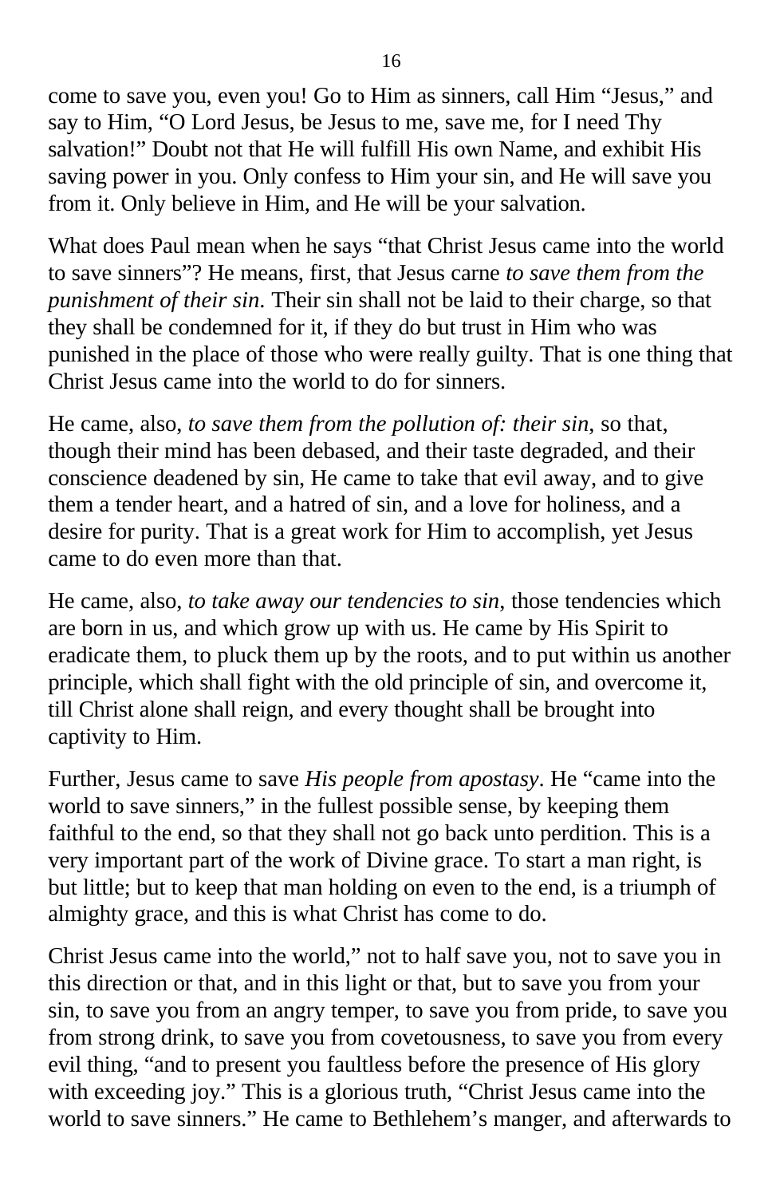come to save you, even you! Go to Him as sinners, call Him "Jesus," and say to Him, "O Lord Jesus, be Jesus to me, save me, for I need Thy salvation!" Doubt not that He will fulfill His own Name, and exhibit His saving power in you. Only confess to Him your sin, and He will save you from it. Only believe in Him, and He will be your salvation.

What does Paul mean when he says "that Christ Jesus came into the world to save sinners"? He means, first, that Jesus carne *to save them from the punishment of their sin*. Their sin shall not be laid to their charge, so that they shall be condemned for it, if they do but trust in Him who was punished in the place of those who were really guilty. That is one thing that Christ Jesus came into the world to do for sinners.

He came, also, *to save them from the pollution of: their sin*, so that, though their mind has been debased, and their taste degraded, and their conscience deadened by sin, He came to take that evil away, and to give them a tender heart, and a hatred of sin, and a love for holiness, and a desire for purity. That is a great work for Him to accomplish, yet Jesus came to do even more than that.

He came, also, *to take away our tendencies to sin*, those tendencies which are born in us, and which grow up with us. He came by His Spirit to eradicate them, to pluck them up by the roots, and to put within us another principle, which shall fight with the old principle of sin, and overcome it, till Christ alone shall reign, and every thought shall be brought into captivity to Him.

Further, Jesus came to save *His people from apostasy*. He "came into the world to save sinners," in the fullest possible sense, by keeping them faithful to the end, so that they shall not go back unto perdition. This is a very important part of the work of Divine grace. To start a man right, is but little; but to keep that man holding on even to the end, is a triumph of almighty grace, and this is what Christ has come to do.

Christ Jesus came into the world," not to half save you, not to save you in this direction or that, and in this light or that, but to save you from your sin, to save you from an angry temper, to save you from pride, to save you from strong drink, to save you from covetousness, to save you from every evil thing, "and to present you faultless before the presence of His glory with exceeding joy." This is a glorious truth, "Christ Jesus came into the world to save sinners." He came to Bethlehem's manger, and afterwards to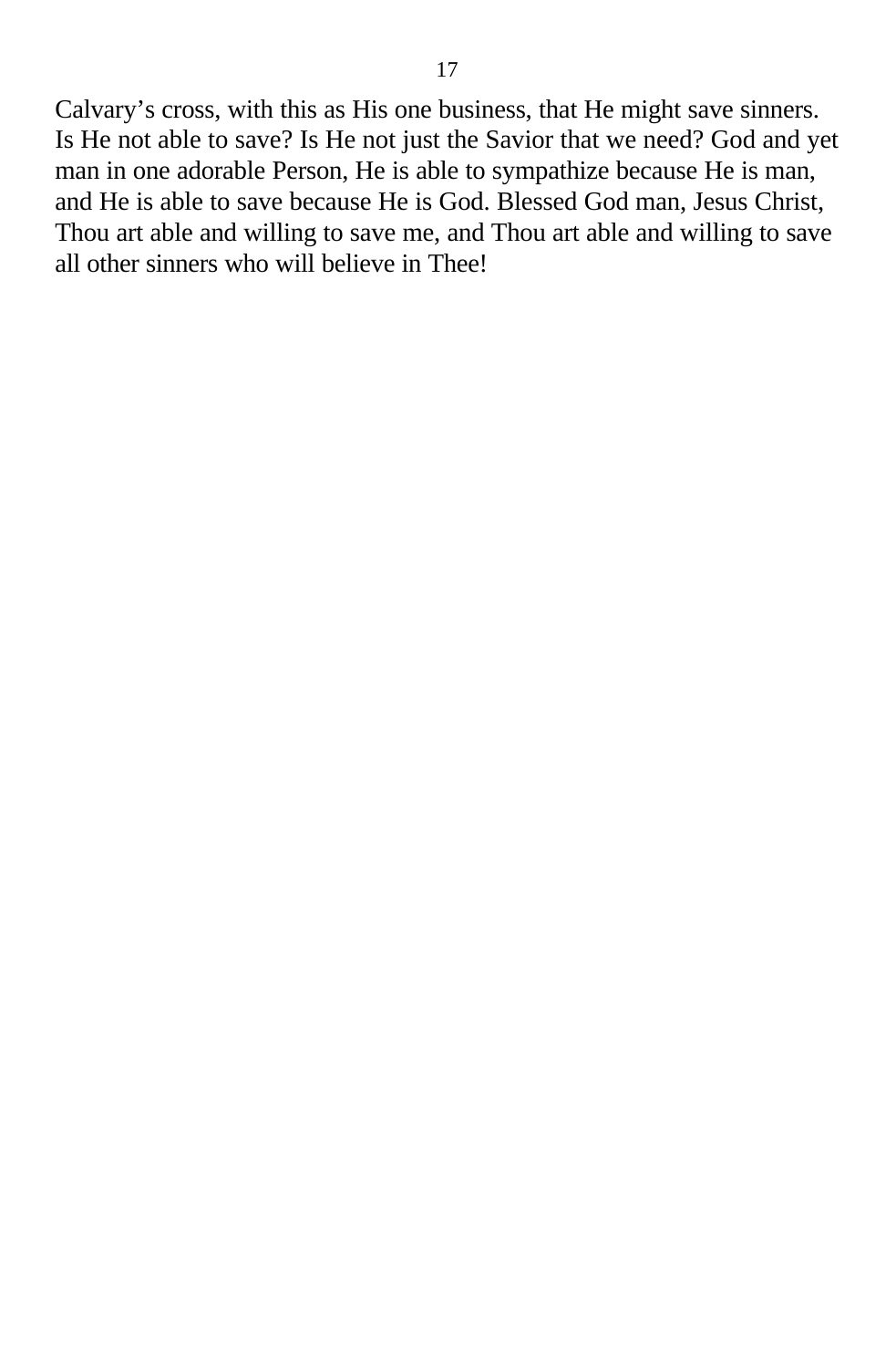Calvary’s cross, with this as His one business, that He might save sinners. Is He not able to save? Is He not just the Savior that we need? God and yet man in one adorable Person, He is able to sympathize because He is man, and He is able to save because He is God. Blessed God man, Jesus Christ, Thou art able and willing to save me, and Thou art able and willing to save all other sinners who will believe in Thee!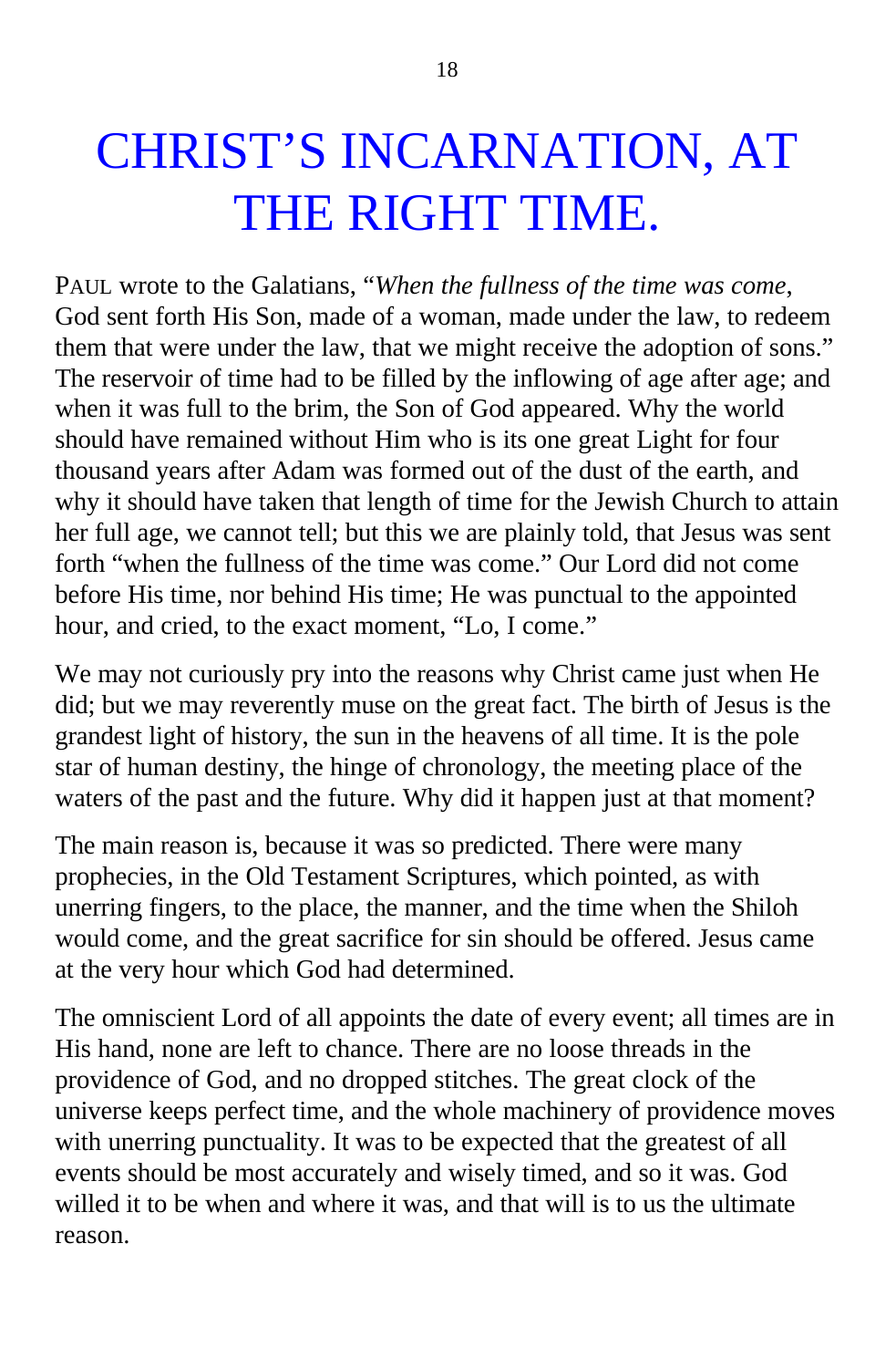# CHRIST'S INCARNATION, AT THE RIGHT TIME.

PAUL wrote to the Galatians, "*When the fullness of the time was come,* God sent forth His Son, made of a woman, made under the law, to redeem them that were under the law, that we might receive the adoption of sons." The reservoir of time had to be filled by the inflowing of age after age; and when it was full to the brim, the Son of God appeared. Why the world should have remained without Him who is its one great Light for four thousand years after Adam was formed out of the dust of the earth, and why it should have taken that length of time for the Jewish Church to attain her full age, we cannot tell; but this we are plainly told, that Jesus was sent forth "when the fullness of the time was come." Our Lord did not come before His time, nor behind His time; He was punctual to the appointed hour, and cried, to the exact moment, "Lo, I come."

We may not curiously pry into the reasons why Christ came just when He did; but we may reverently muse on the great fact. The birth of Jesus is the grandest light of history, the sun in the heavens of all time. It is the pole star of human destiny, the hinge of chronology, the meeting place of the waters of the past and the future. Why did it happen just at that moment?

The main reason is, because it was so predicted. There were many prophecies, in the Old Testament Scriptures, which pointed, as with unerring fingers, to the place, the manner, and the time when the Shiloh would come, and the great sacrifice for sin should be offered. Jesus came at the very hour which God had determined.

The omniscient Lord of all appoints the date of every event; all times are in His hand, none are left to chance. There are no loose threads in the providence of God, and no dropped stitches. The great clock of the universe keeps perfect time, and the whole machinery of providence moves with unerring punctuality. It was to be expected that the greatest of all events should be most accurately and wisely timed, and so it was. God willed it to be when and where it was, and that will is to us the ultimate reason.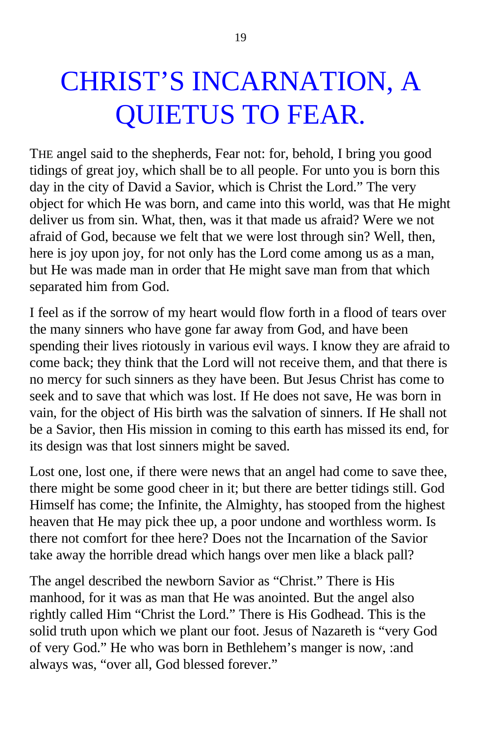# CHRIST'S INCARNATION, A QUIETUS TO FEAR.

THE angel said to the shepherds, Fear not: for, behold, I bring you good tidings of great joy, which shall be to all people. For unto you is born this day in the city of David a Savior, which is Christ the Lord." The very object for which He was born, and came into this world, was that He might deliver us from sin. What, then, was it that made us afraid? Were we not afraid of God, because we felt that we were lost through sin? Well, then, here is joy upon joy, for not only has the Lord come among us as a man, but He was made man in order that He might save man from that which separated him from God.

I feel as if the sorrow of my heart would flow forth in a flood of tears over the many sinners who have gone far away from God, and have been spending their lives riotously in various evil ways. I know they are afraid to come back; they think that the Lord will not receive them, and that there is no mercy for such sinners as they have been. But Jesus Christ has come to seek and to save that which was lost. If He does not save, He was born in vain, for the object of His birth was the salvation of sinners. If He shall not be a Savior, then His mission in coming to this earth has missed its end, for its design was that lost sinners might be saved.

Lost one, lost one, if there were news that an angel had come to save thee, there might be some good cheer in it; but there are better tidings still. God Himself has come; the Infinite, the Almighty, has stooped from the highest heaven that He may pick thee up, a poor undone and worthless worm. Is there not comfort for thee here? Does not the Incarnation of the Savior take away the horrible dread which hangs over men like a black pall?

The angel described the newborn Savior as "Christ." There is His manhood, for it was as man that He was anointed. But the angel also rightly called Him "Christ the Lord." There is His Godhead. This is the solid truth upon which we plant our foot. Jesus of Nazareth is "very God of very God." He who was born in Bethlehem's manger is now, :and always was, "over all, God blessed forever."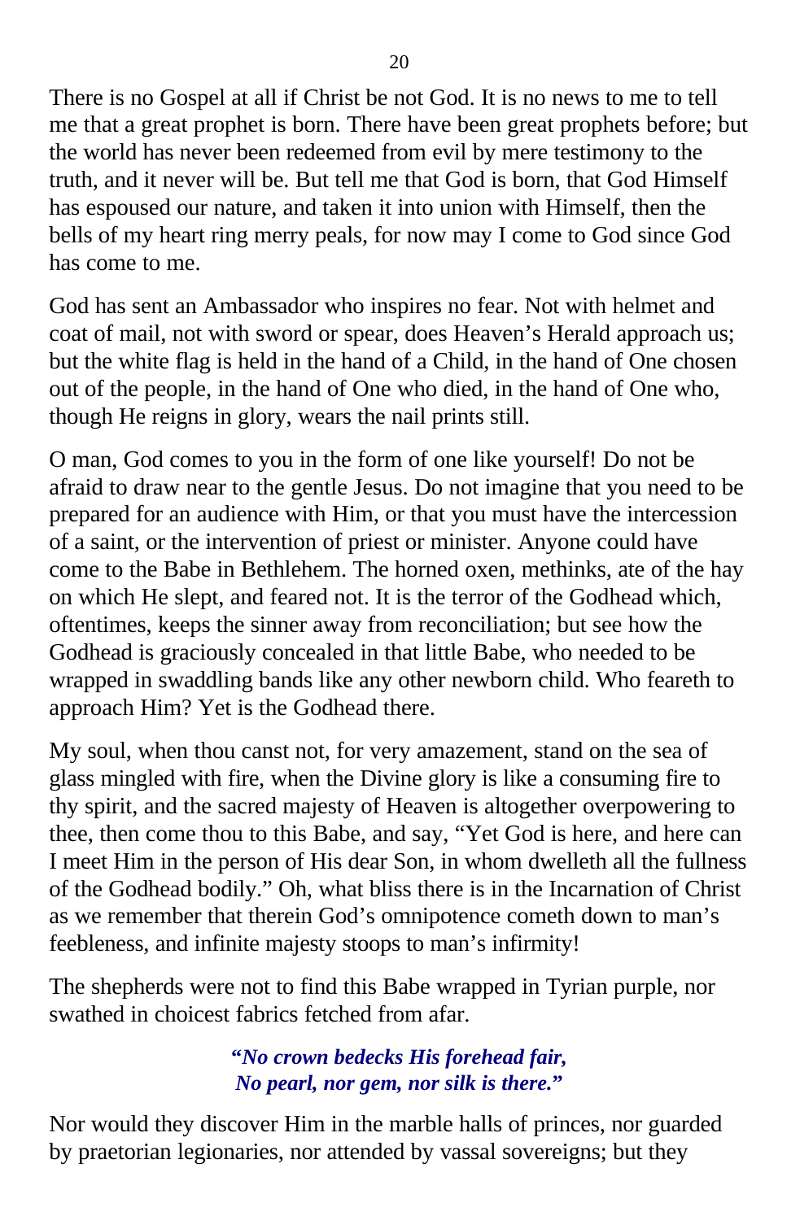There is no Gospel at all if Christ be not God. It is no news to me to tell me that a great prophet is born. There have been great prophets before; but the world has never been redeemed from evil by mere testimony to the truth, and it never will be. But tell me that God is born, that God Himself has espoused our nature, and taken it into union with Himself, then the bells of my heart ring merry peals, for now may I come to God since God has come to me.

God has sent an Ambassador who inspires no fear. Not with helmet and coat of mail, not with sword or spear, does Heaven's Herald approach us; but the white flag is held in the hand of a Child, in the hand of One chosen out of the people, in the hand of One who died, in the hand of One who, though He reigns in glory, wears the nail prints still.

O man, God comes to you in the form of one like yourself! Do not be afraid to draw near to the gentle Jesus. Do not imagine that you need to be prepared for an audience with Him, or that you must have the intercession of a saint, or the intervention of priest or minister. Anyone could have come to the Babe in Bethlehem. The horned oxen, methinks, ate of the hay on which He slept, and feared not. It is the terror of the Godhead which, oftentimes, keeps the sinner away from reconciliation; but see how the Godhead is graciously concealed in that little Babe, who needed to be wrapped in swaddling bands like any other newborn child. Who feareth to approach Him? Yet is the Godhead there.

My soul, when thou canst not, for very amazement, stand on the sea of glass mingled with fire, when the Divine glory is like a consuming fire to thy spirit, and the sacred majesty of Heaven is altogether overpowering to thee, then come thou to this Babe, and say, "Yet God is here, and here can I meet Him in the person of His dear Son, in whom dwelleth all the fullness of the Godhead bodily." Oh, what bliss there is in the Incarnation of Christ as we remember that therein God's omnipotence cometh down to man's feebleness, and infinite majesty stoops to man's infirmity!

The shepherds were not to find this Babe wrapped in Tyrian purple, nor swathed in choicest fabrics fetched from afar.

> ***"No crown bedecks His forehead fair,***
> ***No pearl, nor gem, nor silk is there."***

Nor would they discover Him in the marble halls of princes, nor guarded by praetorian legionaries, nor attended by vassal sovereigns; but they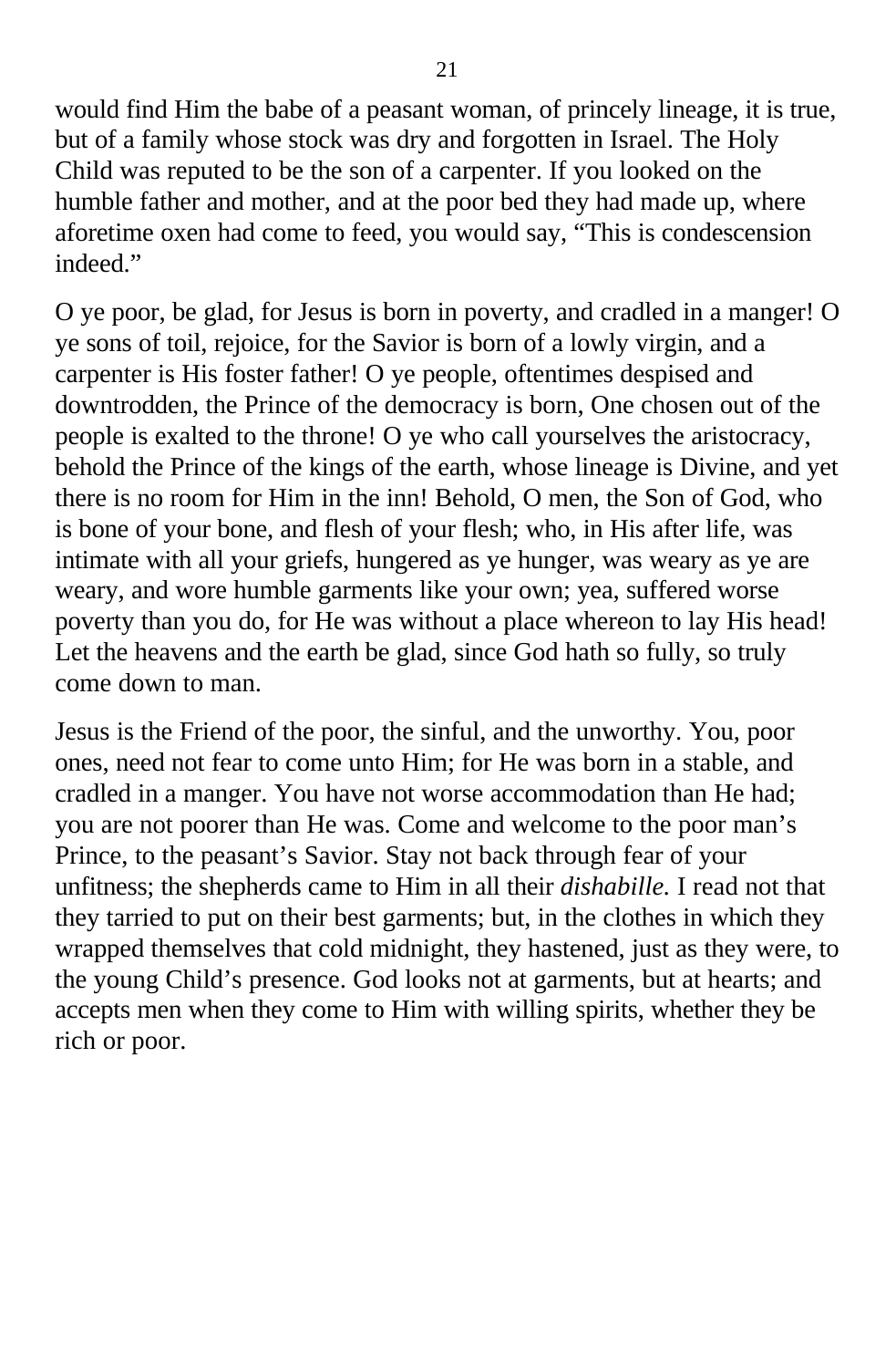would find Him the babe of a peasant woman, of princely lineage, it is true, but of a family whose stock was dry and forgotten in Israel. The Holy Child was reputed to be the son of a carpenter. If you looked on the humble father and mother, and at the poor bed they had made up, where aforetime oxen had come to feed, you would say, “This is condescension indeed.”

O ye poor, be glad, for Jesus is born in poverty, and cradled in a manger! O ye sons of toil, rejoice, for the Savior is born of a lowly virgin, and a carpenter is His foster father! O ye people, oftentimes despised and downtrodden, the Prince of the democracy is born, One chosen out of the people is exalted to the throne! O ye who call yourselves the aristocracy, behold the Prince of the kings of the earth, whose lineage is Divine, and yet there is no room for Him in the inn! Behold, O men, the Son of God, who is bone of your bone, and flesh of your flesh; who, in His after life, was intimate with all your griefs, hungered as ye hunger, was weary as ye are weary, and wore humble garments like your own; yea, suffered worse poverty than you do, for He was without a place whereon to lay His head! Let the heavens and the earth be glad, since God hath so fully, so truly come down to man.

Jesus is the Friend of the poor, the sinful, and the unworthy. You, poor ones, need not fear to come unto Him; for He was born in a stable, and cradled in a manger. You have not worse accommodation than He had; you are not poorer than He was. Come and welcome to the poor man’s Prince, to the peasant’s Savior. Stay not back through fear of your unfitness; the shepherds came to Him in all their *dishabille.* I read not that they tarried to put on their best garments; but, in the clothes in which they wrapped themselves that cold midnight, they hastened, just as they were, to the young Child’s presence. God looks not at garments, but at hearts; and accepts men when they come to Him with willing spirits, whether they be rich or poor.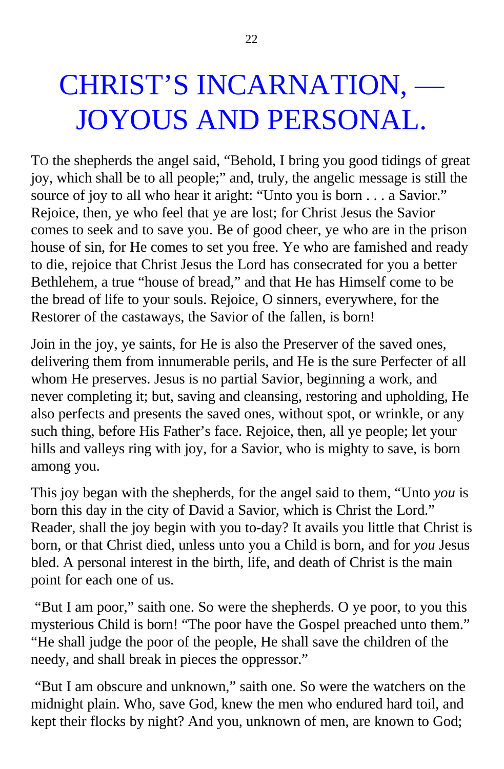# CHRIST'S INCARNATION, — JOYOUS AND PERSONAL.

TO the shepherds the angel said, "Behold, I bring you good tidings of great joy, which shall be to all people;" and, truly, the angelic message is still the source of joy to all who hear it aright: "Unto you is born . . . a Savior." Rejoice, then, ye who feel that ye are lost; for Christ Jesus the Savior comes to seek and to save you. Be of good cheer, ye who are in the prison house of sin, for He comes to set you free. Ye who are famished and ready to die, rejoice that Christ Jesus the Lord has consecrated for you a better Bethlehem, a true "house of bread," and that He has Himself come to be the bread of life to your souls. Rejoice, O sinners, everywhere, for the Restorer of the castaways, the Savior of the fallen, is born!

Join in the joy, ye saints, for He is also the Preserver of the saved ones, delivering them from innumerable perils, and He is the sure Perfecter of all whom He preserves. Jesus is no partial Savior, beginning a work, and never completing it; but, saving and cleansing, restoring and upholding, He also perfects and presents the saved ones, without spot, or wrinkle, or any such thing, before His Father's face. Rejoice, then, all ye people; let your hills and valleys ring with joy, for a Savior, who is mighty to save, is born among you.

This joy began with the shepherds, for the angel said to them, "Unto *you* is born this day in the city of David a Savior, which is Christ the Lord." Reader, shall the joy begin with you to-day? It avails you little that Christ is born, or that Christ died, unless unto you a Child is born, and for *you* Jesus bled. A personal interest in the birth, life, and death of Christ is the main point for each one of us.

"But I am poor," saith one. So were the shepherds. O ye poor, to you this mysterious Child is born! "The poor have the Gospel preached unto them." "He shall judge the poor of the people, He shall save the children of the needy, and shall break in pieces the oppressor."

"But I am obscure and unknown," saith one. So were the watchers on the midnight plain. Who, save God, knew the men who endured hard toil, and kept their flocks by night? And you, unknown of men, are known to God;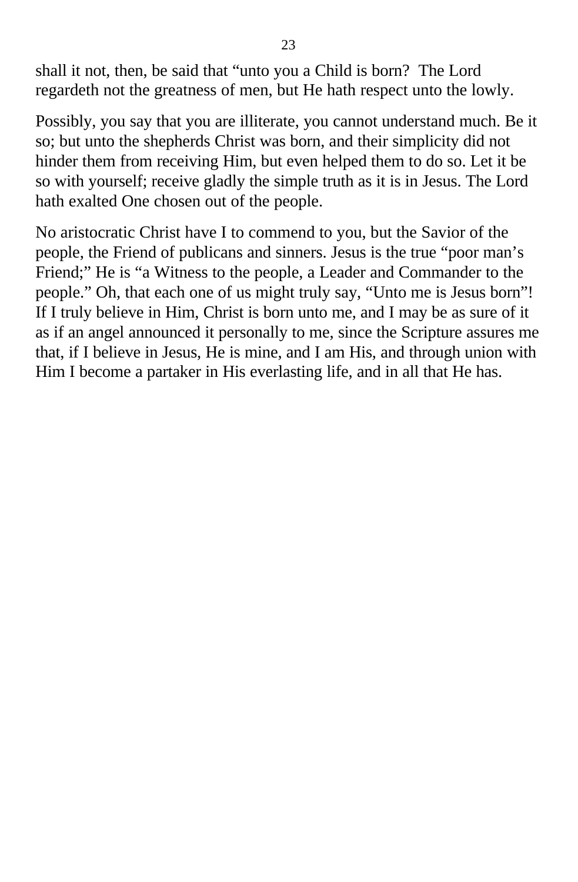shall it not, then, be said that “unto you a Child is born? The Lord regardeth not the greatness of men, but He hath respect unto the lowly.

Possibly, you say that you are illiterate, you cannot understand much. Be it so; but unto the shepherds Christ was born, and their simplicity did not hinder them from receiving Him, but even helped them to do so. Let it be so with yourself; receive gladly the simple truth as it is in Jesus. The Lord hath exalted One chosen out of the people.

No aristocratic Christ have I to commend to you, but the Savior of the people, the Friend of publicans and sinners. Jesus is the true “poor man’s Friend;” He is “a Witness to the people, a Leader and Commander to the people.” Oh, that each one of us might truly say, “Unto me is Jesus born”! If I truly believe in Him, Christ is born unto me, and I may be as sure of it as if an angel announced it personally to me, since the Scripture assures me that, if I believe in Jesus, He is mine, and I am His, and through union with Him I become a partaker in His everlasting life, and in all that He has.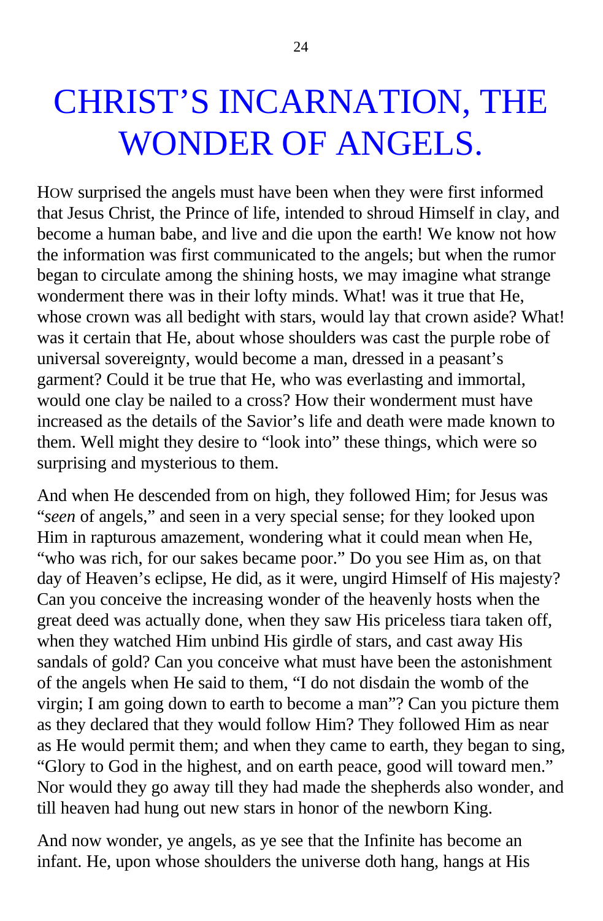# CHRIST'S INCARNATION, THE WONDER OF ANGELS.

HOW surprised the angels must have been when they were first informed that Jesus Christ, the Prince of life, intended to shroud Himself in clay, and become a human babe, and live and die upon the earth! We know not how the information was first communicated to the angels; but when the rumor began to circulate among the shining hosts, we may imagine what strange wonderment there was in their lofty minds. What! was it true that He, whose crown was all bedight with stars, would lay that crown aside? What! was it certain that He, about whose shoulders was cast the purple robe of universal sovereignty, would become a man, dressed in a peasant's garment? Could it be true that He, who was everlasting and immortal, would one clay be nailed to a cross? How their wonderment must have increased as the details of the Savior's life and death were made known to them. Well might they desire to "look into" these things, which were so surprising and mysterious to them.

And when He descended from on high, they followed Him; for Jesus was "*seen* of angels," and seen in a very special sense; for they looked upon Him in rapturous amazement, wondering what it could mean when He, "who was rich, for our sakes became poor." Do you see Him as, on that day of Heaven's eclipse, He did, as it were, ungird Himself of His majesty? Can you conceive the increasing wonder of the heavenly hosts when the great deed was actually done, when they saw His priceless tiara taken off, when they watched Him unbind His girdle of stars, and cast away His sandals of gold? Can you conceive what must have been the astonishment of the angels when He said to them, "I do not disdain the womb of the virgin; I am going down to earth to become a man"? Can you picture them as they declared that they would follow Him? They followed Him as near as He would permit them; and when they came to earth, they began to sing, "Glory to God in the highest, and on earth peace, good will toward men." Nor would they go away till they had made the shepherds also wonder, and till heaven had hung out new stars in honor of the newborn King.

And now wonder, ye angels, as ye see that the Infinite has become an infant. He, upon whose shoulders the universe doth hang, hangs at His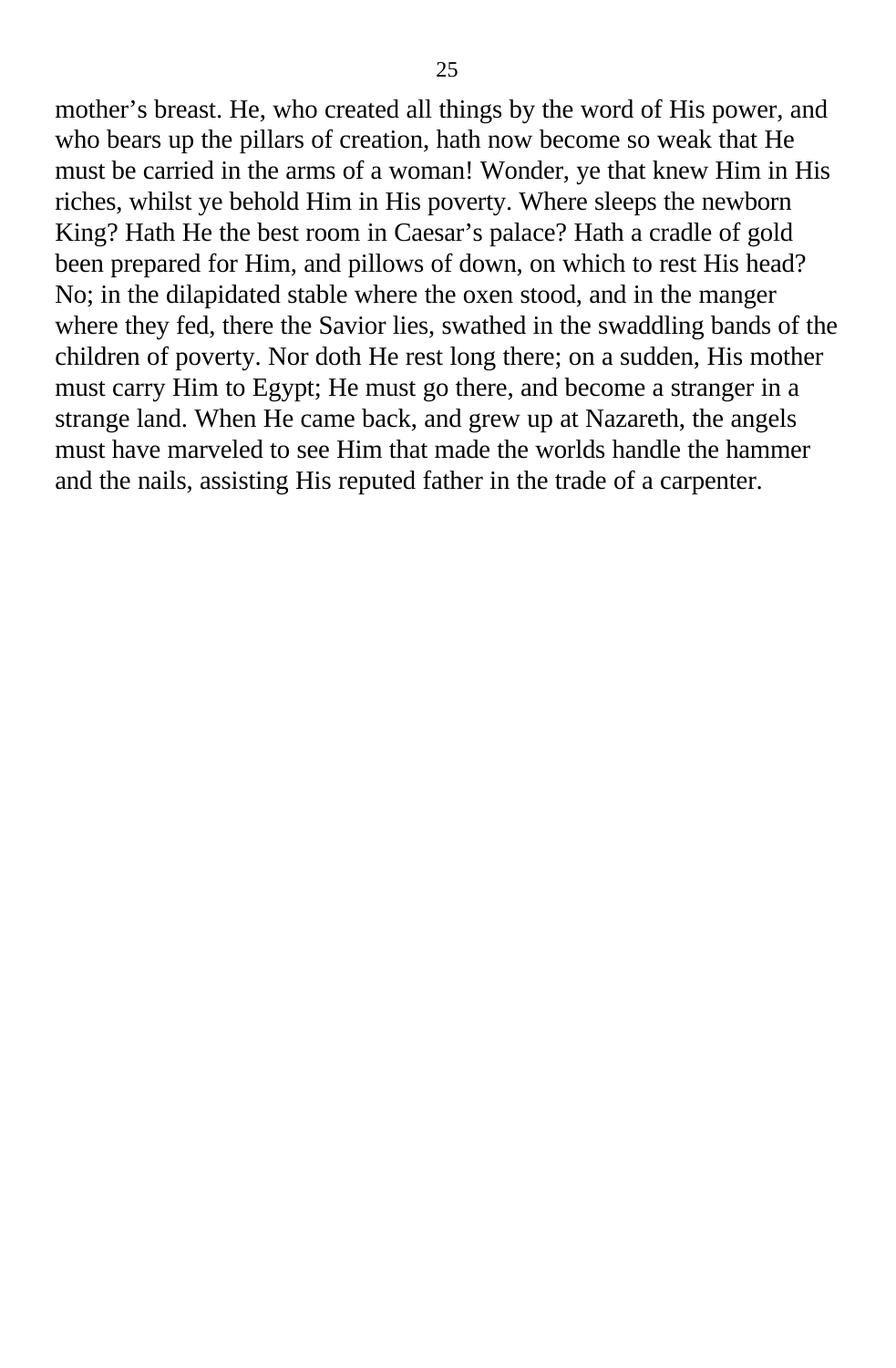mother’s breast. He, who created all things by the word of His power, and who bears up the pillars of creation, hath now become so weak that He must be carried in the arms of a woman! Wonder, ye that knew Him in His riches, whilst ye behold Him in His poverty. Where sleeps the newborn King? Hath He the best room in Caesar’s palace? Hath a cradle of gold been prepared for Him, and pillows of down, on which to rest His head? No; in the dilapidated stable where the oxen stood, and in the manger where they fed, there the Savior lies, swathed in the swaddling bands of the children of poverty. Nor doth He rest long there; on a sudden, His mother must carry Him to Egypt; He must go there, and become a stranger in a strange land. When He came back, and grew up at Nazareth, the angels must have marveled to see Him that made the worlds handle the hammer and the nails, assisting His reputed father in the trade of a carpenter.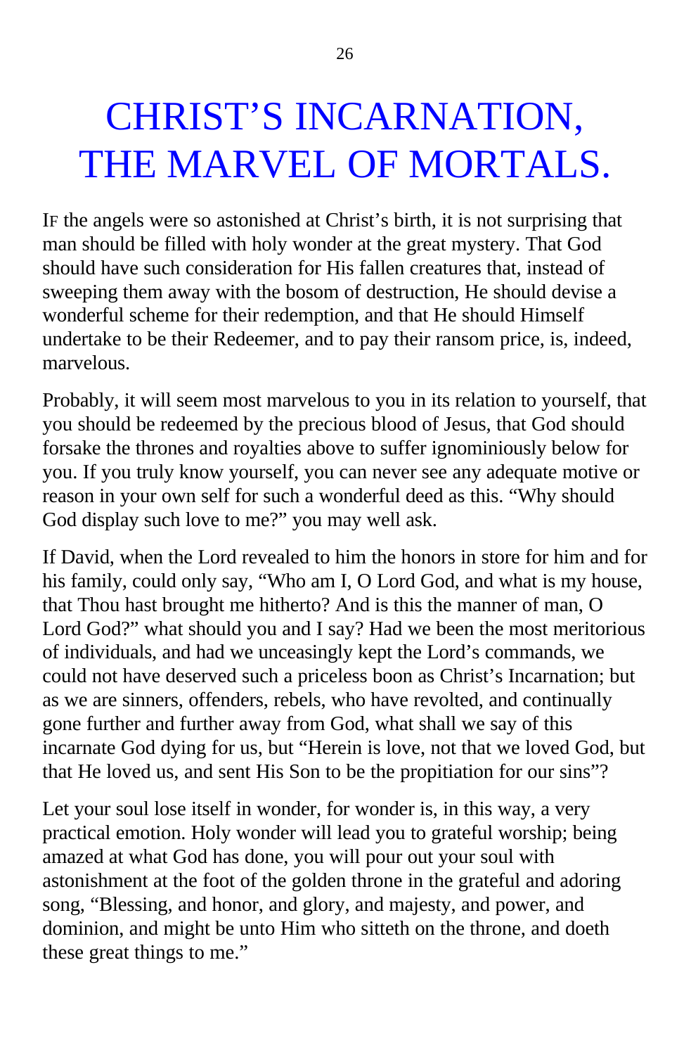# CHRIST'S INCARNATION, THE MARVEL OF MORTALS.

IF the angels were so astonished at Christ's birth, it is not surprising that man should be filled with holy wonder at the great mystery. That God should have such consideration for His fallen creatures that, instead of sweeping them away with the bosom of destruction, He should devise a wonderful scheme for their redemption, and that He should Himself undertake to be their Redeemer, and to pay their ransom price, is, indeed, marvelous.

Probably, it will seem most marvelous to you in its relation to yourself, that you should be redeemed by the precious blood of Jesus, that God should forsake the thrones and royalties above to suffer ignominiously below for you. If you truly know yourself, you can never see any adequate motive or reason in your own self for such a wonderful deed as this. "Why should God display such love to me?" you may well ask.

If David, when the Lord revealed to him the honors in store for him and for his family, could only say, "Who am I, O Lord God, and what is my house, that Thou hast brought me hitherto? And is this the manner of man, O Lord God?" what should you and I say? Had we been the most meritorious of individuals, and had we unceasingly kept the Lord's commands, we could not have deserved such a priceless boon as Christ's Incarnation; but as we are sinners, offenders, rebels, who have revolted, and continually gone further and further away from God, what shall we say of this incarnate God dying for us, but "Herein is love, not that we loved God, but that He loved us, and sent His Son to be the propitiation for our sins"?

Let your soul lose itself in wonder, for wonder is, in this way, a very practical emotion. Holy wonder will lead you to grateful worship; being amazed at what God has done, you will pour out your soul with astonishment at the foot of the golden throne in the grateful and adoring song, "Blessing, and honor, and glory, and majesty, and power, and dominion, and might be unto Him who sitteth on the throne, and doeth these great things to me."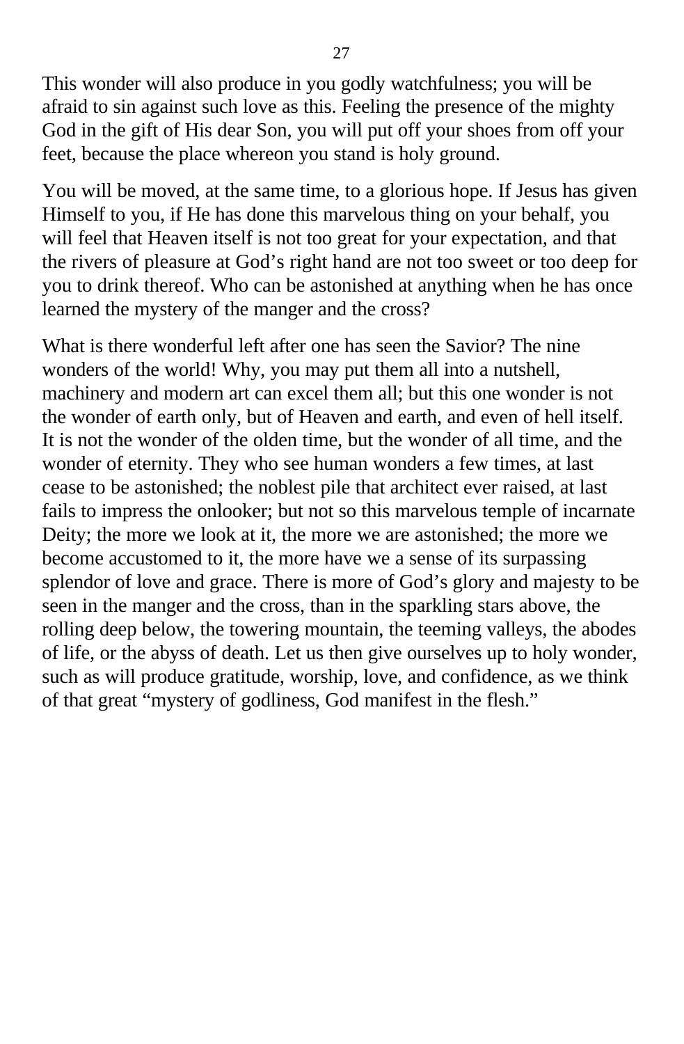This wonder will also produce in you godly watchfulness; you will be afraid to sin against such love as this. Feeling the presence of the mighty God in the gift of His dear Son, you will put off your shoes from off your feet, because the place whereon you stand is holy ground.

You will be moved, at the same time, to a glorious hope. If Jesus has given Himself to you, if He has done this marvelous thing on your behalf, you will feel that Heaven itself is not too great for your expectation, and that the rivers of pleasure at God's right hand are not too sweet or too deep for you to drink thereof. Who can be astonished at anything when he has once learned the mystery of the manger and the cross?

What is there wonderful left after one has seen the Savior? The nine wonders of the world! Why, you may put them all into a nutshell, machinery and modern art can excel them all; but this one wonder is not the wonder of earth only, but of Heaven and earth, and even of hell itself. It is not the wonder of the olden time, but the wonder of all time, and the wonder of eternity. They who see human wonders a few times, at last cease to be astonished; the noblest pile that architect ever raised, at last fails to impress the onlooker; but not so this marvelous temple of incarnate Deity; the more we look at it, the more we are astonished; the more we become accustomed to it, the more have we a sense of its surpassing splendor of love and grace. There is more of God's glory and majesty to be seen in the manger and the cross, than in the sparkling stars above, the rolling deep below, the towering mountain, the teeming valleys, the abodes of life, or the abyss of death. Let us then give ourselves up to holy wonder, such as will produce gratitude, worship, love, and confidence, as we think of that great "mystery of godliness, God manifest in the flesh."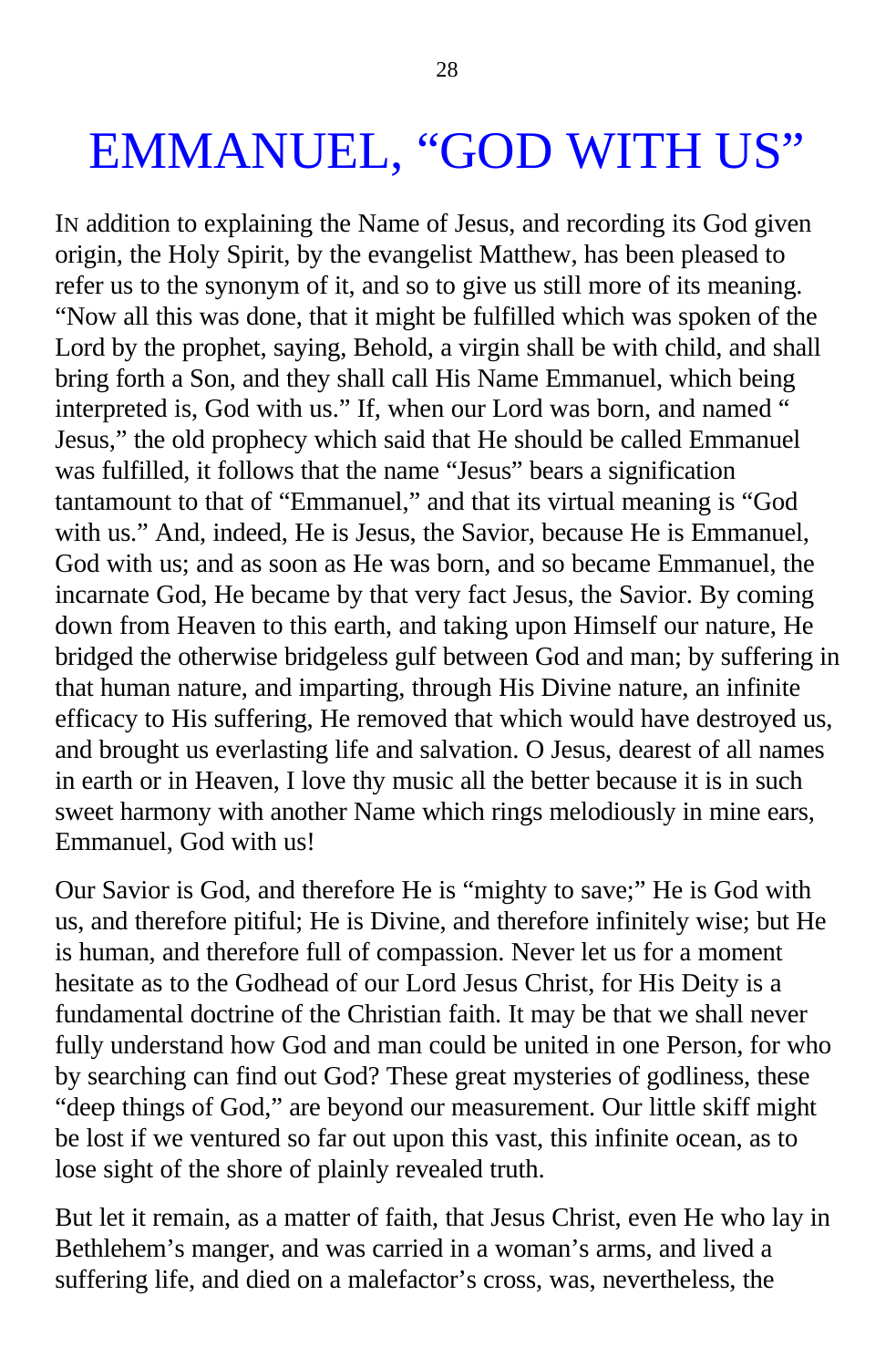# EMMANUEL, "GOD WITH US"

IN addition to explaining the Name of Jesus, and recording its God given origin, the Holy Spirit, by the evangelist Matthew, has been pleased to refer us to the synonym of it, and so to give us still more of its meaning. "Now all this was done, that it might be fulfilled which was spoken of the Lord by the prophet, saying, Behold, a virgin shall be with child, and shall bring forth a Son, and they shall call His Name Emmanuel, which being interpreted is, God with us." If, when our Lord was born, and named " Jesus," the old prophecy which said that He should be called Emmanuel was fulfilled, it follows that the name "Jesus" bears a signification tantamount to that of "Emmanuel," and that its virtual meaning is "God with us." And, indeed, He is Jesus, the Savior, because He is Emmanuel, God with us; and as soon as He was born, and so became Emmanuel, the incarnate God, He became by that very fact Jesus, the Savior. By coming down from Heaven to this earth, and taking upon Himself our nature, He bridged the otherwise bridgeless gulf between God and man; by suffering in that human nature, and imparting, through His Divine nature, an infinite efficacy to His suffering, He removed that which would have destroyed us, and brought us everlasting life and salvation. O Jesus, dearest of all names in earth or in Heaven, I love thy music all the better because it is in such sweet harmony with another Name which rings melodiously in mine ears, Emmanuel, God with us!

Our Savior is God, and therefore He is "mighty to save;" He is God with us, and therefore pitiful; He is Divine, and therefore infinitely wise; but He is human, and therefore full of compassion. Never let us for a moment hesitate as to the Godhead of our Lord Jesus Christ, for His Deity is a fundamental doctrine of the Christian faith. It may be that we shall never fully understand how God and man could be united in one Person, for who by searching can find out God? These great mysteries of godliness, these "deep things of God," are beyond our measurement. Our little skiff might be lost if we ventured so far out upon this vast, this infinite ocean, as to lose sight of the shore of plainly revealed truth.

But let it remain, as a matter of faith, that Jesus Christ, even He who lay in Bethlehem's manger, and was carried in a woman's arms, and lived a suffering life, and died on a malefactor's cross, was, nevertheless, the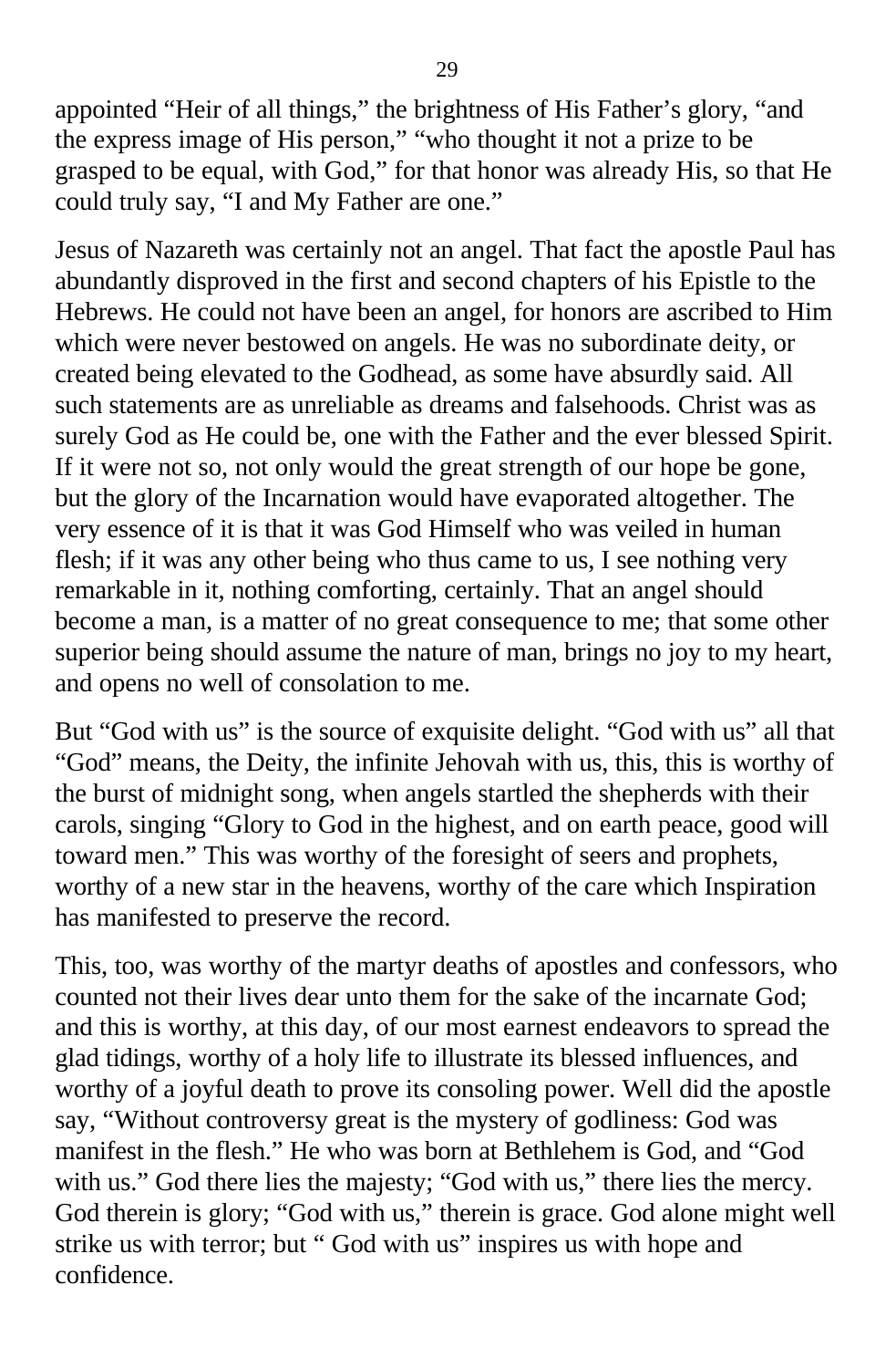appointed “Heir of all things,” the brightness of His Father’s glory, “and the express image of His person,” “who thought it not a prize to be grasped to be equal, with God,” for that honor was already His, so that He could truly say, “I and My Father are one.”

Jesus of Nazareth was certainly not an angel. That fact the apostle Paul has abundantly disproved in the first and second chapters of his Epistle to the Hebrews. He could not have been an angel, for honors are ascribed to Him which were never bestowed on angels. He was no subordinate deity, or created being elevated to the Godhead, as some have absurdly said. All such statements are as unreliable as dreams and falsehoods. Christ was as surely God as He could be, one with the Father and the ever blessed Spirit. If it were not so, not only would the great strength of our hope be gone, but the glory of the Incarnation would have evaporated altogether. The very essence of it is that it was God Himself who was veiled in human flesh; if it was any other being who thus came to us, I see nothing very remarkable in it, nothing comforting, certainly. That an angel should become a man, is a matter of no great consequence to me; that some other superior being should assume the nature of man, brings no joy to my heart, and opens no well of consolation to me.

But “God with us” is the source of exquisite delight. “God with us” all that “God” means, the Deity, the infinite Jehovah with us, this, this is worthy of the burst of midnight song, when angels startled the shepherds with their carols, singing “Glory to God in the highest, and on earth peace, good will toward men.” This was worthy of the foresight of seers and prophets, worthy of a new star in the heavens, worthy of the care which Inspiration has manifested to preserve the record.

This, too, was worthy of the martyr deaths of apostles and confessors, who counted not their lives dear unto them for the sake of the incarnate God; and this is worthy, at this day, of our most earnest endeavors to spread the glad tidings, worthy of a holy life to illustrate its blessed influences, and worthy of a joyful death to prove its consoling power. Well did the apostle say, “Without controversy great is the mystery of godliness: God was manifest in the flesh.” He who was born at Bethlehem is God, and “God with us.” God there lies the majesty; “God with us,” there lies the mercy. God therein is glory; “God with us,” therein is grace. God alone might well strike us with terror; but “ God with us” inspires us with hope and confidence.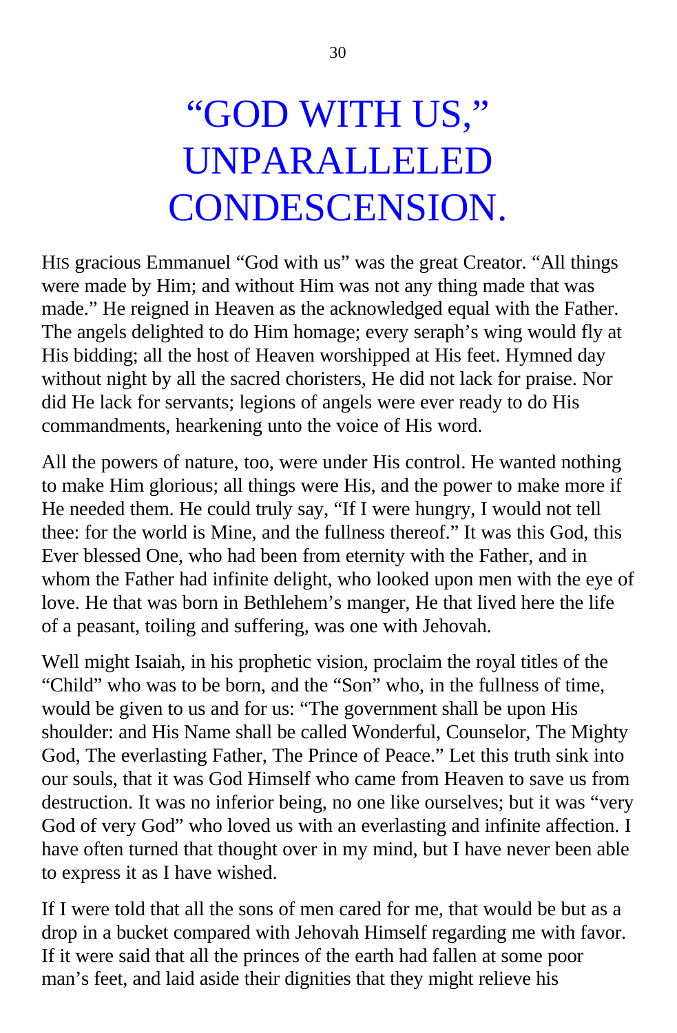# "GOD WITH US," UNPARALLELED CONDESCENSION.

HIS gracious Emmanuel "God with us" was the great Creator. "All things were made by Him; and without Him was not any thing made that was made." He reigned in Heaven as the acknowledged equal with the Father. The angels delighted to do Him homage; every seraph's wing would fly at His bidding; all the host of Heaven worshipped at His feet. Hymned day without night by all the sacred choristers, He did not lack for praise. Nor did He lack for servants; legions of angels were ever ready to do His commandments, hearkening unto the voice of His word.

All the powers of nature, too, were under His control. He wanted nothing to make Him glorious; all things were His, and the power to make more if He needed them. He could truly say, "If I were hungry, I would not tell thee: for the world is Mine, and the fullness thereof." It was this God, this Ever blessed One, who had been from eternity with the Father, and in whom the Father had infinite delight, who looked upon men with the eye of love. He that was born in Bethlehem's manger, He that lived here the life of a peasant, toiling and suffering, was one with Jehovah.

Well might Isaiah, in his prophetic vision, proclaim the royal titles of the "Child" who was to be born, and the "Son" who, in the fullness of time, would be given to us and for us: "The government shall be upon His shoulder: and His Name shall be called Wonderful, Counselor, The Mighty God, The everlasting Father, The Prince of Peace." Let this truth sink into our souls, that it was God Himself who came from Heaven to save us from destruction. It was no inferior being, no one like ourselves; but it was "very God of very God" who loved us with an everlasting and infinite affection. I have often turned that thought over in my mind, but I have never been able to express it as I have wished.

If I were told that all the sons of men cared for me, that would be but as a drop in a bucket compared with Jehovah Himself regarding me with favor. If it were said that all the princes of the earth had fallen at some poor man's feet, and laid aside their dignities that they might relieve his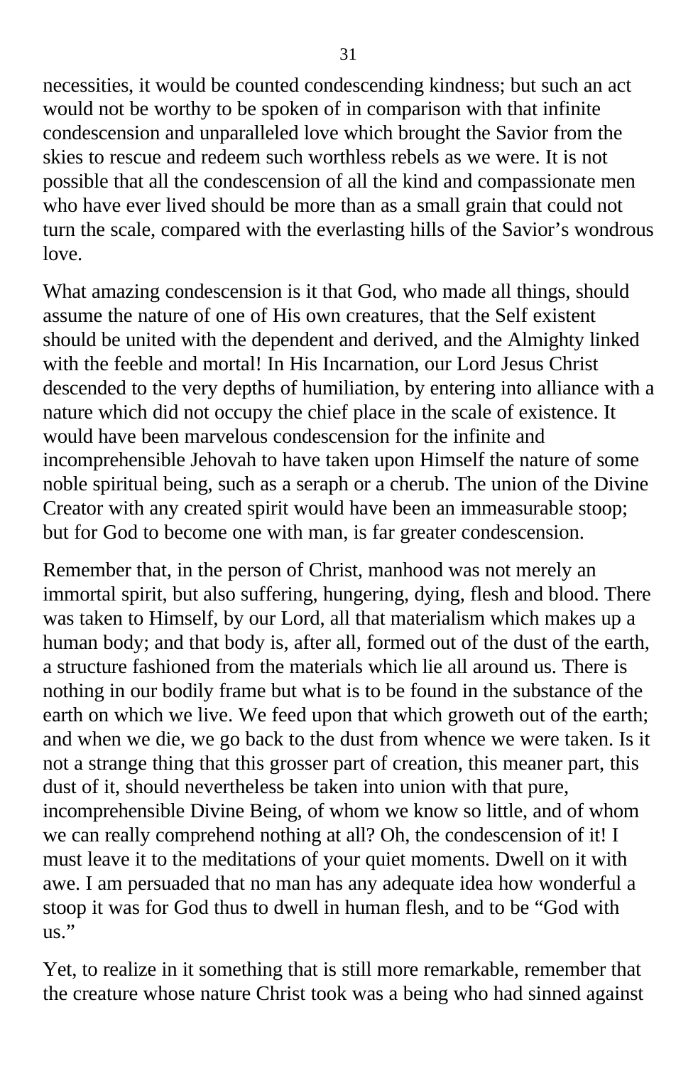necessities, it would be counted condescending kindness; but such an act would not be worthy to be spoken of in comparison with that infinite condescension and unparalleled love which brought the Savior from the skies to rescue and redeem such worthless rebels as we were. It is not possible that all the condescension of all the kind and compassionate men who have ever lived should be more than as a small grain that could not turn the scale, compared with the everlasting hills of the Savior's wondrous love.

What amazing condescension is it that God, who made all things, should assume the nature of one of His own creatures, that the Self existent should be united with the dependent and derived, and the Almighty linked with the feeble and mortal! In His Incarnation, our Lord Jesus Christ descended to the very depths of humiliation, by entering into alliance with a nature which did not occupy the chief place in the scale of existence. It would have been marvelous condescension for the infinite and incomprehensible Jehovah to have taken upon Himself the nature of some noble spiritual being, such as a seraph or a cherub. The union of the Divine Creator with any created spirit would have been an immeasurable stoop; but for God to become one with man, is far greater condescension.

Remember that, in the person of Christ, manhood was not merely an immortal spirit, but also suffering, hungering, dying, flesh and blood. There was taken to Himself, by our Lord, all that materialism which makes up a human body; and that body is, after all, formed out of the dust of the earth, a structure fashioned from the materials which lie all around us. There is nothing in our bodily frame but what is to be found in the substance of the earth on which we live. We feed upon that which groweth out of the earth; and when we die, we go back to the dust from whence we were taken. Is it not a strange thing that this grosser part of creation, this meaner part, this dust of it, should nevertheless be taken into union with that pure, incomprehensible Divine Being, of whom we know so little, and of whom we can really comprehend nothing at all? Oh, the condescension of it! I must leave it to the meditations of your quiet moments. Dwell on it with awe. I am persuaded that no man has any adequate idea how wonderful a stoop it was for God thus to dwell in human flesh, and to be "God with us."

Yet, to realize in it something that is still more remarkable, remember that the creature whose nature Christ took was a being who had sinned against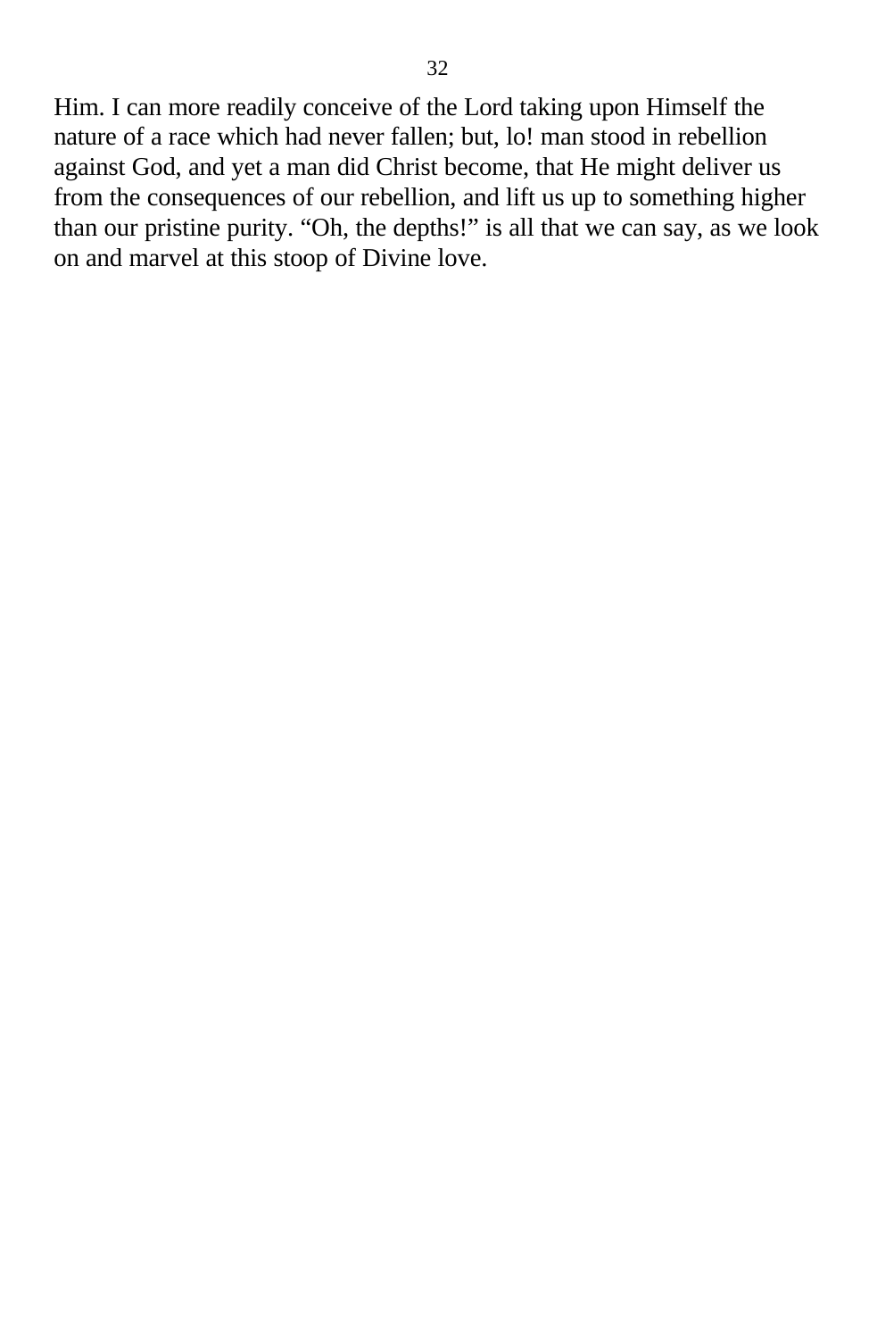Him. I can more readily conceive of the Lord taking upon Himself the nature of a race which had never fallen; but, lo! man stood in rebellion against God, and yet a man did Christ become, that He might deliver us from the consequences of our rebellion, and lift us up to something higher than our pristine purity. “Oh, the depths!” is all that we can say, as we look on and marvel at this stoop of Divine love.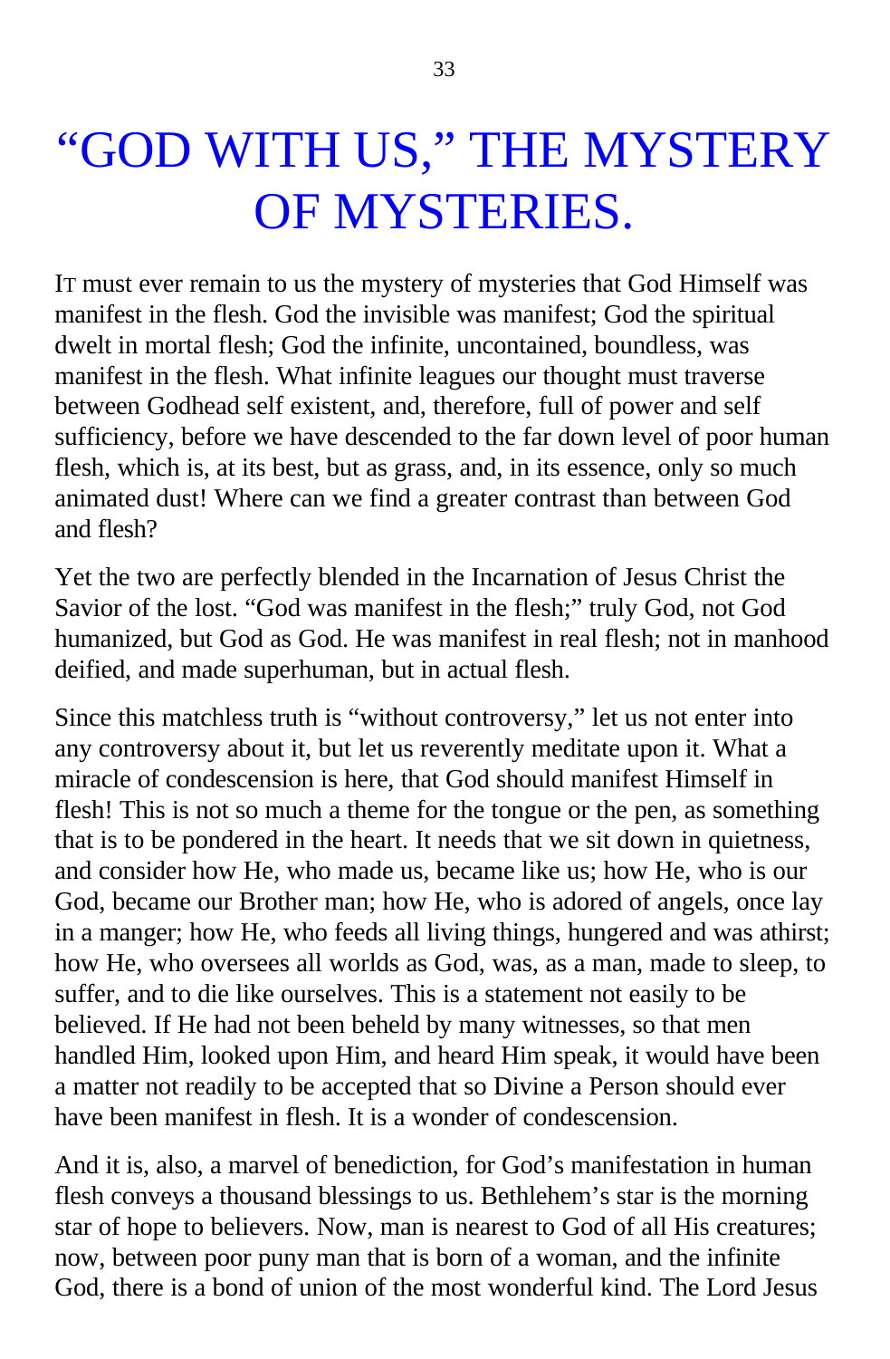# "GOD WITH US," THE MYSTERY OF MYSTERIES.

IT must ever remain to us the mystery of mysteries that God Himself was manifest in the flesh. God the invisible was manifest; God the spiritual dwelt in mortal flesh; God the infinite, uncontained, boundless, was manifest in the flesh. What infinite leagues our thought must traverse between Godhead self existent, and, therefore, full of power and self sufficiency, before we have descended to the far down level of poor human flesh, which is, at its best, but as grass, and, in its essence, only so much animated dust! Where can we find a greater contrast than between God and flesh?

Yet the two are perfectly blended in the Incarnation of Jesus Christ the Savior of the lost. "God was manifest in the flesh;" truly God, not God humanized, but God as God. He was manifest in real flesh; not in manhood deified, and made superhuman, but in actual flesh.

Since this matchless truth is "without controversy," let us not enter into any controversy about it, but let us reverently meditate upon it. What a miracle of condescension is here, that God should manifest Himself in flesh! This is not so much a theme for the tongue or the pen, as something that is to be pondered in the heart. It needs that we sit down in quietness, and consider how He, who made us, became like us; how He, who is our God, became our Brother man; how He, who is adored of angels, once lay in a manger; how He, who feeds all living things, hungered and was athirst; how He, who oversees all worlds as God, was, as a man, made to sleep, to suffer, and to die like ourselves. This is a statement not easily to be believed. If He had not been beheld by many witnesses, so that men handled Him, looked upon Him, and heard Him speak, it would have been a matter not readily to be accepted that so Divine a Person should ever have been manifest in flesh. It is a wonder of condescension.

And it is, also, a marvel of benediction, for God's manifestation in human flesh conveys a thousand blessings to us. Bethlehem's star is the morning star of hope to believers. Now, man is nearest to God of all His creatures; now, between poor puny man that is born of a woman, and the infinite God, there is a bond of union of the most wonderful kind. The Lord Jesus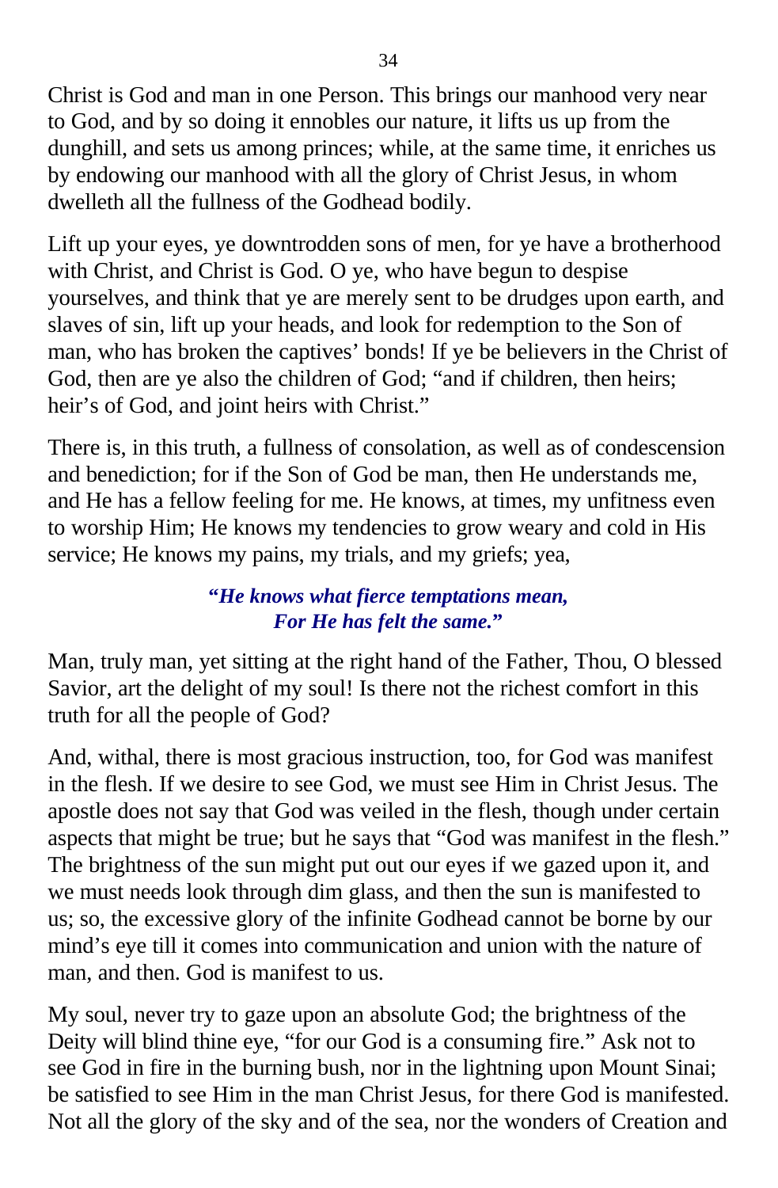Christ is God and man in one Person. This brings our manhood very near to God, and by so doing it ennobles our nature, it lifts us up from the dunghill, and sets us among princes; while, at the same time, it enriches us by endowing our manhood with all the glory of Christ Jesus, in whom dwelleth all the fullness of the Godhead bodily.

Lift up your eyes, ye downtrodden sons of men, for ye have a brotherhood with Christ, and Christ is God. O ye, who have begun to despise yourselves, and think that ye are merely sent to be drudges upon earth, and slaves of sin, lift up your heads, and look for redemption to the Son of man, who has broken the captives' bonds! If ye be believers in the Christ of God, then are ye also the children of God; "and if children, then heirs; heir's of God, and joint heirs with Christ."

There is, in this truth, a fullness of consolation, as well as of condescension and benediction; for if the Son of God be man, then He understands me, and He has a fellow feeling for me. He knows, at times, my unfitness even to worship Him; He knows my tendencies to grow weary and cold in His service; He knows my pains, my trials, and my griefs; yea,

***"He knows what fierce temptations mean,***
***For He has felt the same."***

Man, truly man, yet sitting at the right hand of the Father, Thou, O blessed Savior, art the delight of my soul! Is there not the richest comfort in this truth for all the people of God?

And, withal, there is most gracious instruction, too, for God was manifest in the flesh. If we desire to see God, we must see Him in Christ Jesus. The apostle does not say that God was veiled in the flesh, though under certain aspects that might be true; but he says that "God was manifest in the flesh." The brightness of the sun might put out our eyes if we gazed upon it, and we must needs look through dim glass, and then the sun is manifested to us; so, the excessive glory of the infinite Godhead cannot be borne by our mind's eye till it comes into communication and union with the nature of man, and then. God is manifest to us.

My soul, never try to gaze upon an absolute God; the brightness of the Deity will blind thine eye, "for our God is a consuming fire." Ask not to see God in fire in the burning bush, nor in the lightning upon Mount Sinai; be satisfied to see Him in the man Christ Jesus, for there God is manifested. Not all the glory of the sky and of the sea, nor the wonders of Creation and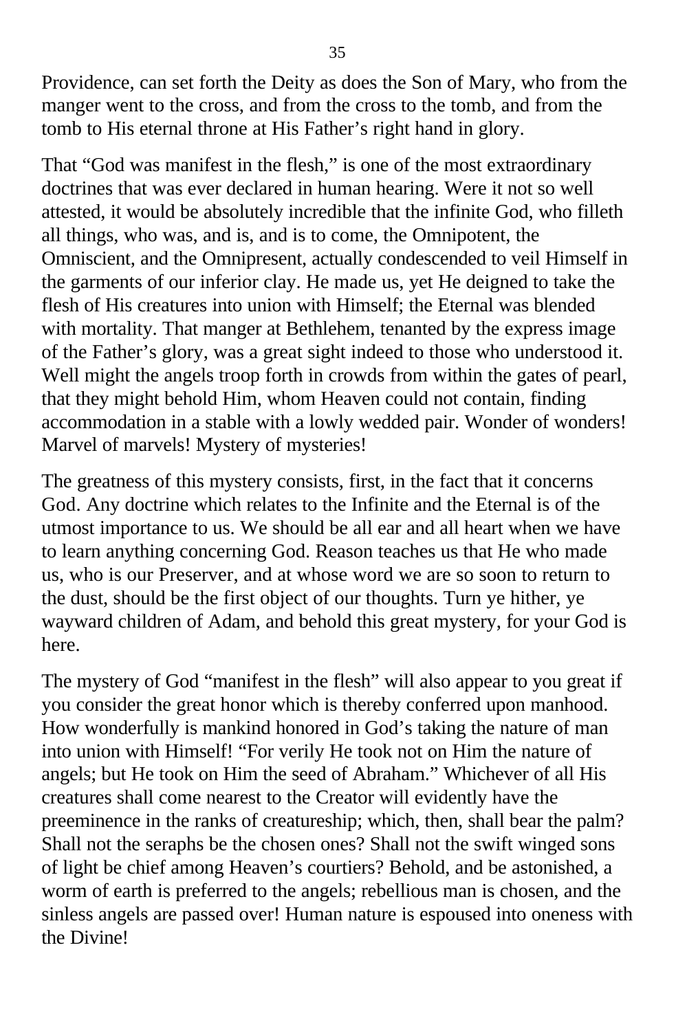Providence, can set forth the Deity as does the Son of Mary, who from the manger went to the cross, and from the cross to the tomb, and from the tomb to His eternal throne at His Father's right hand in glory.

That "God was manifest in the flesh," is one of the most extraordinary doctrines that was ever declared in human hearing. Were it not so well attested, it would be absolutely incredible that the infinite God, who filleth all things, who was, and is, and is to come, the Omnipotent, the Omniscient, and the Omnipresent, actually condescended to veil Himself in the garments of our inferior clay. He made us, yet He deigned to take the flesh of His creatures into union with Himself; the Eternal was blended with mortality. That manger at Bethlehem, tenanted by the express image of the Father's glory, was a great sight indeed to those who understood it. Well might the angels troop forth in crowds from within the gates of pearl, that they might behold Him, whom Heaven could not contain, finding accommodation in a stable with a lowly wedded pair. Wonder of wonders! Marvel of marvels! Mystery of mysteries!

The greatness of this mystery consists, first, in the fact that it concerns God. Any doctrine which relates to the Infinite and the Eternal is of the utmost importance to us. We should be all ear and all heart when we have to learn anything concerning God. Reason teaches us that He who made us, who is our Preserver, and at whose word we are so soon to return to the dust, should be the first object of our thoughts. Turn ye hither, ye wayward children of Adam, and behold this great mystery, for your God is here.

The mystery of God "manifest in the flesh" will also appear to you great if you consider the great honor which is thereby conferred upon manhood. How wonderfully is mankind honored in God's taking the nature of man into union with Himself! "For verily He took not on Him the nature of angels; but He took on Him the seed of Abraham." Whichever of all His creatures shall come nearest to the Creator will evidently have the preeminence in the ranks of creatureship; which, then, shall bear the palm? Shall not the seraphs be the chosen ones? Shall not the swift winged sons of light be chief among Heaven's courtiers? Behold, and be astonished, a worm of earth is preferred to the angels; rebellious man is chosen, and the sinless angels are passed over! Human nature is espoused into oneness with the Divine!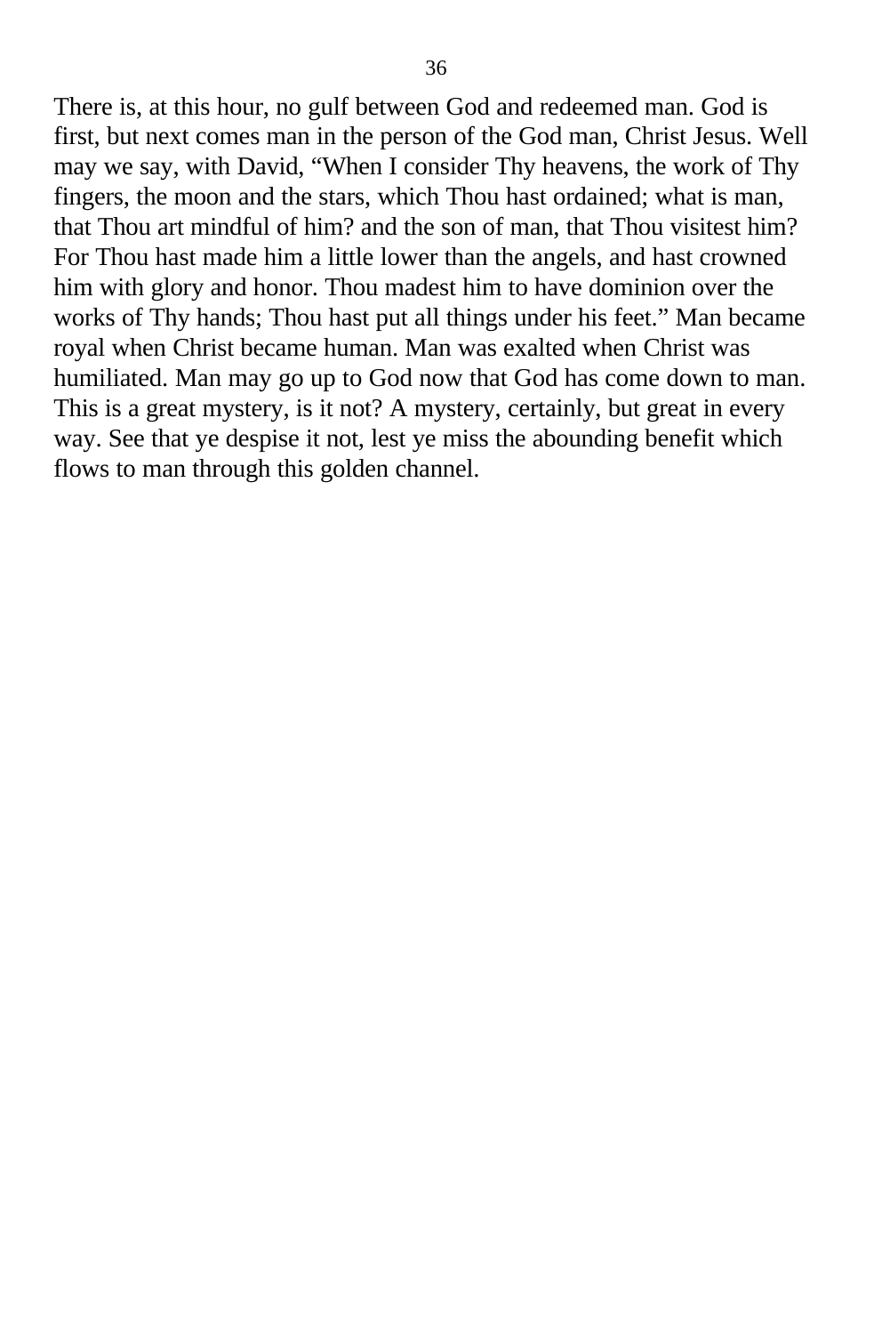There is, at this hour, no gulf between God and redeemed man. God is first, but next comes man in the person of the God man, Christ Jesus. Well may we say, with David, "When I consider Thy heavens, the work of Thy fingers, the moon and the stars, which Thou hast ordained; what is man, that Thou art mindful of him? and the son of man, that Thou visitest him? For Thou hast made him a little lower than the angels, and hast crowned him with glory and honor. Thou madest him to have dominion over the works of Thy hands; Thou hast put all things under his feet." Man became royal when Christ became human. Man was exalted when Christ was humiliated. Man may go up to God now that God has come down to man. This is a great mystery, is it not? A mystery, certainly, but great in every way. See that ye despise it not, lest ye miss the abounding benefit which flows to man through this golden channel.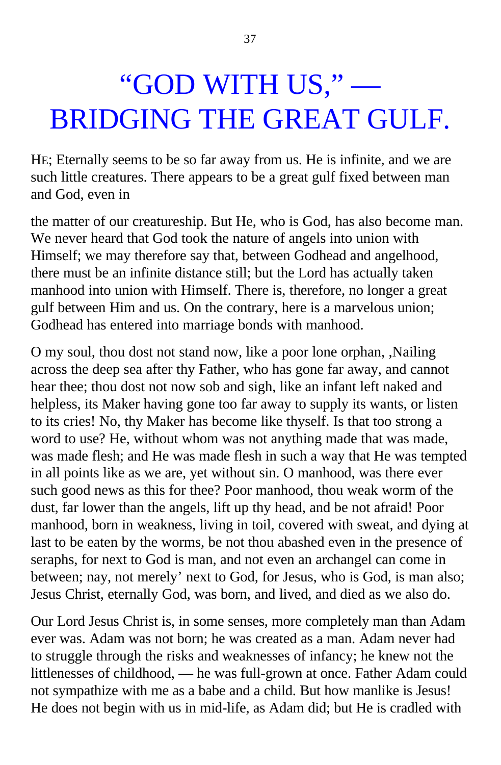# "GOD WITH US," — BRIDGING THE GREAT GULF.

HE; Eternally seems to be so far away from us. He is infinite, and we are such little creatures. There appears to be a great gulf fixed between man and God, even in

the matter of our creatureship. But He, who is God, has also become man. We never heard that God took the nature of angels into union with Himself; we may therefore say that, between Godhead and angelhood, there must be an infinite distance still; but the Lord has actually taken manhood into union with Himself. There is, therefore, no longer a great gulf between Him and us. On the contrary, here is a marvelous union; Godhead has entered into marriage bonds with manhood.

O my soul, thou dost not stand now, like a poor lone orphan, ,Nailing across the deep sea after thy Father, who has gone far away, and cannot hear thee; thou dost not now sob and sigh, like an infant left naked and helpless, its Maker having gone too far away to supply its wants, or listen to its cries! No, thy Maker has become like thyself. Is that too strong a word to use? He, without whom was not anything made that was made, was made flesh; and He was made flesh in such a way that He was tempted in all points like as we are, yet without sin. O manhood, was there ever such good news as this for thee? Poor manhood, thou weak worm of the dust, far lower than the angels, lift up thy head, and be not afraid! Poor manhood, born in weakness, living in toil, covered with sweat, and dying at last to be eaten by the worms, be not thou abashed even in the presence of seraphs, for next to God is man, and not even an archangel can come in between; nay, not merely' next to God, for Jesus, who is God, is man also; Jesus Christ, eternally God, was born, and lived, and died as we also do.

Our Lord Jesus Christ is, in some senses, more completely man than Adam ever was. Adam was not born; he was created as a man. Adam never had to struggle through the risks and weaknesses of infancy; he knew not the littlenesses of childhood, — he was full-grown at once. Father Adam could not sympathize with me as a babe and a child. But how manlike is Jesus! He does not begin with us in mid-life, as Adam did; but He is cradled with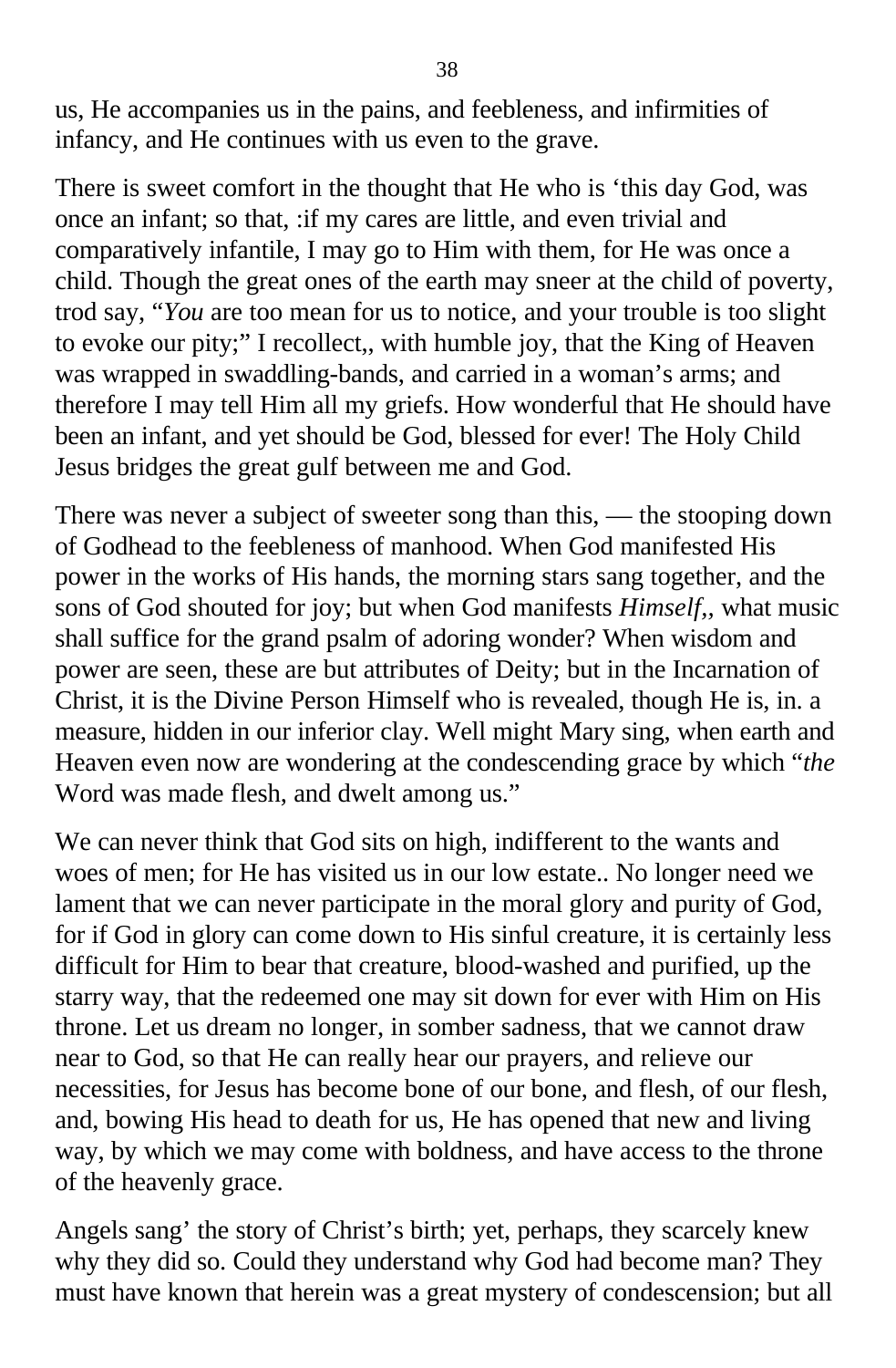us, He accompanies us in the pains, and feebleness, and infirmities of infancy, and He continues with us even to the grave.

There is sweet comfort in the thought that He who is ‘this day God, was once an infant; so that, :if my cares are little, and even trivial and comparatively infantile, I may go to Him with them, for He was once a child. Though the great ones of the earth may sneer at the child of poverty, trod say, “*You* are too mean for us to notice, and your trouble is too slight to evoke our pity;” I recollect,, with humble joy, that the King of Heaven was wrapped in swaddling-bands, and carried in a woman’s arms; and therefore I may tell Him all my griefs. How wonderful that He should have been an infant, and yet should be God, blessed for ever! The Holy Child Jesus bridges the great gulf between me and God.

There was never a subject of sweeter song than this, — the stooping down of Godhead to the feebleness of manhood. When God manifested His power in the works of His hands, the morning stars sang together, and the sons of God shouted for joy; but when God manifests *Himself*,, what music shall suffice for the grand psalm of adoring wonder? When wisdom and power are seen, these are but attributes of Deity; but in the Incarnation of Christ, it is the Divine Person Himself who is revealed, though He is, in. a measure, hidden in our inferior clay. Well might Mary sing, when earth and Heaven even now are wondering at the condescending grace by which “*the* Word was made flesh, and dwelt among us.”

We can never think that God sits on high, indifferent to the wants and woes of men; for He has visited us in our low estate.. No longer need we lament that we can never participate in the moral glory and purity of God, for if God in glory can come down to His sinful creature, it is certainly less difficult for Him to bear that creature, blood-washed and purified, up the starry way, that the redeemed one may sit down for ever with Him on His throne. Let us dream no longer, in somber sadness, that we cannot draw near to God, so that He can really hear our prayers, and relieve our necessities, for Jesus has become bone of our bone, and flesh, of our flesh, and, bowing His head to death for us, He has opened that new and living way, by which we may come with boldness, and have access to the throne of the heavenly grace.

Angels sang’ the story of Christ’s birth; yet, perhaps, they scarcely knew why they did so. Could they understand why God had become man? They must have known that herein was a great mystery of condescension; but all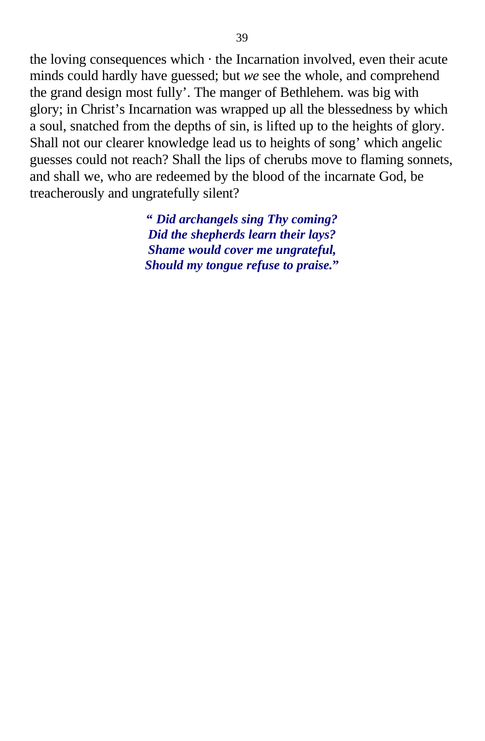the loving consequences which · the Incarnation involved, even their acute minds could hardly have guessed; but *we* see the whole, and comprehend the grand design most fully'. The manger of Bethlehem. was big with glory; in Christ's Incarnation was wrapped up all the blessedness by which a soul, snatched from the depths of sin, is lifted up to the heights of glory. Shall not our clearer knowledge lead us to heights of song' which angelic guesses could not reach? Shall the lips of cherubs move to flaming sonnets, and shall we, who are redeemed by the blood of the incarnate God, be treacherously and ungratefully silent?

> ***" Did archangels sing Thy coming?***
> ***Did the shepherds learn their lays?***
> ***Shame would cover me ungrateful,***
> ***Should my tongue refuse to praise."***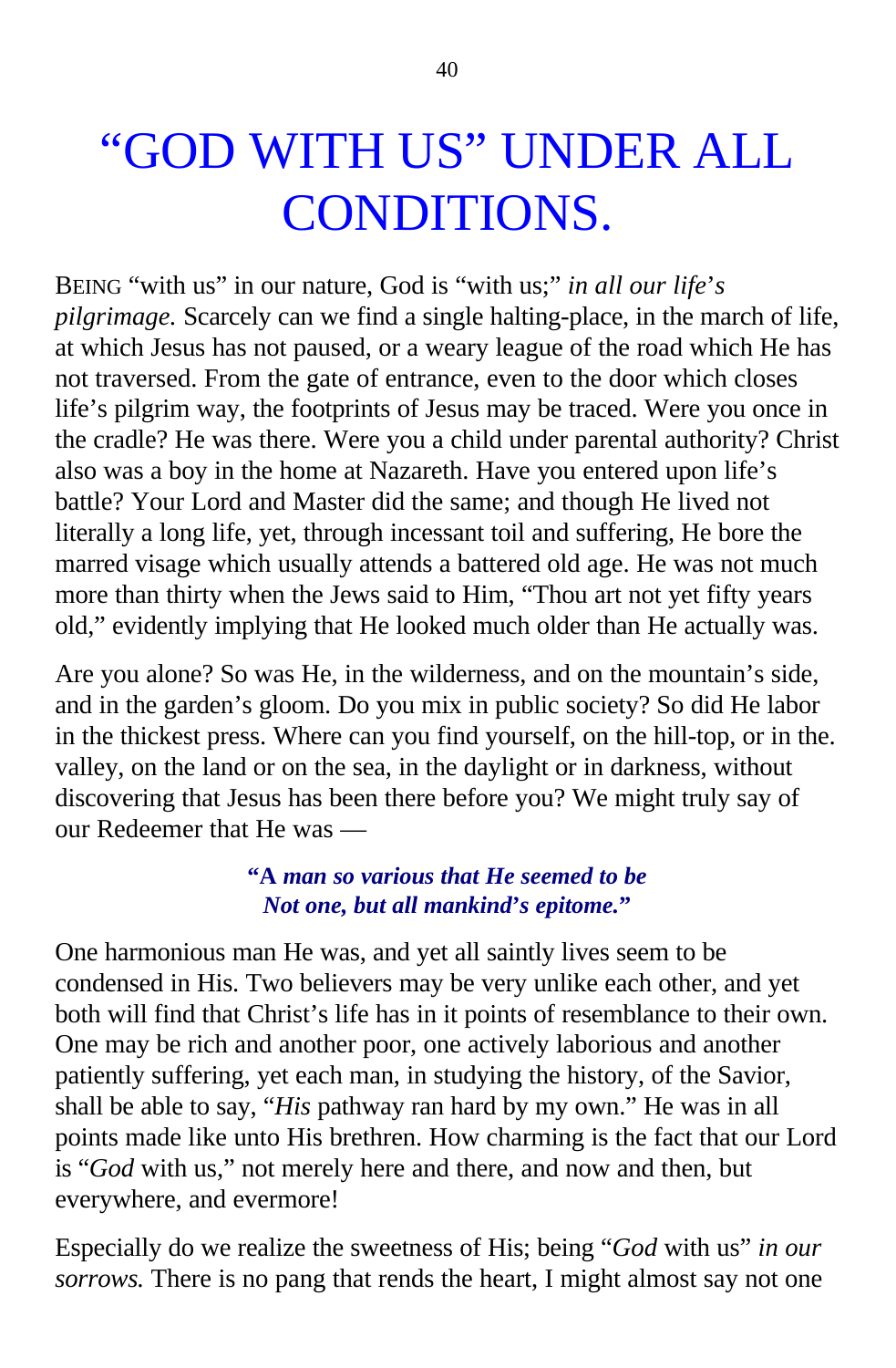# "GOD WITH US" UNDER ALL CONDITIONS.

BEING "with us" in our nature, God is "with us;" *in all our life's pilgrimage.* Scarcely can we find a single halting-place, in the march of life, at which Jesus has not paused, or a weary league of the road which He has not traversed. From the gate of entrance, even to the door which closes life's pilgrim way, the footprints of Jesus may be traced. Were you once in the cradle? He was there. Were you a child under parental authority? Christ also was a boy in the home at Nazareth. Have you entered upon life's battle? Your Lord and Master did the same; and though He lived not literally a long life, yet, through incessant toil and suffering, He bore the marred visage which usually attends a battered old age. He was not much more than thirty when the Jews said to Him, "Thou art not yet fifty years old," evidently implying that He looked much older than He actually was.

Are you alone? So was He, in the wilderness, and on the mountain's side, and in the garden's gloom. Do you mix in public society? So did He labor in the thickest press. Where can you find yourself, on the hill-top, or in the. valley, on the land or on the sea, in the daylight or in darkness, without discovering that Jesus has been there before you? We might truly say of our Redeemer that He was —

> ***"A man so various that He seemed to be***
> ***Not one, but all mankind's epitome."***

One harmonious man He was, and yet all saintly lives seem to be condensed in His. Two believers may be very unlike each other, and yet both will find that Christ's life has in it points of resemblance to their own. One may be rich and another poor, one actively laborious and another patiently suffering, yet each man, in studying the history, of the Savior, shall be able to say, "*His* pathway ran hard by my own." He was in all points made like unto His brethren. How charming is the fact that our Lord is "*God* with us," not merely here and there, and now and then, but everywhere, and evermore!

Especially do we realize the sweetness of His; being "*God* with us" *in our sorrows.* There is no pang that rends the heart, I might almost say not one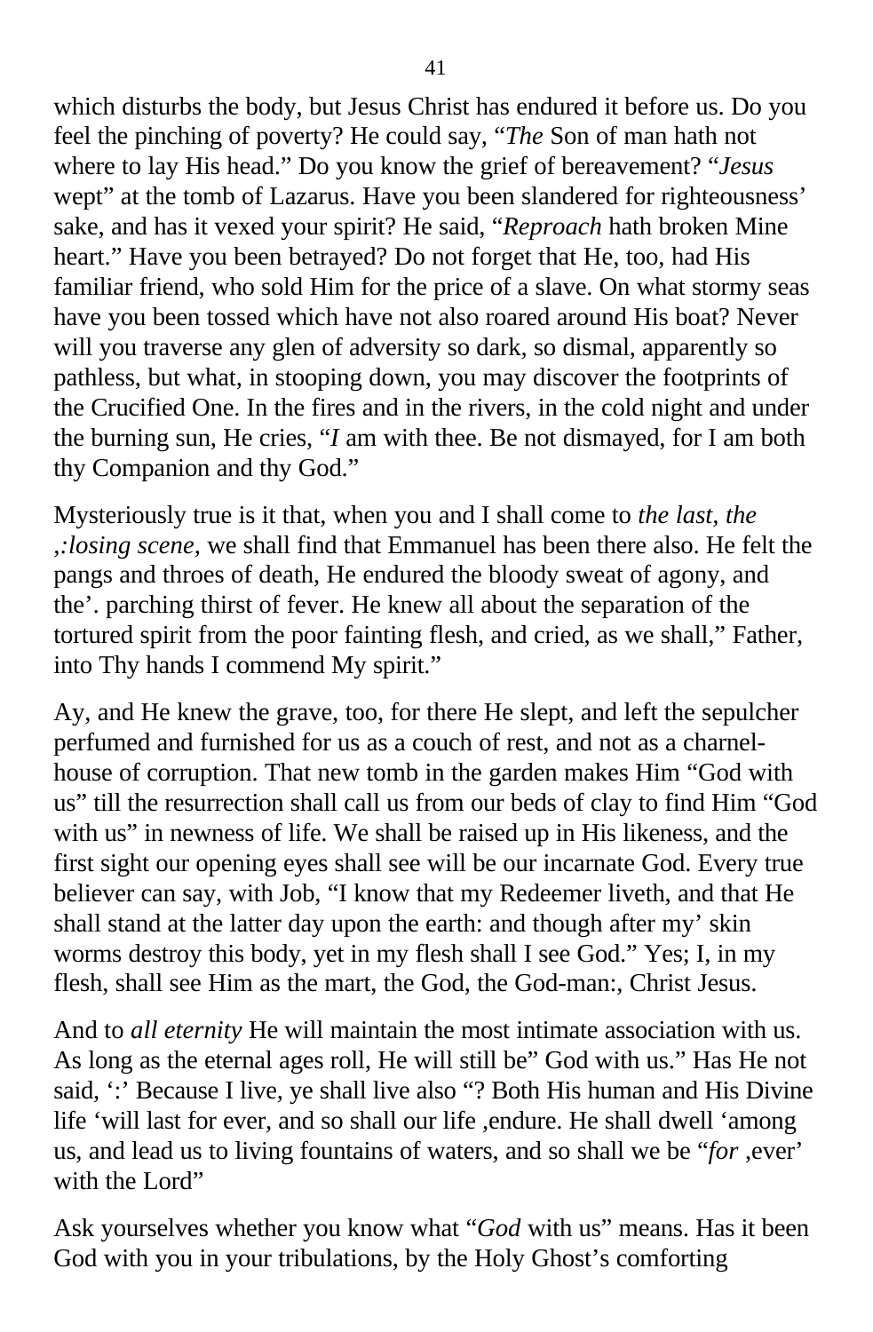which disturbs the body, but Jesus Christ has endured it before us. Do you feel the pinching of poverty? He could say, "*The* Son of man hath not where to lay His head." Do you know the grief of bereavement? "*Jesus* wept" at the tomb of Lazarus. Have you been slandered for righteousness' sake, and has it vexed your spirit? He said, "*Reproach* hath broken Mine heart." Have you been betrayed? Do not forget that He, too, had His familiar friend, who sold Him for the price of a slave. On what stormy seas have you been tossed which have not also roared around His boat? Never will you traverse any glen of adversity so dark, so dismal, apparently so pathless, but what, in stooping down, you may discover the footprints of the Crucified One. In the fires and in the rivers, in the cold night and under the burning sun, He cries, "*I* am with thee. Be not dismayed, for I am both thy Companion and thy God."

Mysteriously true is it that, when you and I shall come to *the last, the ,:losing scene,* we shall find that Emmanuel has been there also. He felt the pangs and throes of death, He endured the bloody sweat of agony, and the'. parching thirst of fever. He knew all about the separation of the tortured spirit from the poor fainting flesh, and cried, as we shall," Father, into Thy hands I commend My spirit."

Ay, and He knew the grave, too, for there He slept, and left the sepulcher perfumed and furnished for us as a couch of rest, and not as a charnel-house of corruption. That new tomb in the garden makes Him "God with us" till the resurrection shall call us from our beds of clay to find Him "God with us" in newness of life. We shall be raised up in His likeness, and the first sight our opening eyes shall see will be our incarnate God. Every true believer can say, with Job, "I know that my Redeemer liveth, and that He shall stand at the latter day upon the earth: and though after my' skin worms destroy this body, yet in my flesh shall I see God." Yes; I, in my flesh, shall see Him as the mart, the God, the God-man:, Christ Jesus.

And to *all eternity* He will maintain the most intimate association with us. As long as the eternal ages roll, He will still be" God with us." Has He not said, ':' Because I live, ye shall live also "? Both His human and His Divine life 'will last for ever, and so shall our life ,endure. He shall dwell 'among us, and lead us to living fountains of waters, and so shall we be "*for* ,ever' with the Lord"

Ask yourselves whether you know what "*God* with us" means. Has it been God with you in your tribulations, by the Holy Ghost's comforting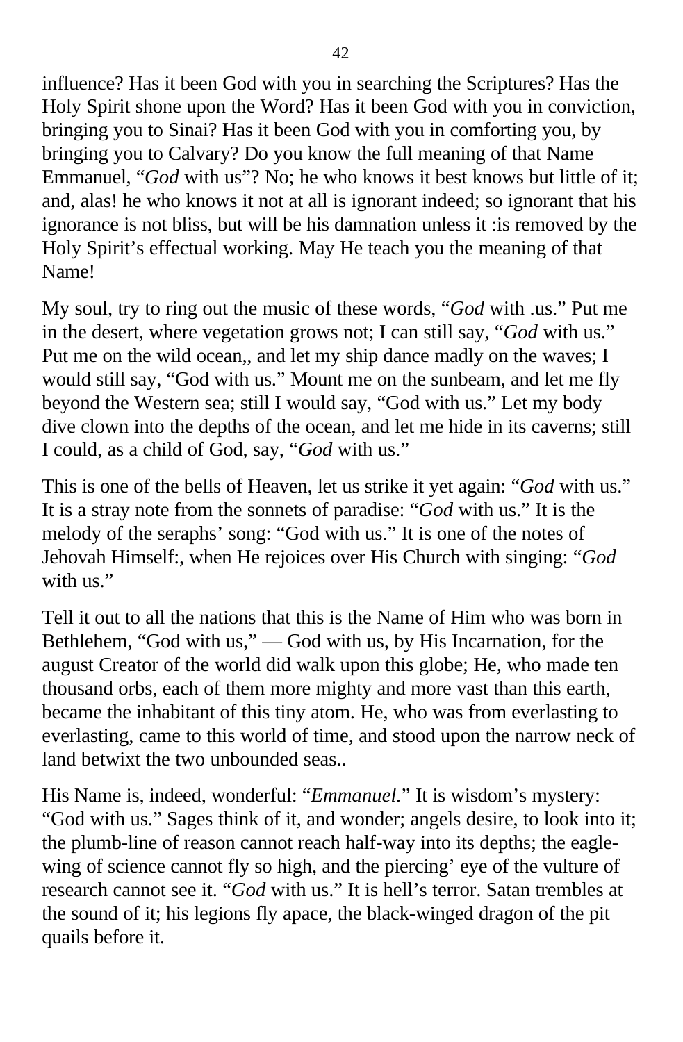influence? Has it been God with you in searching the Scriptures? Has the Holy Spirit shone upon the Word? Has it been God with you in conviction, bringing you to Sinai? Has it been God with you in comforting you, by bringing you to Calvary? Do you know the full meaning of that Name Emmanuel, "*God* with us"? No; he who knows it best knows but little of it; and, alas! he who knows it not at all is ignorant indeed; so ignorant that his ignorance is not bliss, but will be his damnation unless it :is removed by the Holy Spirit's effectual working. May He teach you the meaning of that Name!

My soul, try to ring out the music of these words, "*God* with .us." Put me in the desert, where vegetation grows not; I can still say, "*God* with us." Put me on the wild ocean,, and let my ship dance madly on the waves; I would still say, "God with us." Mount me on the sunbeam, and let me fly beyond the Western sea; still I would say, "God with us." Let my body dive clown into the depths of the ocean, and let me hide in its caverns; still I could, as a child of God, say, "*God* with us."

This is one of the bells of Heaven, let us strike it yet again: "*God* with us." It is a stray note from the sonnets of paradise: "*God* with us." It is the melody of the seraphs' song: "God with us." It is one of the notes of Jehovah Himself:, when He rejoices over His Church with singing: "*God* with us."

Tell it out to all the nations that this is the Name of Him who was born in Bethlehem, "God with us," — God with us, by His Incarnation, for the august Creator of the world did walk upon this globe; He, who made ten thousand orbs, each of them more mighty and more vast than this earth, became the inhabitant of this tiny atom. He, who was from everlasting to everlasting, came to this world of time, and stood upon the narrow neck of land betwixt the two unbounded seas..

His Name is, indeed, wonderful: "*Emmanuel*." It is wisdom's mystery: "God with us." Sages think of it, and wonder; angels desire, to look into it; the plumb-line of reason cannot reach half-way into its depths; the eagle-wing of science cannot fly so high, and the piercing' eye of the vulture of research cannot see it. "*God* with us." It is hell's terror. Satan trembles at the sound of it; his legions fly apace, the black-winged dragon of the pit quails before it.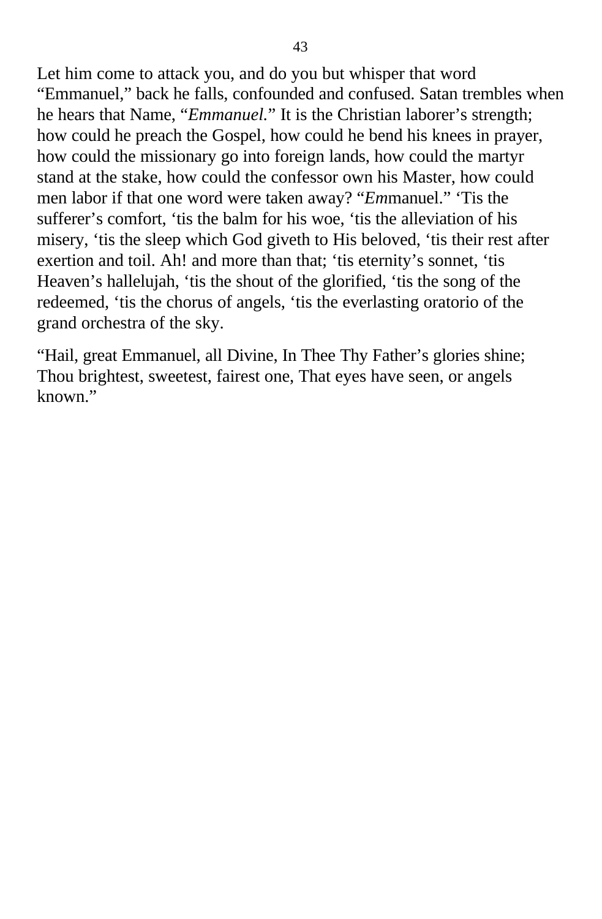Let him come to attack you, and do you but whisper that word "Emmanuel," back he falls, confounded and confused. Satan trembles when he hears that Name, "*Emmanuel.*" It is the Christian laborer's strength; how could he preach the Gospel, how could he bend his knees in prayer, how could the missionary go into foreign lands, how could the martyr stand at the stake, how could the confessor own his Master, how could men labor if that one word were taken away? "*Em*manuel." 'Tis the sufferer's comfort, 'tis the balm for his woe, 'tis the alleviation of his misery, 'tis the sleep which God giveth to His beloved, 'tis their rest after exertion and toil. Ah! and more than that; 'tis eternity's sonnet, 'tis Heaven's hallelujah, 'tis the shout of the glorified, 'tis the song of the redeemed, 'tis the chorus of angels, 'tis the everlasting oratorio of the grand orchestra of the sky.

"Hail, great Emmanuel, all Divine, In Thee Thy Father's glories shine; Thou brightest, sweetest, fairest one, That eyes have seen, or angels known."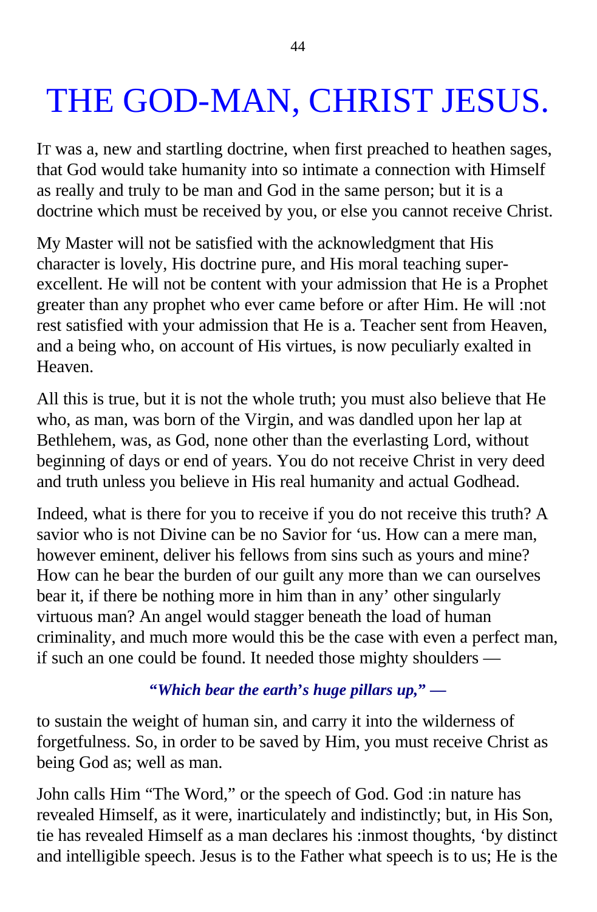# THE GOD-MAN, CHRIST JESUS.

IT was a, new and startling doctrine, when first preached to heathen sages, that God would take humanity into so intimate a connection with Himself as really and truly to be man and God in the same person; but it is a doctrine which must be received by you, or else you cannot receive Christ.

My Master will not be satisfied with the acknowledgment that His character is lovely, His doctrine pure, and His moral teaching super-excellent. He will not be content with your admission that He is a Prophet greater than any prophet who ever came before or after Him. He will :not rest satisfied with your admission that He is a. Teacher sent from Heaven, and a being who, on account of His virtues, is now peculiarly exalted in Heaven.

All this is true, but it is not the whole truth; you must also believe that He who, as man, was born of the Virgin, and was dandled upon her lap at Bethlehem, was, as God, none other than the everlasting Lord, without beginning of days or end of years. You do not receive Christ in very deed and truth unless you believe in His real humanity and actual Godhead.

Indeed, what is there for you to receive if you do not receive this truth? A savior who is not Divine can be no Savior for 'us. How can a mere man, however eminent, deliver his fellows from sins such as yours and mine? How can he bear the burden of our guilt any more than we can ourselves bear it, if there be nothing more in him than in any' other singularly virtuous man? An angel would stagger beneath the load of human criminality, and much more would this be the case with even a perfect man, if such an one could be found. It needed those mighty shoulders —

***"Which bear the earth's huge pillars up," —***

to sustain the weight of human sin, and carry it into the wilderness of forgetfulness. So, in order to be saved by Him, you must receive Christ as being God as; well as man.

John calls Him "The Word," or the speech of God. God :in nature has revealed Himself, as it were, inarticulately and indistinctly; but, in His Son, tie has revealed Himself as a man declares his :inmost thoughts, 'by distinct and intelligible speech. Jesus is to the Father what speech is to us; He is the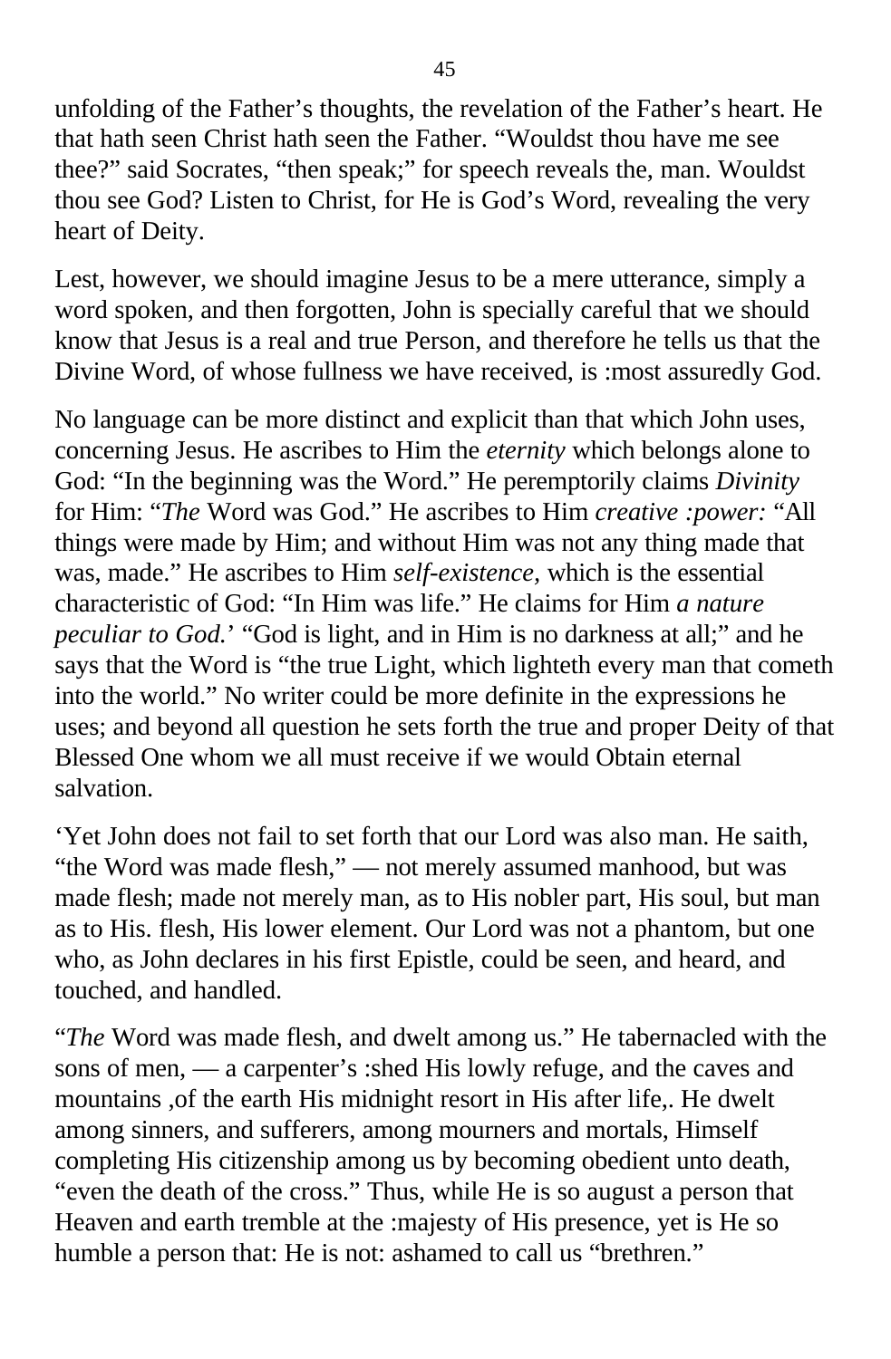unfolding of the Father's thoughts, the revelation of the Father's heart. He that hath seen Christ hath seen the Father. "Wouldst thou have me see thee?" said Socrates, "then speak;" for speech reveals the, man. Wouldst thou see God? Listen to Christ, for He is God's Word, revealing the very heart of Deity.

Lest, however, we should imagine Jesus to be a mere utterance, simply a word spoken, and then forgotten, John is specially careful that we should know that Jesus is a real and true Person, and therefore he tells us that the Divine Word, of whose fullness we have received, is :most assuredly God.

No language can be more distinct and explicit than that which John uses, concerning Jesus. He ascribes to Him the *eternity* which belongs alone to God: "In the beginning was the Word." He peremptorily claims *Divinity* for Him: "*The* Word was God." He ascribes to Him *creative :power:* "All things were made by Him; and without Him was not any thing made that was, made." He ascribes to Him *self-existence,* which is the essential characteristic of God: "In Him was life." He claims for Him *a nature peculiar to God.*' "God is light, and in Him is no darkness at all;" and he says that the Word is "the true Light, which lighteth every man that cometh into the world." No writer could be more definite in the expressions he uses; and beyond all question he sets forth the true and proper Deity of that Blessed One whom we all must receive if we would Obtain eternal salvation.

'Yet John does not fail to set forth that our Lord was also man. He saith, "the Word was made flesh," — not merely assumed manhood, but was made flesh; made not merely man, as to His nobler part, His soul, but man as to His. flesh, His lower element. Our Lord was not a phantom, but one who, as John declares in his first Epistle, could be seen, and heard, and touched, and handled.

"*The* Word was made flesh, and dwelt among us." He tabernacled with the sons of men, — a carpenter's :shed His lowly refuge, and the caves and mountains ,of the earth His midnight resort in His after life,. He dwelt among sinners, and sufferers, among mourners and mortals, Himself completing His citizenship among us by becoming obedient unto death, "even the death of the cross." Thus, while He is so august a person that Heaven and earth tremble at the :majesty of His presence, yet is He so humble a person that: He is not: ashamed to call us "brethren."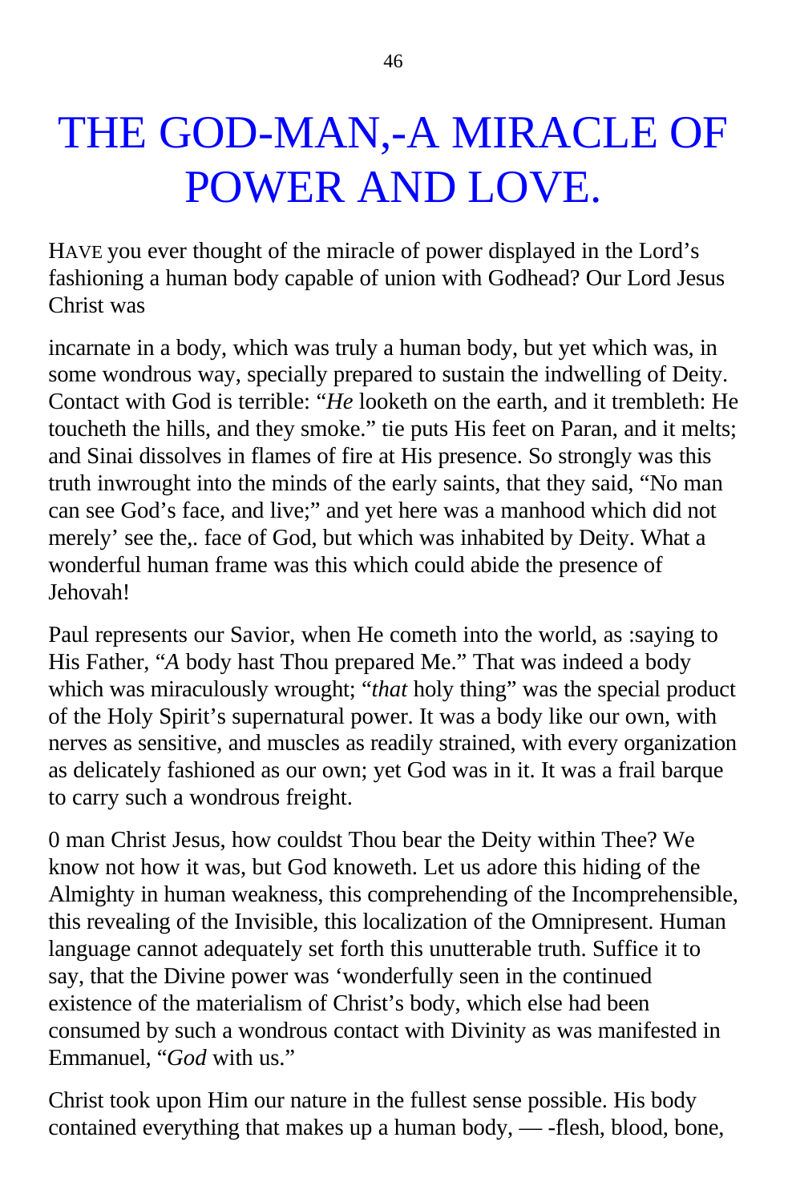# THE GOD-MAN,-A MIRACLE OF POWER AND LOVE.

HAVE you ever thought of the miracle of power displayed in the Lord's fashioning a human body capable of union with Godhead? Our Lord Jesus Christ was

incarnate in a body, which was truly a human body, but yet which was, in some wondrous way, specially prepared to sustain the indwelling of Deity. Contact with God is terrible: "*He* looketh on the earth, and it trembleth: He toucheth the hills, and they smoke." tie puts His feet on Paran, and it melts; and Sinai dissolves in flames of fire at His presence. So strongly was this truth inwrought into the minds of the early saints, that they said, "No man can see God's face, and live;" and yet here was a manhood which did not merely' see the,. face of God, but which was inhabited by Deity. What a wonderful human frame was this which could abide the presence of Jehovah!

Paul represents our Savior, when He cometh into the world, as :saying to His Father, "*A* body hast Thou prepared Me." That was indeed a body which was miraculously wrought; "*that* holy thing" was the special product of the Holy Spirit's supernatural power. It was a body like our own, with nerves as sensitive, and muscles as readily strained, with every organization as delicately fashioned as our own; yet God was in it. It was a frail barque to carry such a wondrous freight.

0 man Christ Jesus, how couldst Thou bear the Deity within Thee? We know not how it was, but God knoweth. Let us adore this hiding of the Almighty in human weakness, this comprehending of the Incomprehensible, this revealing of the Invisible, this localization of the Omnipresent. Human language cannot adequately set forth this unutterable truth. Suffice it to say, that the Divine power was 'wonderfully seen in the continued existence of the materialism of Christ's body, which else had been consumed by such a wondrous contact with Divinity as was manifested in Emmanuel, "*God* with us."

Christ took upon Him our nature in the fullest sense possible. His body contained everything that makes up a human body, — -flesh, blood, bone,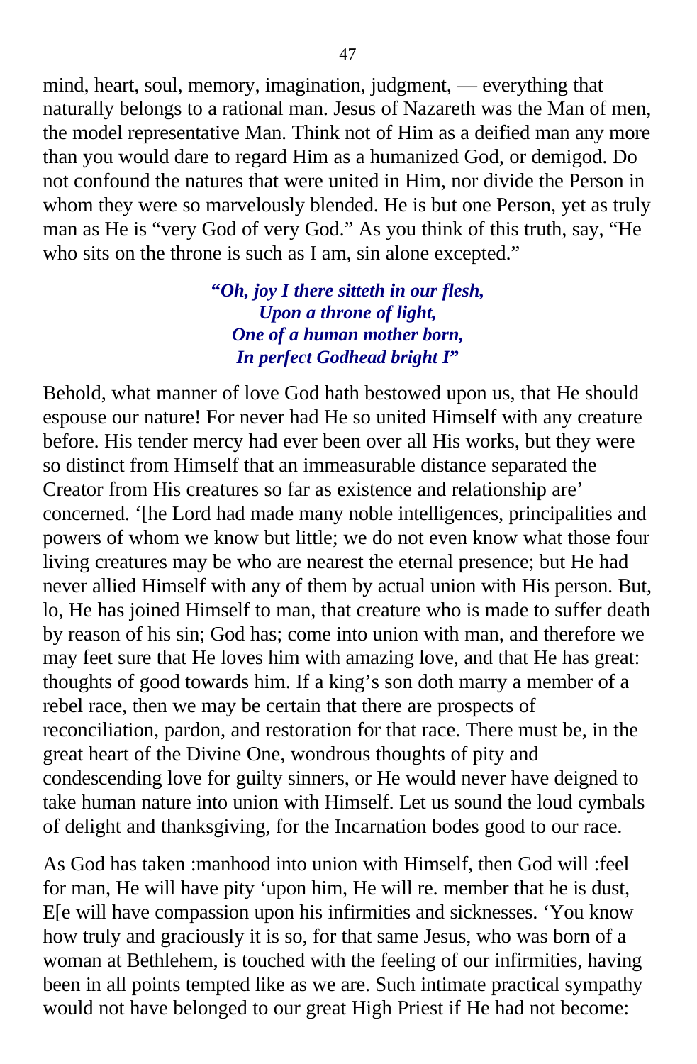mind, heart, soul, memory, imagination, judgment, — everything that naturally belongs to a rational man. Jesus of Nazareth was the Man of men, the model representative Man. Think not of Him as a deified man any more than you would dare to regard Him as a humanized God, or demigod. Do not confound the natures that were united in Him, nor divide the Person in whom they were so marvelously blended. He is but one Person, yet as truly man as He is "very God of very God." As you think of this truth, say, "He who sits on the throne is such as I am, sin alone excepted."

> ***"Oh, joy I there sitteth in our flesh,***
> ***Upon a throne of light,***
> ***One of a human mother born,***
> ***In perfect Godhead bright I"***

Behold, what manner of love God hath bestowed upon us, that He should espouse our nature! For never had He so united Himself with any creature before. His tender mercy had ever been over all His works, but they were so distinct from Himself that an immeasurable distance separated the Creator from His creatures so far as existence and relationship are' concerned. '[he Lord had made many noble intelligences, principalities and powers of whom we know but little; we do not even know what those four living creatures may be who are nearest the eternal presence; but He had never allied Himself with any of them by actual union with His person. But, lo, He has joined Himself to man, that creature who is made to suffer death by reason of his sin; God has; come into union with man, and therefore we may feet sure that He loves him with amazing love, and that He has great: thoughts of good towards him. If a king's son doth marry a member of a rebel race, then we may be certain that there are prospects of reconciliation, pardon, and restoration for that race. There must be, in the great heart of the Divine One, wondrous thoughts of pity and condescending love for guilty sinners, or He would never have deigned to take human nature into union with Himself. Let us sound the loud cymbals of delight and thanksgiving, for the Incarnation bodes good to our race.

As God has taken :manhood into union with Himself, then God will :feel for man, He will have pity 'upon him, He will re. member that he is dust, E[e will have compassion upon his infirmities and sicknesses. 'You know how truly and graciously it is so, for that same Jesus, who was born of a woman at Bethlehem, is touched with the feeling of our infirmities, having been in all points tempted like as we are. Such intimate practical sympathy would not have belonged to our great High Priest if He had not become: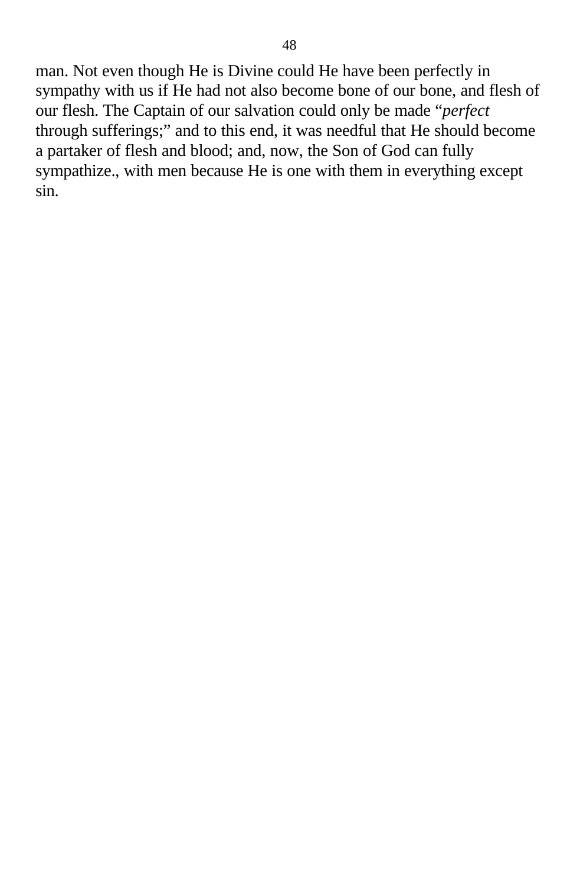man. Not even though He is Divine could He have been perfectly in sympathy with us if He had not also become bone of our bone, and flesh of our flesh. The Captain of our salvation could only be made “*perfect* through sufferings;” and to this end, it was needful that He should become a partaker of flesh and blood; and, now, the Son of God can fully sympathize., with men because He is one with them in everything except sin.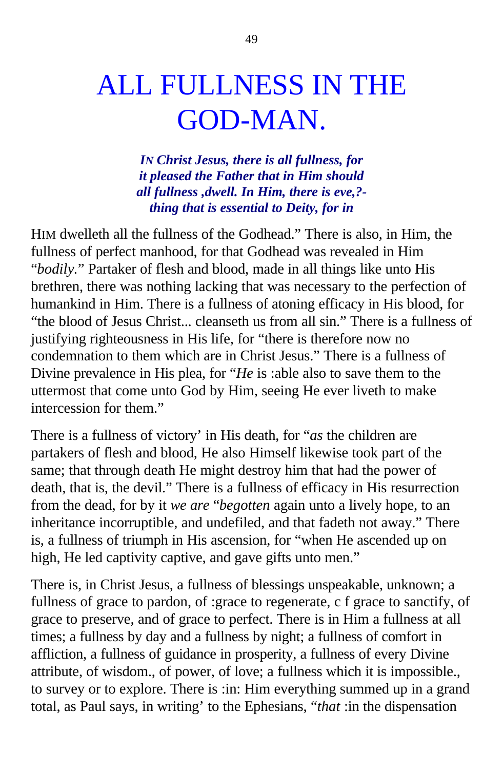# ALL FULLNESS IN THE GOD-MAN.

***IN Christ Jesus, there is all fullness, for it pleased the Father that in Him should all fullness ,dwell. In Him, there is eve,?-thing that is essential to Deity, for in***

HIM dwelleth all the fullness of the Godhead." There is also, in Him, the fullness of perfect manhood, for that Godhead was revealed in Him "*bodily*." Partaker of flesh and blood, made in all things like unto His brethren, there was nothing lacking that was necessary to the perfection of humankind in Him. There is a fullness of atoning efficacy in His blood, for "the blood of Jesus Christ... cleanseth us from all sin." There is a fullness of justifying righteousness in His life, for "there is therefore now no condemnation to them which are in Christ Jesus." There is a fullness of Divine prevalence in His plea, for "*He* is :able also to save them to the uttermost that come unto God by Him, seeing He ever liveth to make intercession for them."

There is a fullness of victory' in His death, for "*as* the children are partakers of flesh and blood, He also Himself likewise took part of the same; that through death He might destroy him that had the power of death, that is, the devil." There is a fullness of efficacy in His resurrection from the dead, for by it *we are* "*begotten* again unto a lively hope, to an inheritance incorruptible, and undefiled, and that fadeth not away." There is, a fullness of triumph in His ascension, for "when He ascended up on high, He led captivity captive, and gave gifts unto men."

There is, in Christ Jesus, a fullness of blessings unspeakable, unknown; a fullness of grace to pardon, of :grace to regenerate, c f grace to sanctify, of grace to preserve, and of grace to perfect. There is in Him a fullness at all times; a fullness by day and a fullness by night; a fullness of comfort in affliction, a fullness of guidance in prosperity, a fullness of every Divine attribute, of wisdom., of power, of love; a fullness which it is impossible., to survey or to explore. There is :in: Him everything summed up in a grand total, as Paul says, in writing' to the Ephesians, "*that* :in the dispensation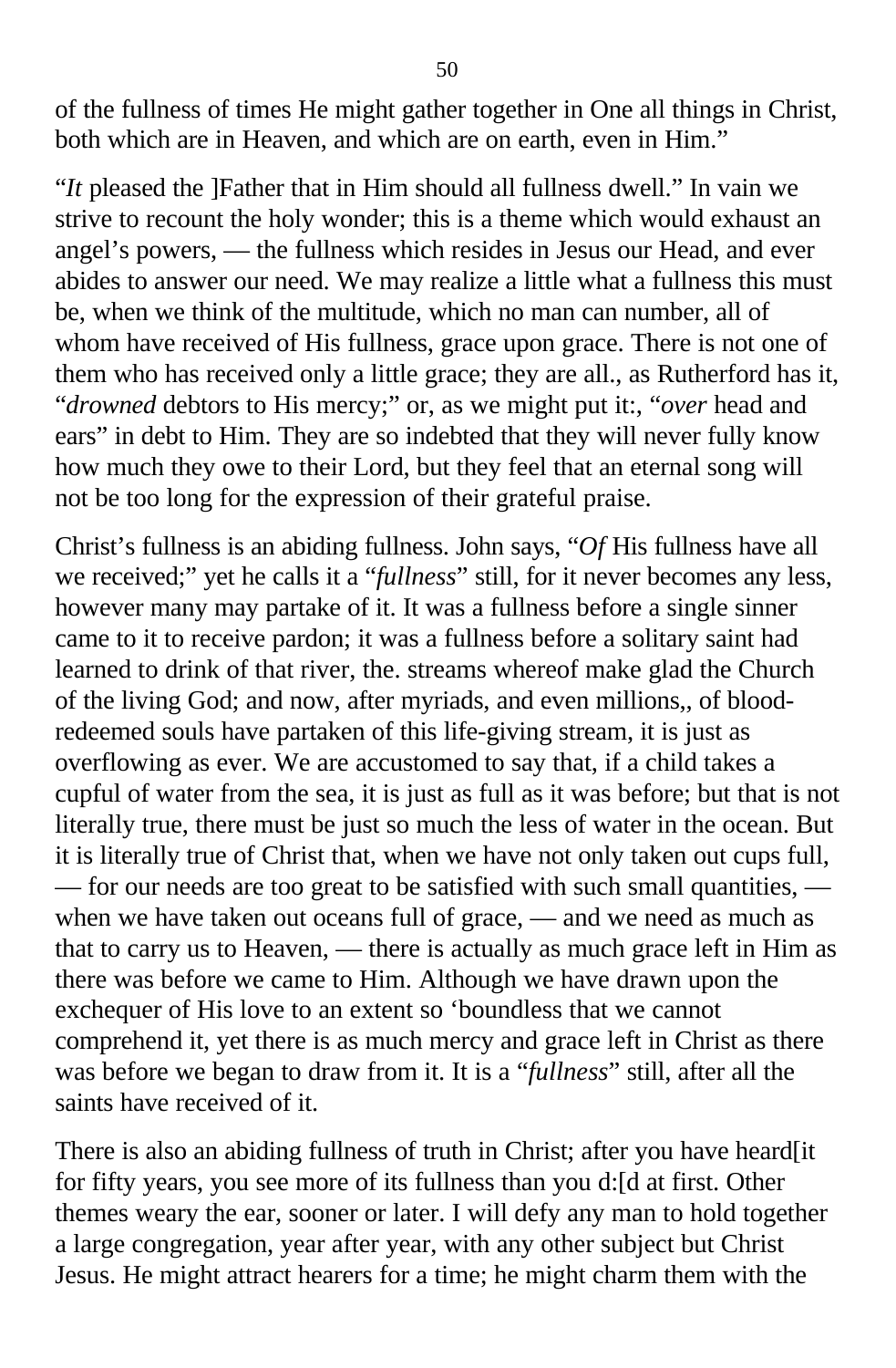of the fullness of times He might gather together in One all things in Christ, both which are in Heaven, and which are on earth, even in Him."

"*It* pleased the ]Father that in Him should all fullness dwell." In vain we strive to recount the holy wonder; this is a theme which would exhaust an angel's powers, — the fullness which resides in Jesus our Head, and ever abides to answer our need. We may realize a little what a fullness this must be, when we think of the multitude, which no man can number, all of whom have received of His fullness, grace upon grace. There is not one of them who has received only a little grace; they are all., as Rutherford has it, "*drowned* debtors to His mercy;" or, as we might put it:, "*over* head and ears" in debt to Him. They are so indebted that they will never fully know how much they owe to their Lord, but they feel that an eternal song will not be too long for the expression of their grateful praise.

Christ's fullness is an abiding fullness. John says, "*Of* His fullness have all we received;" yet he calls it a "*fullness*" still, for it never becomes any less, however many may partake of it. It was a fullness before a single sinner came to it to receive pardon; it was a fullness before a solitary saint had learned to drink of that river, the. streams whereof make glad the Church of the living God; and now, after myriads, and even millions,, of blood-redeemed souls have partaken of this life-giving stream, it is just as overflowing as ever. We are accustomed to say that, if a child takes a cupful of water from the sea, it is just as full as it was before; but that is not literally true, there must be just so much the less of water in the ocean. But it is literally true of Christ that, when we have not only taken out cups full, — for our needs are too great to be satisfied with such small quantities, — when we have taken out oceans full of grace, — and we need as much as that to carry us to Heaven, — there is actually as much grace left in Him as there was before we came to Him. Although we have drawn upon the exchequer of His love to an extent so 'boundless that we cannot comprehend it, yet there is as much mercy and grace left in Christ as there was before we began to draw from it. It is a "*fullness*" still, after all the saints have received of it.

There is also an abiding fullness of truth in Christ; after you have heard[it for fifty years, you see more of its fullness than you d:[d at first. Other themes weary the ear, sooner or later. I will defy any man to hold together a large congregation, year after year, with any other subject but Christ Jesus. He might attract hearers for a time; he might charm them with the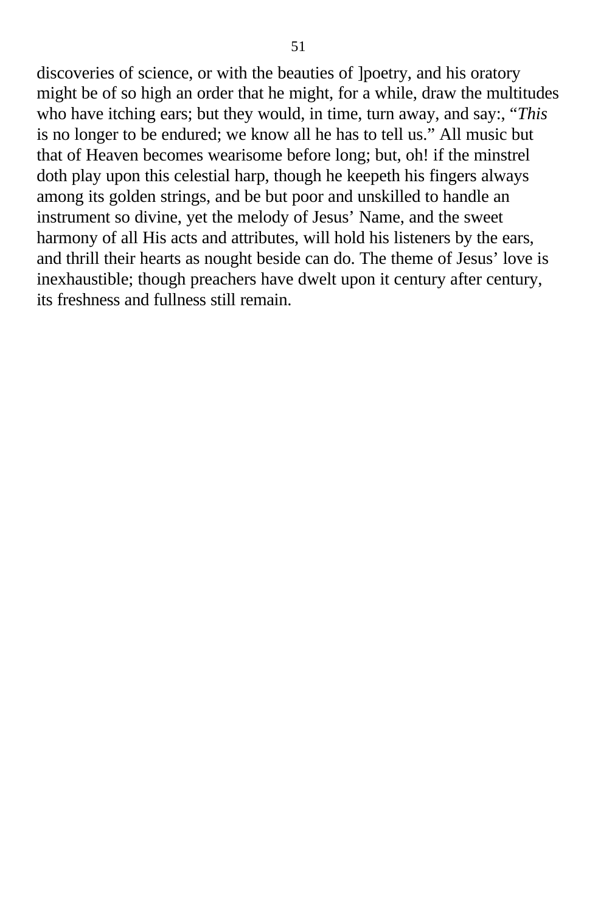discoveries of science, or with the beauties of ]poetry, and his oratory might be of so high an order that he might, for a while, draw the multitudes who have itching ears; but they would, in time, turn away, and say:, “*This* is no longer to be endured; we know all he has to tell us.” All music but that of Heaven becomes wearisome before long; but, oh! if the minstrel doth play upon this celestial harp, though he keepeth his fingers always among its golden strings, and be but poor and unskilled to handle an instrument so divine, yet the melody of Jesus’ Name, and the sweet harmony of all His acts and attributes, will hold his listeners by the ears, and thrill their hearts as nought beside can do. The theme of Jesus’ love is inexhaustible; though preachers have dwelt upon it century after century, its freshness and fullness still remain.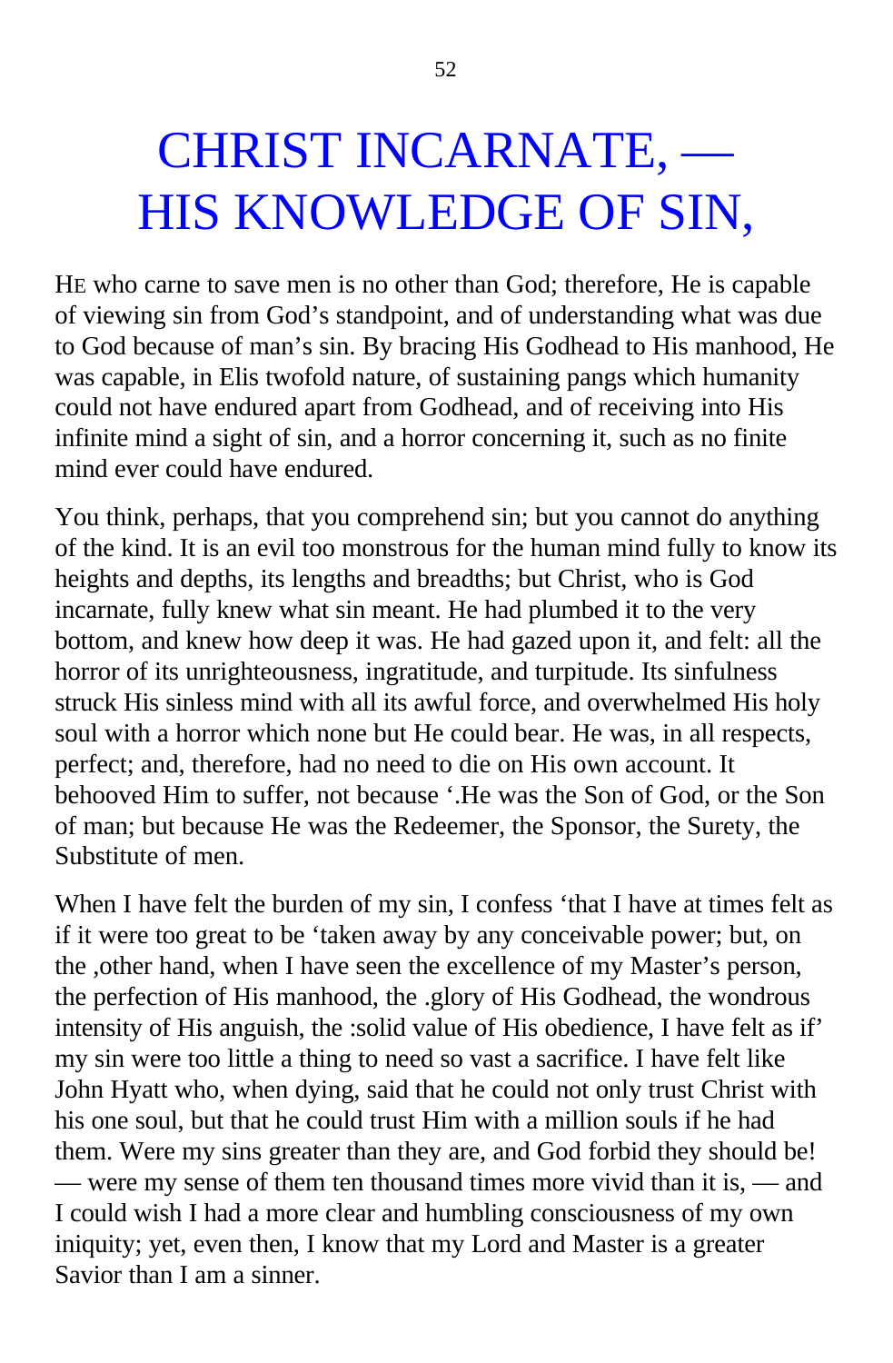# CHRIST INCARNATE, — HIS KNOWLEDGE OF SIN,

HE who carne to save men is no other than God; therefore, He is capable of viewing sin from God's standpoint, and of understanding what was due to God because of man's sin. By bracing His Godhead to His manhood, He was capable, in Elis twofold nature, of sustaining pangs which humanity could not have endured apart from Godhead, and of receiving into His infinite mind a sight of sin, and a horror concerning it, such as no finite mind ever could have endured.

You think, perhaps, that you comprehend sin; but you cannot do anything of the kind. It is an evil too monstrous for the human mind fully to know its heights and depths, its lengths and breadths; but Christ, who is God incarnate, fully knew what sin meant. He had plumbed it to the very bottom, and knew how deep it was. He had gazed upon it, and felt: all the horror of its unrighteousness, ingratitude, and turpitude. Its sinfulness struck His sinless mind with all its awful force, and overwhelmed His holy soul with a horror which none but He could bear. He was, in all respects, perfect; and, therefore, had no need to die on His own account. It behooved Him to suffer, not because '.He was the Son of God, or the Son of man; but because He was the Redeemer, the Sponsor, the Surety, the Substitute of men.

When I have felt the burden of my sin, I confess 'that I have at times felt as if it were too great to be 'taken away by any conceivable power; but, on the ,other hand, when I have seen the excellence of my Master's person, the perfection of His manhood, the .glory of His Godhead, the wondrous intensity of His anguish, the :solid value of His obedience, I have felt as if' my sin were too little a thing to need so vast a sacrifice. I have felt like John Hyatt who, when dying, said that he could not only trust Christ with his one soul, but that he could trust Him with a million souls if he had them. Were my sins greater than they are, and God forbid they should be! — were my sense of them ten thousand times more vivid than it is, — and I could wish I had a more clear and humbling consciousness of my own iniquity; yet, even then, I know that my Lord and Master is a greater Savior than I am a sinner.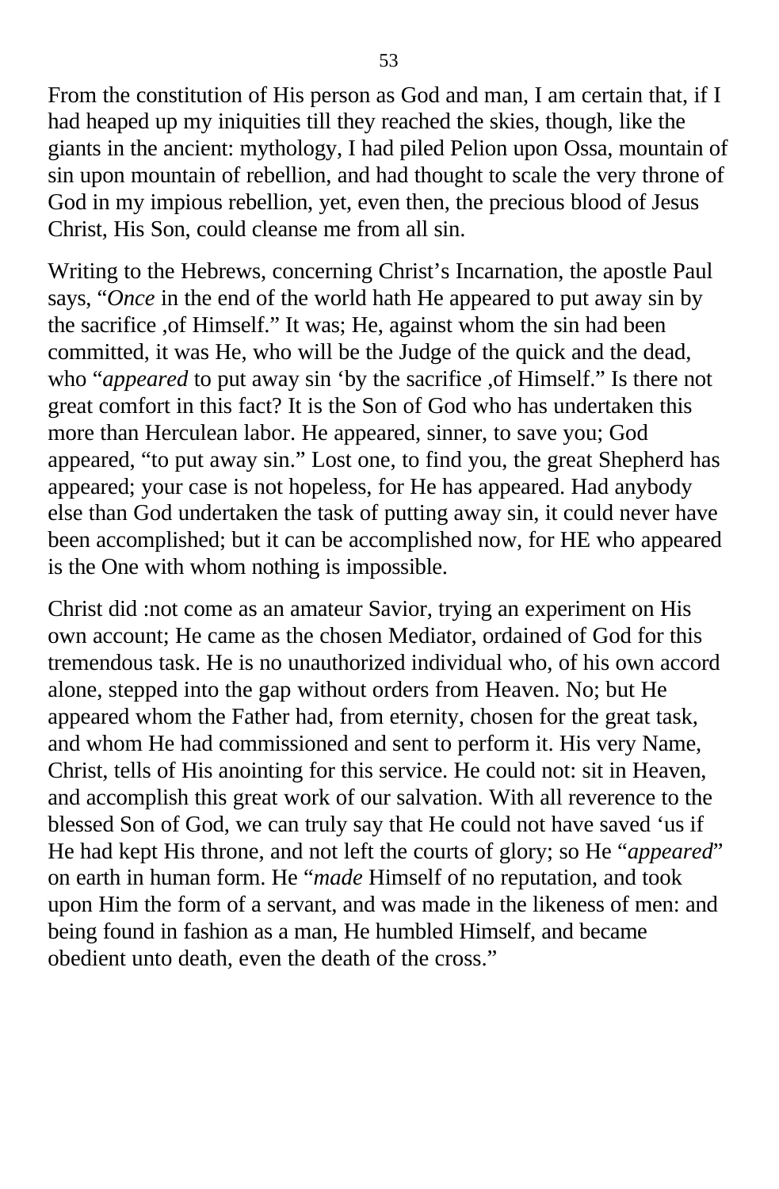From the constitution of His person as God and man, I am certain that, if I had heaped up my iniquities till they reached the skies, though, like the giants in the ancient: mythology, I had piled Pelion upon Ossa, mountain of sin upon mountain of rebellion, and had thought to scale the very throne of God in my impious rebellion, yet, even then, the precious blood of Jesus Christ, His Son, could cleanse me from all sin.

Writing to the Hebrews, concerning Christ's Incarnation, the apostle Paul says, "*Once* in the end of the world hath He appeared to put away sin by the sacrifice ,of Himself." It was; He, against whom the sin had been committed, it was He, who will be the Judge of the quick and the dead, who "*appeared* to put away sin 'by the sacrifice ,of Himself." Is there not great comfort in this fact? It is the Son of God who has undertaken this more than Herculean labor. He appeared, sinner, to save you; God appeared, "to put away sin." Lost one, to find you, the great Shepherd has appeared; your case is not hopeless, for He has appeared. Had anybody else than God undertaken the task of putting away sin, it could never have been accomplished; but it can be accomplished now, for HE who appeared is the One with whom nothing is impossible.

Christ did :not come as an amateur Savior, trying an experiment on His own account; He came as the chosen Mediator, ordained of God for this tremendous task. He is no unauthorized individual who, of his own accord alone, stepped into the gap without orders from Heaven. No; but He appeared whom the Father had, from eternity, chosen for the great task, and whom He had commissioned and sent to perform it. His very Name, Christ, tells of His anointing for this service. He could not: sit in Heaven, and accomplish this great work of our salvation. With all reverence to the blessed Son of God, we can truly say that He could not have saved 'us if He had kept His throne, and not left the courts of glory; so He "*appeared*" on earth in human form. He "*made* Himself of no reputation, and took upon Him the form of a servant, and was made in the likeness of men: and being found in fashion as a man, He humbled Himself, and became obedient unto death, even the death of the cross."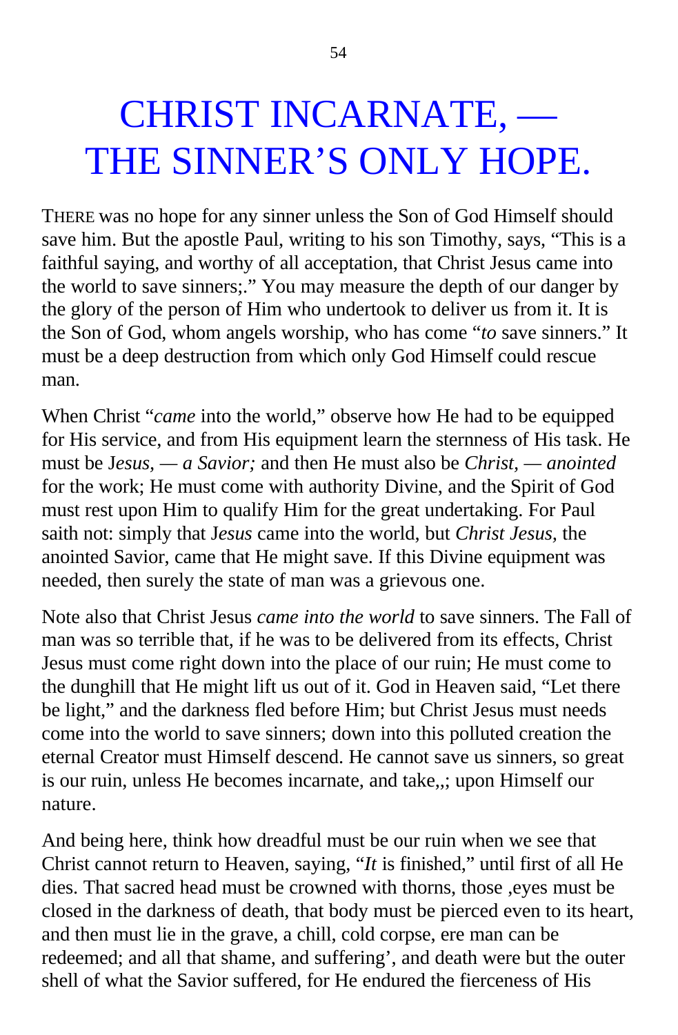# CHRIST INCARNATE, — THE SINNER'S ONLY HOPE.

THERE was no hope for any sinner unless the Son of God Himself should save him. But the apostle Paul, writing to his son Timothy, says, "This is a faithful saying, and worthy of all acceptation, that Christ Jesus came into the world to save sinners;." You may measure the depth of our danger by the glory of the person of Him who undertook to deliver us from it. It is the Son of God, whom angels worship, who has come "*to* save sinners." It must be a deep destruction from which only God Himself could rescue man.

When Christ "*came* into the world," observe how He had to be equipped for His service, and from His equipment learn the sternness of His task. He must be J*esus, — a Savior;* and then He must also be *Christ, — anointed* for the work; He must come with authority Divine, and the Spirit of God must rest upon Him to qualify Him for the great undertaking. For Paul saith not: simply that J*esus* came into the world, but *Christ Jesus*, the anointed Savior, came that He might save. If this Divine equipment was needed, then surely the state of man was a grievous one.

Note also that Christ Jesus *came into the world* to save sinners. The Fall of man was so terrible that, if he was to be delivered from its effects, Christ Jesus must come right down into the place of our ruin; He must come to the dunghill that He might lift us out of it. God in Heaven said, "Let there be light," and the darkness fled before Him; but Christ Jesus must needs come into the world to save sinners; down into this polluted creation the eternal Creator must Himself descend. He cannot save us sinners, so great is our ruin, unless He becomes incarnate, and take,,; upon Himself our nature.

And being here, think how dreadful must be our ruin when we see that Christ cannot return to Heaven, saying, "*It* is finished," until first of all He dies. That sacred head must be crowned with thorns, those ,eyes must be closed in the darkness of death, that body must be pierced even to its heart, and then must lie in the grave, a chill, cold corpse, ere man can be redeemed; and all that shame, and suffering', and death were but the outer shell of what the Savior suffered, for He endured the fierceness of His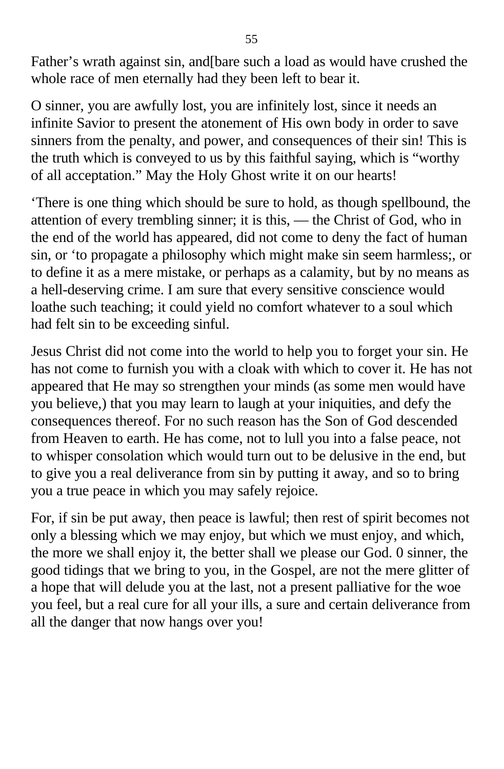Father’s wrath against sin, and[bare such a load as would have crushed the whole race of men eternally had they been left to bear it.

O sinner, you are awfully lost, you are infinitely lost, since it needs an infinite Savior to present the atonement of His own body in order to save sinners from the penalty, and power, and consequences of their sin! This is the truth which is conveyed to us by this faithful saying, which is “worthy of all acceptation.” May the Holy Ghost write it on our hearts!

‘There is one thing which should be sure to hold, as though spellbound, the attention of every trembling sinner; it is this, — the Christ of God, who in the end of the world has appeared, did not come to deny the fact of human sin, or ‘to propagate a philosophy which might make sin seem harmless;, or to define it as a mere mistake, or perhaps as a calamity, but by no means as a hell-deserving crime. I am sure that every sensitive conscience would loathe such teaching; it could yield no comfort whatever to a soul which had felt sin to be exceeding sinful.

Jesus Christ did not come into the world to help you to forget your sin. He has not come to furnish you with a cloak with which to cover it. He has not appeared that He may so strengthen your minds (as some men would have you believe,) that you may learn to laugh at your iniquities, and defy the consequences thereof. For no such reason has the Son of God descended from Heaven to earth. He has come, not to lull you into a false peace, not to whisper consolation which would turn out to be delusive in the end, but to give you a real deliverance from sin by putting it away, and so to bring you a true peace in which you may safely rejoice.

For, if sin be put away, then peace is lawful; then rest of spirit becomes not only a blessing which we may enjoy, but which we must enjoy, and which, the more we shall enjoy it, the better shall we please our God. 0 sinner, the good tidings that we bring to you, in the Gospel, are not the mere glitter of a hope that will delude you at the last, not a present palliative for the woe you feel, but a real cure for all your ills, a sure and certain deliverance from all the danger that now hangs over you!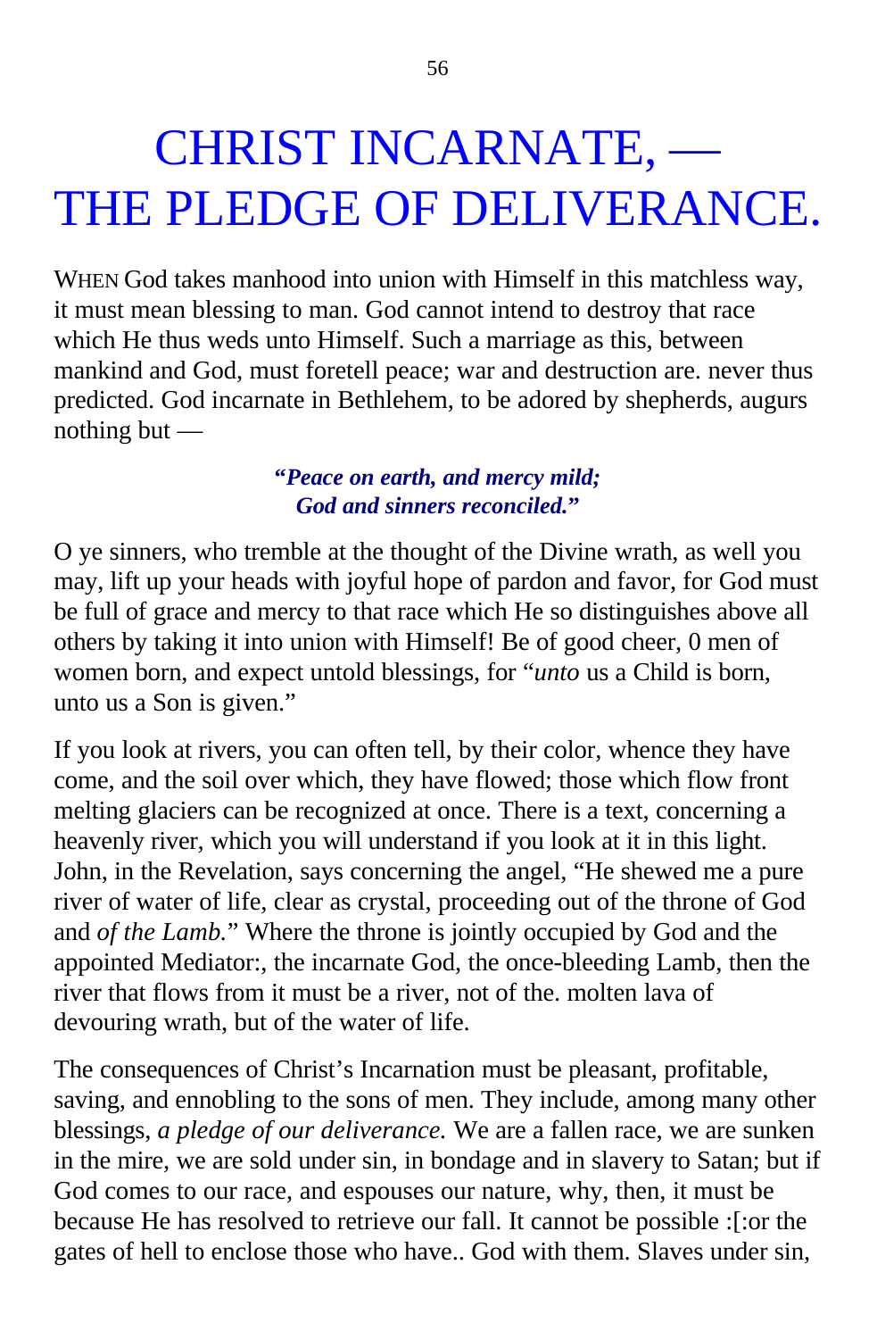# CHRIST INCARNATE, — THE PLEDGE OF DELIVERANCE.

WHEN God takes manhood into union with Himself in this matchless way, it must mean blessing to man. God cannot intend to destroy that race which He thus weds unto Himself. Such a marriage as this, between mankind and God, must foretell peace; war and destruction are. never thus predicted. God incarnate in Bethlehem, to be adored by shepherds, augurs nothing but —

> ***"Peace on earth, and mercy mild;***
> ***God and sinners reconciled."***

O ye sinners, who tremble at the thought of the Divine wrath, as well you may, lift up your heads with joyful hope of pardon and favor, for God must be full of grace and mercy to that race which He so distinguishes above all others by taking it into union with Himself! Be of good cheer, 0 men of women born, and expect untold blessings, for "*unto* us a Child is born, unto us a Son is given."

If you look at rivers, you can often tell, by their color, whence they have come, and the soil over which, they have flowed; those which flow front melting glaciers can be recognized at once. There is a text, concerning a heavenly river, which you will understand if you look at it in this light. John, in the Revelation, says concerning the angel, "He shewed me a pure river of water of life, clear as crystal, proceeding out of the throne of God and *of the Lamb.*" Where the throne is jointly occupied by God and the appointed Mediator:, the incarnate God, the once-bleeding Lamb, then the river that flows from it must be a river, not of the. molten lava of devouring wrath, but of the water of life.

The consequences of Christ's Incarnation must be pleasant, profitable, saving, and ennobling to the sons of men. They include, among many other blessings, *a pledge of our deliverance.* We are a fallen race, we are sunken in the mire, we are sold under sin, in bondage and in slavery to Satan; but if God comes to our race, and espouses our nature, why, then, it must be because He has resolved to retrieve our fall. It cannot be possible :[:or the gates of hell to enclose those who have.. God with them. Slaves under sin,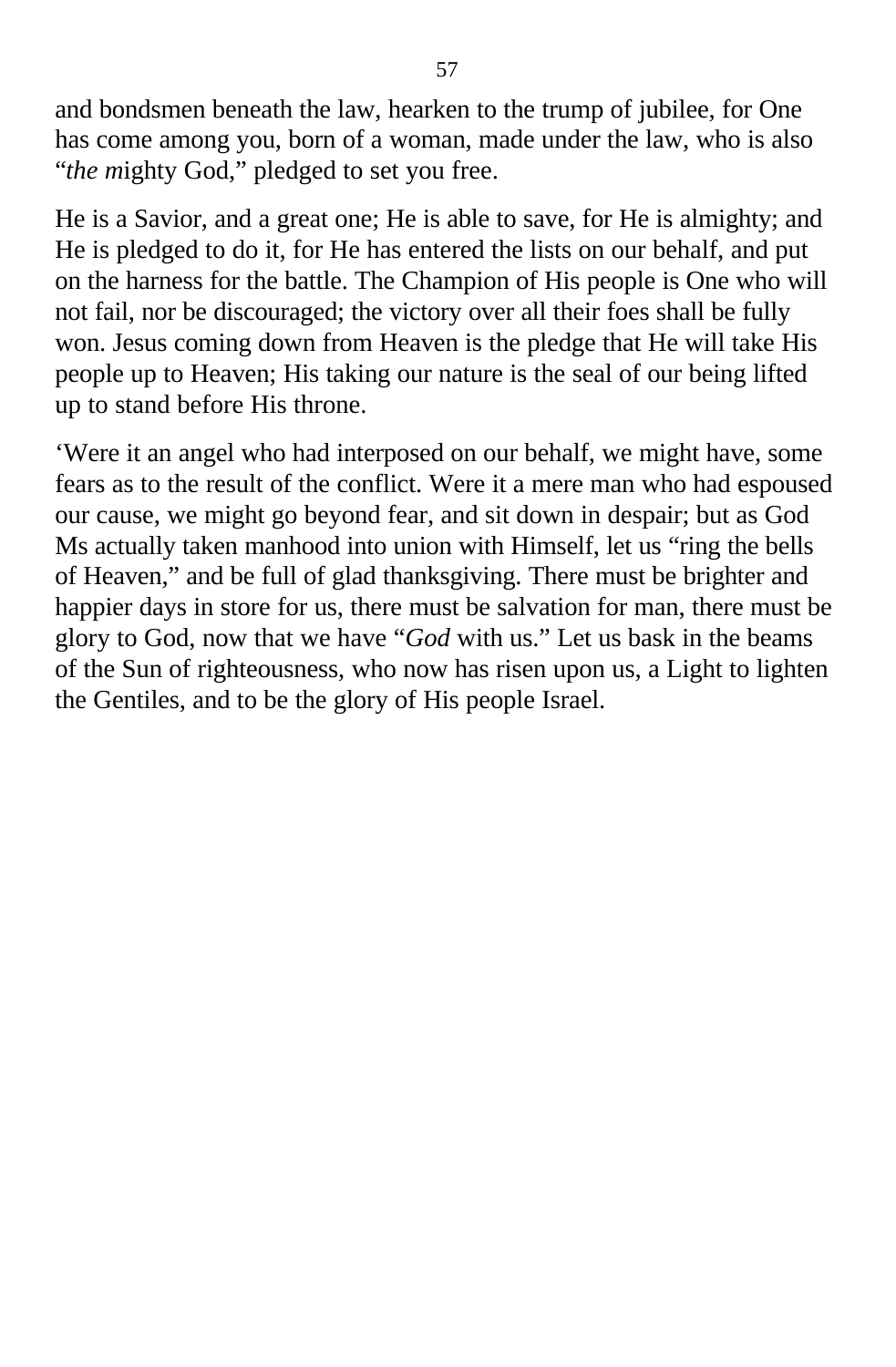and bondsmen beneath the law, hearken to the trump of jubilee, for One has come among you, born of a woman, made under the law, who is also "*the m*ighty God," pledged to set you free.

He is a Savior, and a great one; He is able to save, for He is almighty; and He is pledged to do it, for He has entered the lists on our behalf, and put on the harness for the battle. The Champion of His people is One who will not fail, nor be discouraged; the victory over all their foes shall be fully won. Jesus coming down from Heaven is the pledge that He will take His people up to Heaven; His taking our nature is the seal of our being lifted up to stand before His throne.

'Were it an angel who had interposed on our behalf, we might have, some fears as to the result of the conflict. Were it a mere man who had espoused our cause, we might go beyond fear, and sit down in despair; but as God Ms actually taken manhood into union with Himself, let us "ring the bells of Heaven," and be full of glad thanksgiving. There must be brighter and happier days in store for us, there must be salvation for man, there must be glory to God, now that we have "*God* with us." Let us bask in the beams of the Sun of righteousness, who now has risen upon us, a Light to lighten the Gentiles, and to be the glory of His people Israel.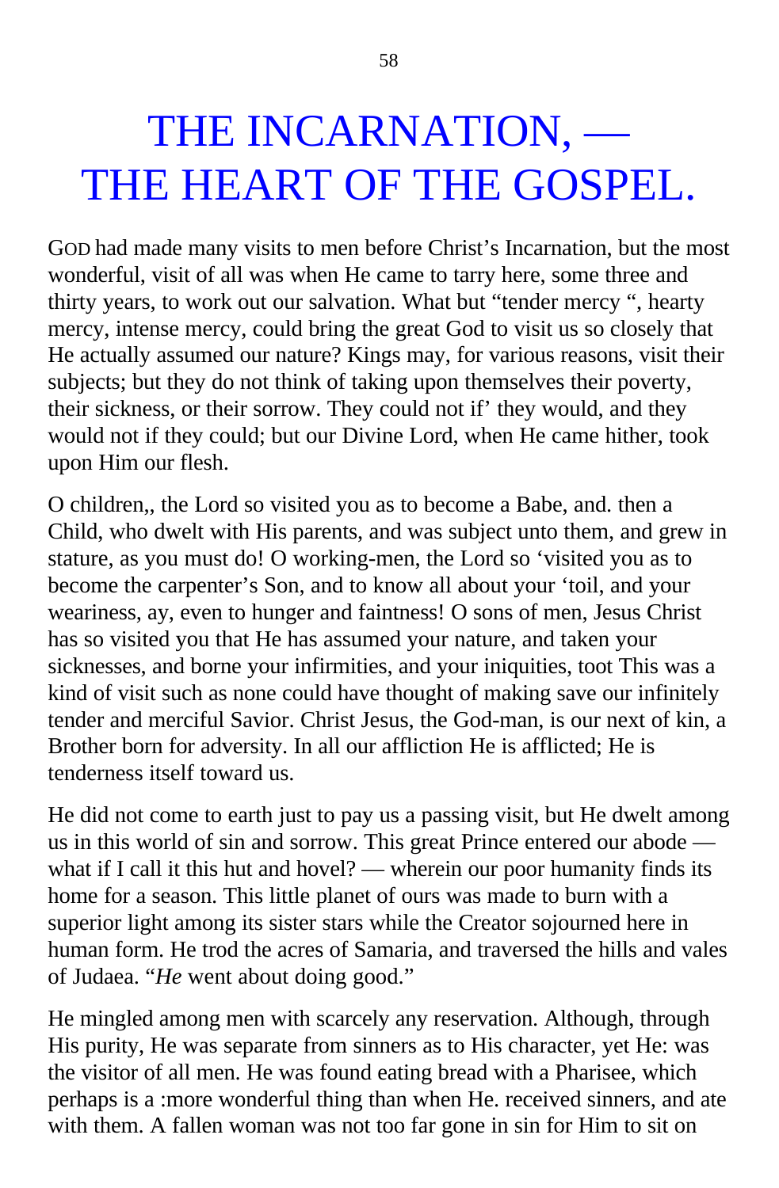# THE INCARNATION, — THE HEART OF THE GOSPEL.

GOD had made many visits to men before Christ's Incarnation, but the most wonderful, visit of all was when He came to tarry here, some three and thirty years, to work out our salvation. What but "tender mercy ", hearty mercy, intense mercy, could bring the great God to visit us so closely that He actually assumed our nature? Kings may, for various reasons, visit their subjects; but they do not think of taking upon themselves their poverty, their sickness, or their sorrow. They could not if' they would, and they would not if they could; but our Divine Lord, when He came hither, took upon Him our flesh.

O children,, the Lord so visited you as to become a Babe, and. then a Child, who dwelt with His parents, and was subject unto them, and grew in stature, as you must do! O working-men, the Lord so 'visited you as to become the carpenter's Son, and to know all about your 'toil, and your weariness, ay, even to hunger and faintness! O sons of men, Jesus Christ has so visited you that He has assumed your nature, and taken your sicknesses, and borne your infirmities, and your iniquities, toot This was a kind of visit such as none could have thought of making save our infinitely tender and merciful Savior. Christ Jesus, the God-man, is our next of kin, a Brother born for adversity. In all our affliction He is afflicted; He is tenderness itself toward us.

He did not come to earth just to pay us a passing visit, but He dwelt among us in this world of sin and sorrow. This great Prince entered our abode — what if I call it this hut and hovel? — wherein our poor humanity finds its home for a season. This little planet of ours was made to burn with a superior light among its sister stars while the Creator sojourned here in human form. He trod the acres of Samaria, and traversed the hills and vales of Judaea. "*He* went about doing good."

He mingled among men with scarcely any reservation. Although, through His purity, He was separate from sinners as to His character, yet He: was the visitor of all men. He was found eating bread with a Pharisee, which perhaps is a :more wonderful thing than when He. received sinners, and ate with them. A fallen woman was not too far gone in sin for Him to sit on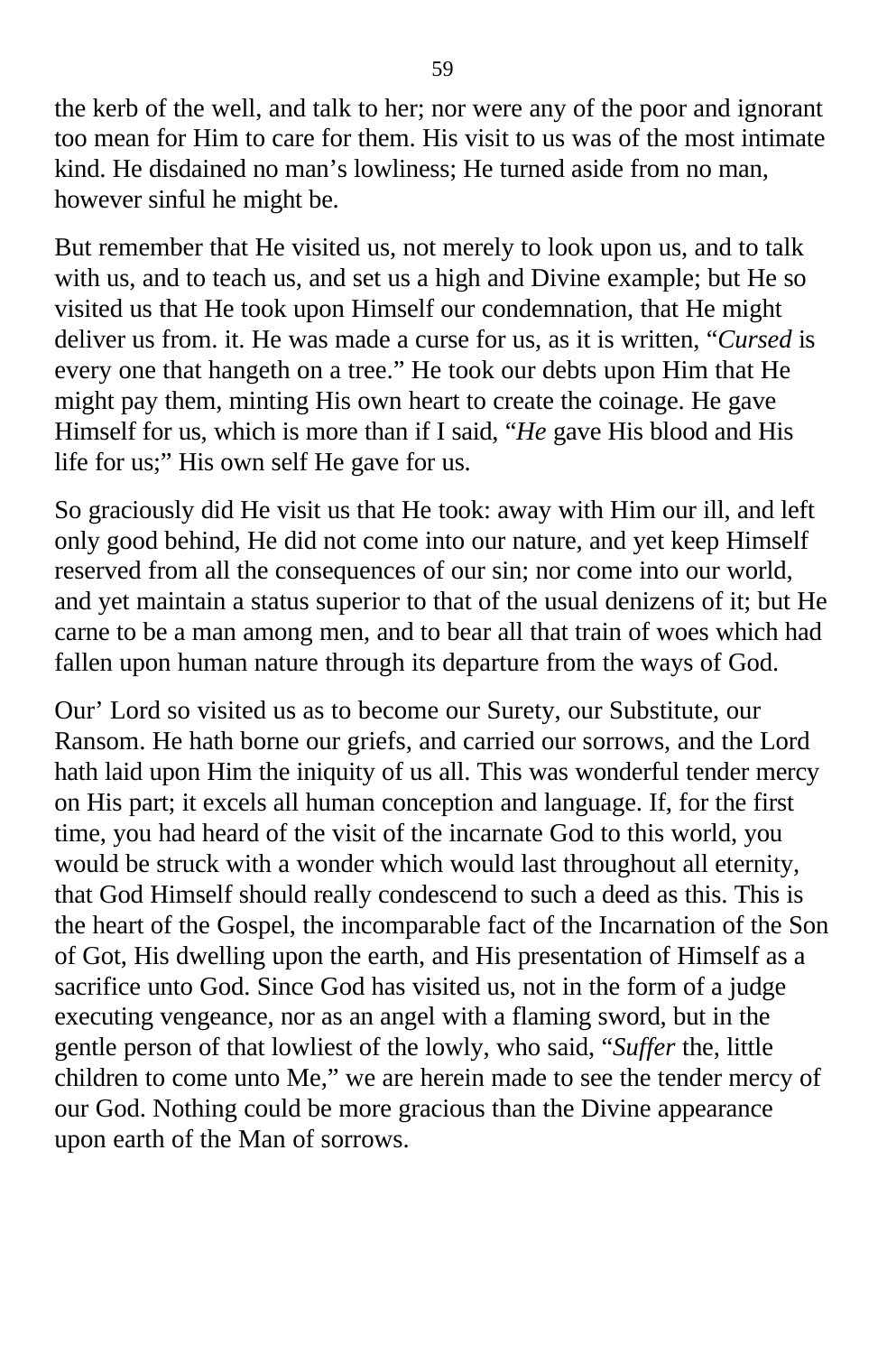the kerb of the well, and talk to her; nor were any of the poor and ignorant too mean for Him to care for them. His visit to us was of the most intimate kind. He disdained no man’s lowliness; He turned aside from no man, however sinful he might be.

But remember that He visited us, not merely to look upon us, and to talk with us, and to teach us, and set us a high and Divine example; but He so visited us that He took upon Himself our condemnation, that He might deliver us from. it. He was made a curse for us, as it is written, “*Cursed* is every one that hangeth on a tree.” He took our debts upon Him that He might pay them, minting His own heart to create the coinage. He gave Himself for us, which is more than if I said, “*He* gave His blood and His life for us;” His own self He gave for us.

So graciously did He visit us that He took: away with Him our ill, and left only good behind, He did not come into our nature, and yet keep Himself reserved from all the consequences of our sin; nor come into our world, and yet maintain a status superior to that of the usual denizens of it; but He carne to be a man among men, and to bear all that train of woes which had fallen upon human nature through its departure from the ways of God.

Our’ Lord so visited us as to become our Surety, our Substitute, our Ransom. He hath borne our griefs, and carried our sorrows, and the Lord hath laid upon Him the iniquity of us all. This was wonderful tender mercy on His part; it excels all human conception and language. If, for the first time, you had heard of the visit of the incarnate God to this world, you would be struck with a wonder which would last throughout all eternity, that God Himself should really condescend to such a deed as this. This is the heart of the Gospel, the incomparable fact of the Incarnation of the Son of Got, His dwelling upon the earth, and His presentation of Himself as a sacrifice unto God. Since God has visited us, not in the form of a judge executing vengeance, nor as an angel with a flaming sword, but in the gentle person of that lowliest of the lowly, who said, “*Suffer* the, little children to come unto Me,” we are herein made to see the tender mercy of our God. Nothing could be more gracious than the Divine appearance upon earth of the Man of sorrows.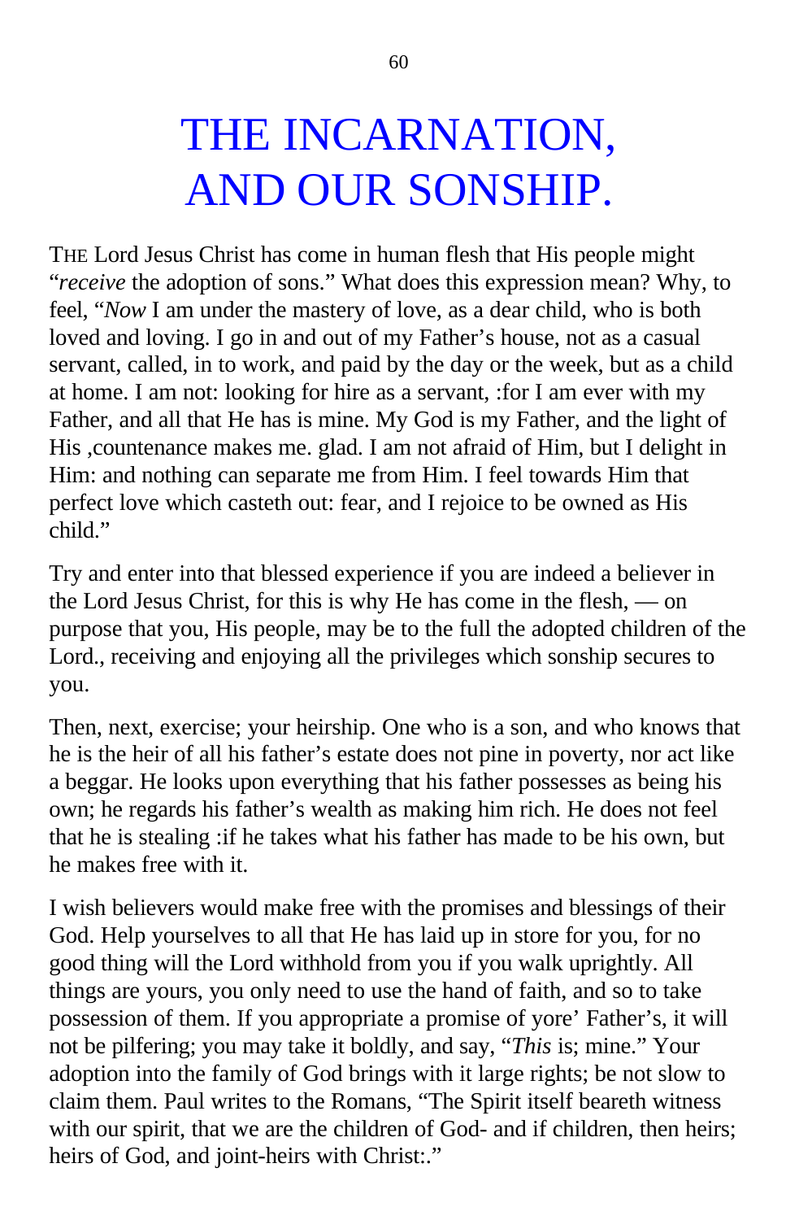# THE INCARNATION, AND OUR SONSHIP.

THE Lord Jesus Christ has come in human flesh that His people might "*receive* the adoption of sons." What does this expression mean? Why, to feel, "*Now* I am under the mastery of love, as a dear child, who is both loved and loving. I go in and out of my Father's house, not as a casual servant, called, in to work, and paid by the day or the week, but as a child at home. I am not: looking for hire as a servant, :for I am ever with my Father, and all that He has is mine. My God is my Father, and the light of His ,countenance makes me. glad. I am not afraid of Him, but I delight in Him: and nothing can separate me from Him. I feel towards Him that perfect love which casteth out: fear, and I rejoice to be owned as His child."

Try and enter into that blessed experience if you are indeed a believer in the Lord Jesus Christ, for this is why He has come in the flesh, — on purpose that you, His people, may be to the full the adopted children of the Lord., receiving and enjoying all the privileges which sonship secures to you.

Then, next, exercise; your heirship. One who is a son, and who knows that he is the heir of all his father's estate does not pine in poverty, nor act like a beggar. He looks upon everything that his father possesses as being his own; he regards his father's wealth as making him rich. He does not feel that he is stealing :if he takes what his father has made to be his own, but he makes free with it.

I wish believers would make free with the promises and blessings of their God. Help yourselves to all that He has laid up in store for you, for no good thing will the Lord withhold from you if you walk uprightly. All things are yours, you only need to use the hand of faith, and so to take possession of them. If you appropriate a promise of yore' Father's, it will not be pilfering; you may take it boldly, and say, "*This* is; mine." Your adoption into the family of God brings with it large rights; be not slow to claim them. Paul writes to the Romans, "The Spirit itself beareth witness with our spirit, that we are the children of God- and if children, then heirs; heirs of God, and joint-heirs with Christ:."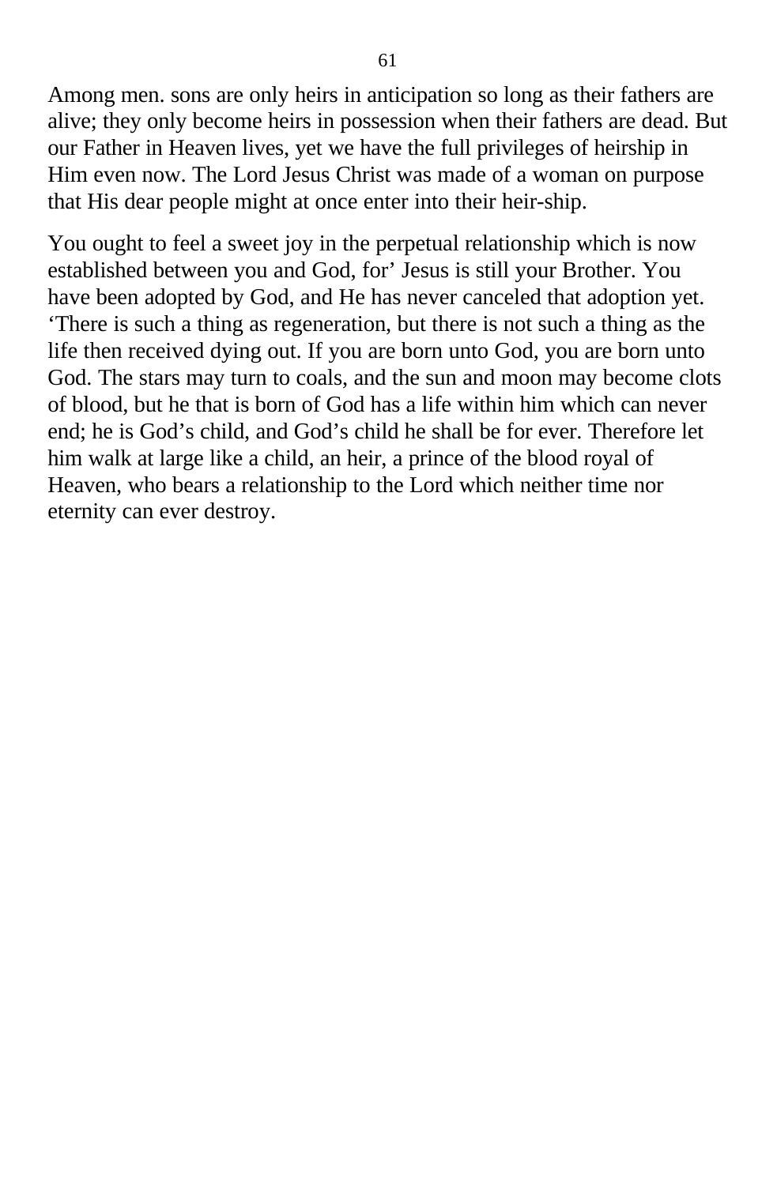Among men. sons are only heirs in anticipation so long as their fathers are alive; they only become heirs in possession when their fathers are dead. But our Father in Heaven lives, yet we have the full privileges of heirship in Him even now. The Lord Jesus Christ was made of a woman on purpose that His dear people might at once enter into their heir-ship.

You ought to feel a sweet joy in the perpetual relationship which is now established between you and God, for’ Jesus is still your Brother. You have been adopted by God, and He has never canceled that adoption yet. ‘There is such a thing as regeneration, but there is not such a thing as the life then received dying out. If you are born unto God, you are born unto God. The stars may turn to coals, and the sun and moon may become clots of blood, but he that is born of God has a life within him which can never end; he is God’s child, and God’s child he shall be for ever. Therefore let him walk at large like a child, an heir, a prince of the blood royal of Heaven, who bears a relationship to the Lord which neither time nor eternity can ever destroy.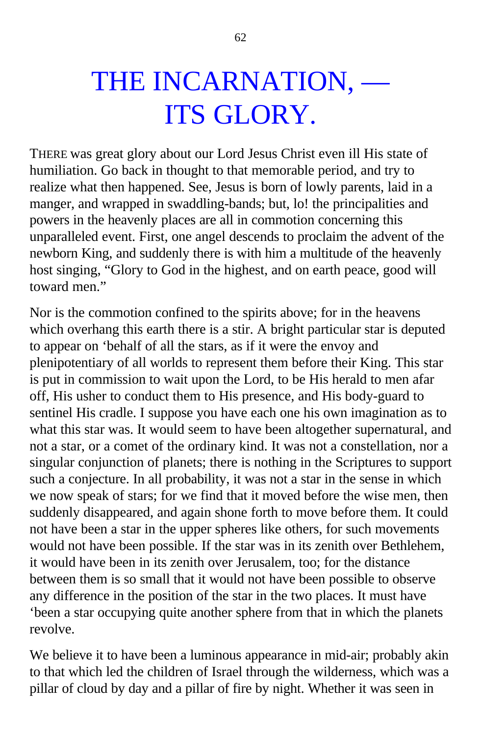# THE INCARNATION, — ITS GLORY.

THERE was great glory about our Lord Jesus Christ even ill His state of humiliation. Go back in thought to that memorable period, and try to realize what then happened. See, Jesus is born of lowly parents, laid in a manger, and wrapped in swaddling-bands; but, lo! the principalities and powers in the heavenly places are all in commotion concerning this unparalleled event. First, one angel descends to proclaim the advent of the newborn King, and suddenly there is with him a multitude of the heavenly host singing, "Glory to God in the highest, and on earth peace, good will toward men."

Nor is the commotion confined to the spirits above; for in the heavens which overhang this earth there is a stir. A bright particular star is deputed to appear on 'behalf of all the stars, as if it were the envoy and plenipotentiary of all worlds to represent them before their King. This star is put in commission to wait upon the Lord, to be His herald to men afar off, His usher to conduct them to His presence, and His body-guard to sentinel His cradle. I suppose you have each one his own imagination as to what this star was. It would seem to have been altogether supernatural, and not a star, or a comet of the ordinary kind. It was not a constellation, nor a singular conjunction of planets; there is nothing in the Scriptures to support such a conjecture. In all probability, it was not a star in the sense in which we now speak of stars; for we find that it moved before the wise men, then suddenly disappeared, and again shone forth to move before them. It could not have been a star in the upper spheres like others, for such movements would not have been possible. If the star was in its zenith over Bethlehem, it would have been in its zenith over Jerusalem, too; for the distance between them is so small that it would not have been possible to observe any difference in the position of the star in the two places. It must have 'been a star occupying quite another sphere from that in which the planets revolve.

We believe it to have been a luminous appearance in mid-air; probably akin to that which led the children of Israel through the wilderness, which was a pillar of cloud by day and a pillar of fire by night. Whether it was seen in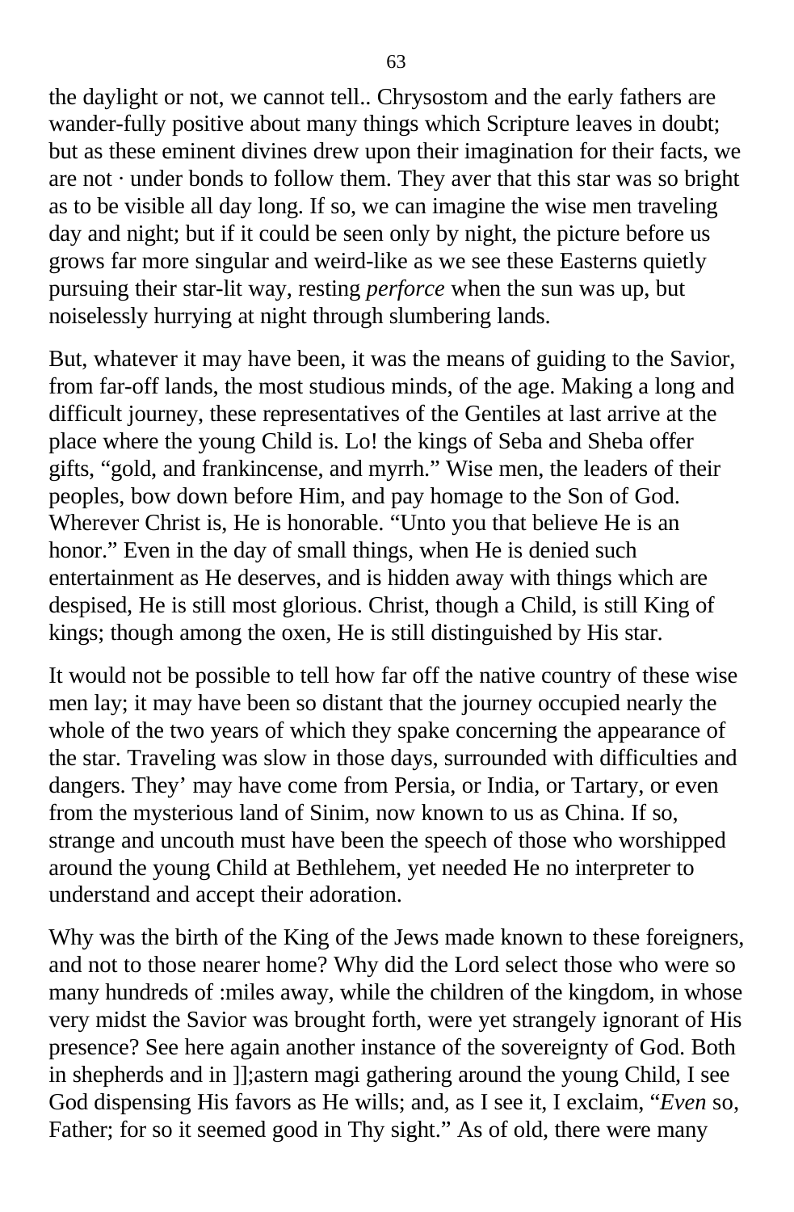the daylight or not, we cannot tell.. Chrysostom and the early fathers are wander-fully positive about many things which Scripture leaves in doubt; but as these eminent divines drew upon their imagination for their facts, we are not · under bonds to follow them. They aver that this star was so bright as to be visible all day long. If so, we can imagine the wise men traveling day and night; but if it could be seen only by night, the picture before us grows far more singular and weird-like as we see these Easterns quietly pursuing their star-lit way, resting *perforce* when the sun was up, but noiselessly hurrying at night through slumbering lands.

But, whatever it may have been, it was the means of guiding to the Savior, from far-off lands, the most studious minds, of the age. Making a long and difficult journey, these representatives of the Gentiles at last arrive at the place where the young Child is. Lo! the kings of Seba and Sheba offer gifts, "gold, and frankincense, and myrrh." Wise men, the leaders of their peoples, bow down before Him, and pay homage to the Son of God. Wherever Christ is, He is honorable. "Unto you that believe He is an honor." Even in the day of small things, when He is denied such entertainment as He deserves, and is hidden away with things which are despised, He is still most glorious. Christ, though a Child, is still King of kings; though among the oxen, He is still distinguished by His star.

It would not be possible to tell how far off the native country of these wise men lay; it may have been so distant that the journey occupied nearly the whole of the two years of which they spake concerning the appearance of the star. Traveling was slow in those days, surrounded with difficulties and dangers. They' may have come from Persia, or India, or Tartary, or even from the mysterious land of Sinim, now known to us as China. If so, strange and uncouth must have been the speech of those who worshipped around the young Child at Bethlehem, yet needed He no interpreter to understand and accept their adoration.

Why was the birth of the King of the Jews made known to these foreigners, and not to those nearer home? Why did the Lord select those who were so many hundreds of :miles away, while the children of the kingdom, in whose very midst the Savior was brought forth, were yet strangely ignorant of His presence? See here again another instance of the sovereignty of God. Both in shepherds and in ]];astern magi gathering around the young Child, I see God dispensing His favors as He wills; and, as I see it, I exclaim, "*Even* so, Father; for so it seemed good in Thy sight." As of old, there were many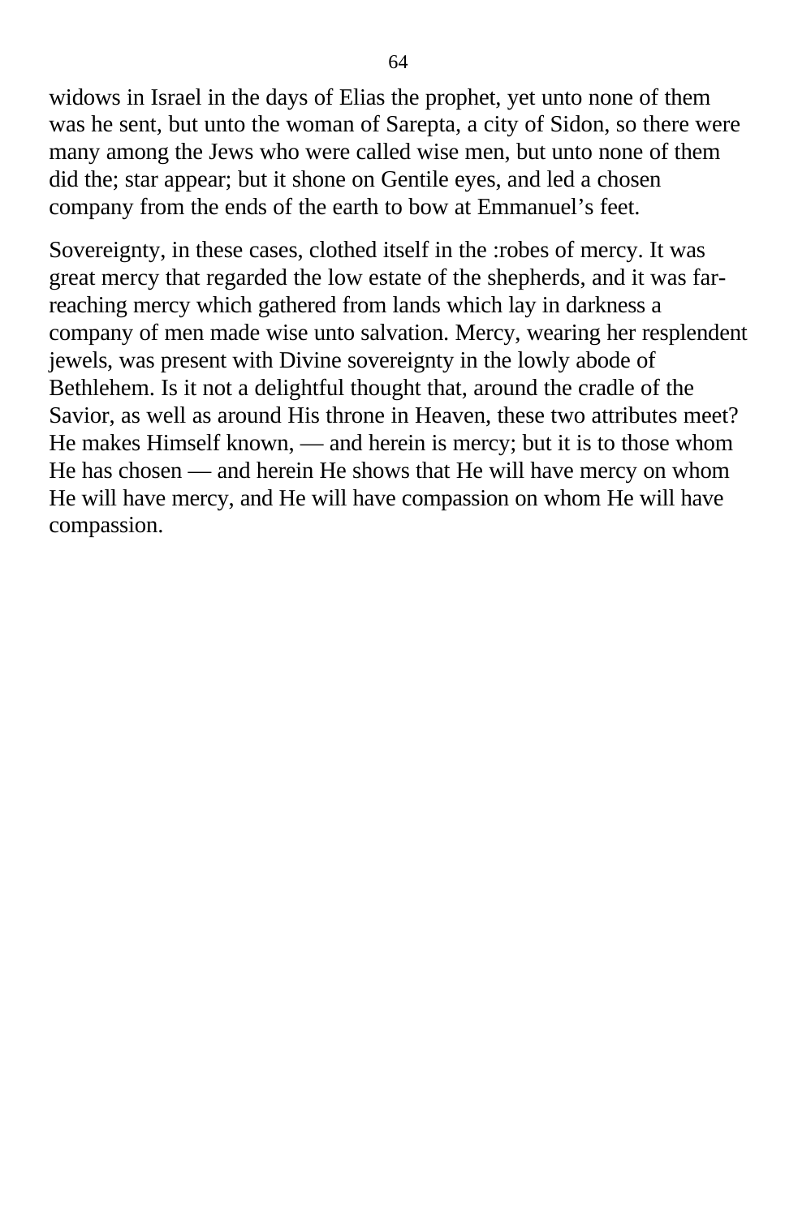widows in Israel in the days of Elias the prophet, yet unto none of them was he sent, but unto the woman of Sarepta, a city of Sidon, so there were many among the Jews who were called wise men, but unto none of them did the; star appear; but it shone on Gentile eyes, and led a chosen company from the ends of the earth to bow at Emmanuel's feet.

Sovereignty, in these cases, clothed itself in the :robes of mercy. It was great mercy that regarded the low estate of the shepherds, and it was far-reaching mercy which gathered from lands which lay in darkness a company of men made wise unto salvation. Mercy, wearing her resplendent jewels, was present with Divine sovereignty in the lowly abode of Bethlehem. Is it not a delightful thought that, around the cradle of the Savior, as well as around His throne in Heaven, these two attributes meet? He makes Himself known, — and herein is mercy; but it is to those whom He has chosen — and herein He shows that He will have mercy on whom He will have mercy, and He will have compassion on whom He will have compassion.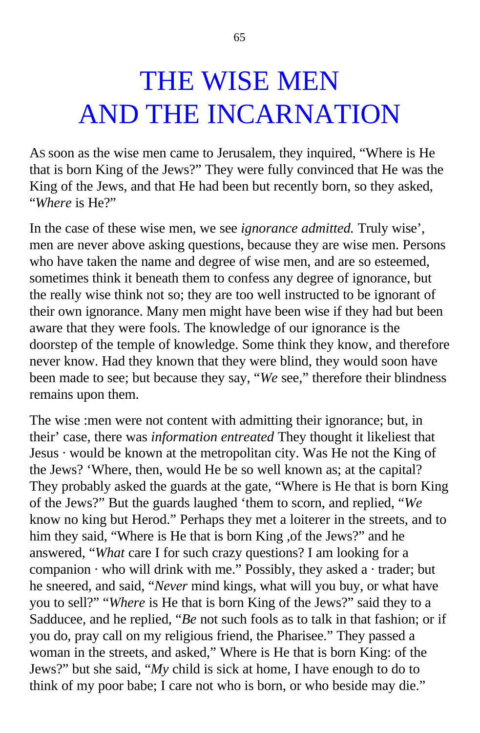# THE WISE MEN AND THE INCARNATION

AS soon as the wise men came to Jerusalem, they inquired, "Where is He that is born King of the Jews?" They were fully convinced that He was the King of the Jews, and that He had been but recently born, so they asked, "*Where* is He?"

In the case of these wise men, we see *ignorance admitted.* Truly wise', men are never above asking questions, because they are wise men. Persons who have taken the name and degree of wise men, and are so esteemed, sometimes think it beneath them to confess any degree of ignorance, but the really wise think not so; they are too well instructed to be ignorant of their own ignorance. Many men might have been wise if they had but been aware that they were fools. The knowledge of our ignorance is the doorstep of the temple of knowledge. Some think they know, and therefore never know. Had they known that they were blind, they would soon have been made to see; but because they say, "*We* see," therefore their blindness remains upon them.

The wise :men were not content with admitting their ignorance; but, in their' case, there was *information entreated* They thought it likeliest that Jesus · would be known at the metropolitan city. Was He not the King of the Jews? 'Where, then, would He be so well known as; at the capital? They probably asked the guards at the gate, "Where is He that is born King of the Jews?" But the guards laughed 'them to scorn, and replied, "*We* know no king but Herod." Perhaps they met a loiterer in the streets, and to him they said, "Where is He that is born King ,of the Jews?" and he answered, "*What* care I for such crazy questions? I am looking for a companion · who will drink with me." Possibly, they asked a · trader; but he sneered, and said, "*Never* mind kings, what will you buy, or what have you to sell?" "*Where* is He that is born King of the Jews?" said they to a Sadducee, and he replied, "*Be* not such fools as to talk in that fashion; or if you do, pray call on my religious friend, the Pharisee." They passed a woman in the streets, and asked," Where is He that is born King: of the Jews?" but she said, "*My* child is sick at home, I have enough to do to think of my poor babe; I care not who is born, or who beside may die."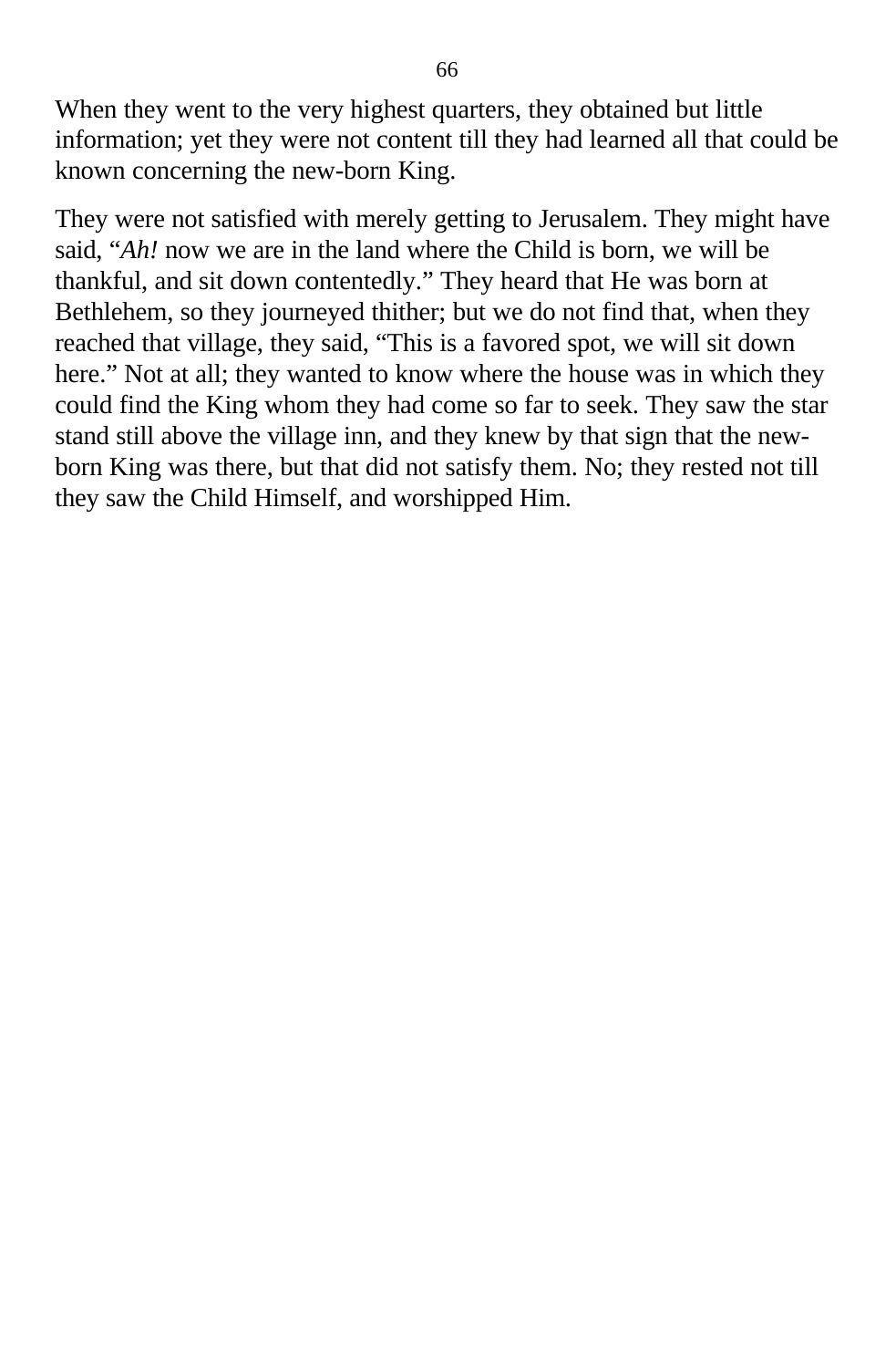When they went to the very highest quarters, they obtained but little information; yet they were not content till they had learned all that could be known concerning the new-born King.

They were not satisfied with merely getting to Jerusalem. They might have said, "*Ah!* now we are in the land where the Child is born, we will be thankful, and sit down contentedly." They heard that He was born at Bethlehem, so they journeyed thither; but we do not find that, when they reached that village, they said, "This is a favored spot, we will sit down here." Not at all; they wanted to know where the house was in which they could find the King whom they had come so far to seek. They saw the star stand still above the village inn, and they knew by that sign that the new-born King was there, but that did not satisfy them. No; they rested not till they saw the Child Himself, and worshipped Him.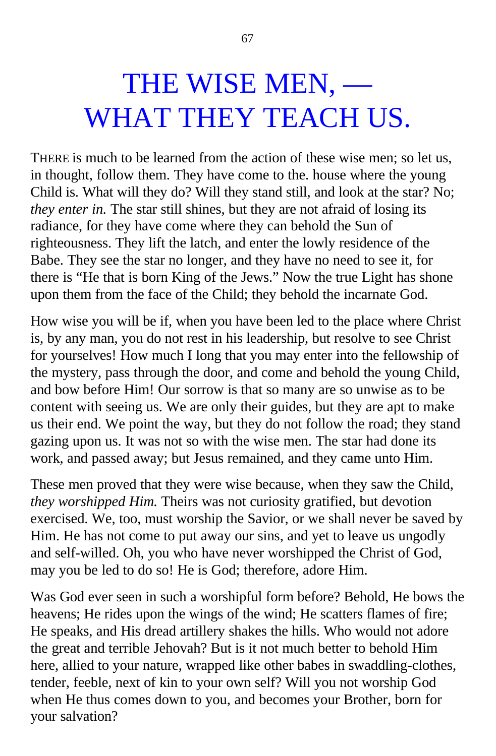# THE WISE MEN, — WHAT THEY TEACH US.

THERE is much to be learned from the action of these wise men; so let us, in thought, follow them. They have come to the. house where the young Child is. What will they do? Will they stand still, and look at the star? No; *they enter in.* The star still shines, but they are not afraid of losing its radiance, for they have come where they can behold the Sun of righteousness. They lift the latch, and enter the lowly residence of the Babe. They see the star no longer, and they have no need to see it, for there is "He that is born King of the Jews." Now the true Light has shone upon them from the face of the Child; they behold the incarnate God.

How wise you will be if, when you have been led to the place where Christ is, by any man, you do not rest in his leadership, but resolve to see Christ for yourselves! How much I long that you may enter into the fellowship of the mystery, pass through the door, and come and behold the young Child, and bow before Him! Our sorrow is that so many are so unwise as to be content with seeing us. We are only their guides, but they are apt to make us their end. We point the way, but they do not follow the road; they stand gazing upon us. It was not so with the wise men. The star had done its work, and passed away; but Jesus remained, and they came unto Him.

These men proved that they were wise because, when they saw the Child, *they worshipped Him.* Theirs was not curiosity gratified, but devotion exercised. We, too, must worship the Savior, or we shall never be saved by Him. He has not come to put away our sins, and yet to leave us ungodly and self-willed. Oh, you who have never worshipped the Christ of God, may you be led to do so! He is God; therefore, adore Him.

Was God ever seen in such a worshipful form before? Behold, He bows the heavens; He rides upon the wings of the wind; He scatters flames of fire; He speaks, and His dread artillery shakes the hills. Who would not adore the great and terrible Jehovah? But is it not much better to behold Him here, allied to your nature, wrapped like other babes in swaddling-clothes, tender, feeble, next of kin to your own self? Will you not worship God when He thus comes down to you, and becomes your Brother, born for your salvation?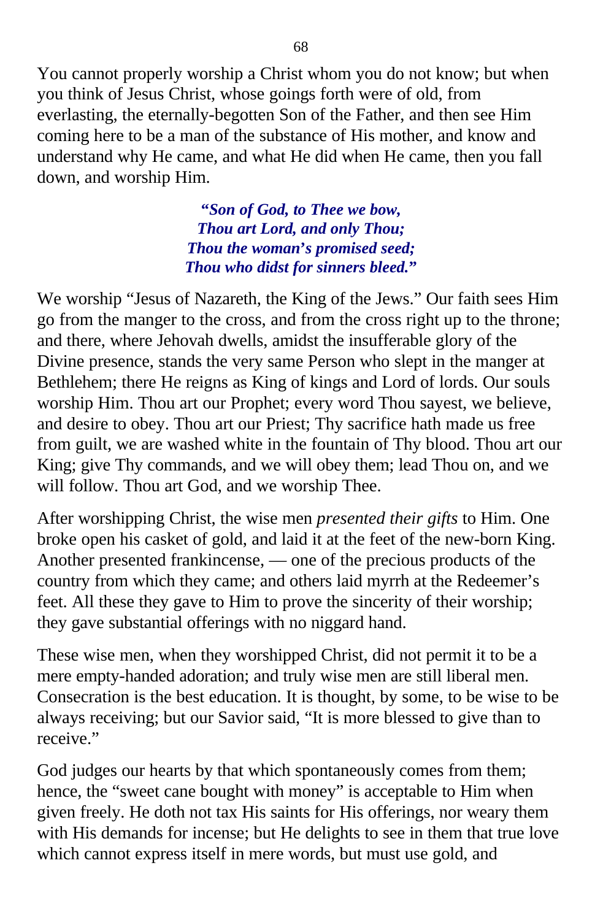You cannot properly worship a Christ whom you do not know; but when you think of Jesus Christ, whose goings forth were of old, from everlasting, the eternally-begotten Son of the Father, and then see Him coming here to be a man of the substance of His mother, and know and understand why He came, and what He did when He came, then you fall down, and worship Him.

> ***"Son of God, to Thee we bow,***
> ***Thou art Lord, and only Thou;***
> ***Thou the woman's promised seed;***
> ***Thou who didst for sinners bleed."***

We worship "Jesus of Nazareth, the King of the Jews." Our faith sees Him go from the manger to the cross, and from the cross right up to the throne; and there, where Jehovah dwells, amidst the insufferable glory of the Divine presence, stands the very same Person who slept in the manger at Bethlehem; there He reigns as King of kings and Lord of lords. Our souls worship Him. Thou art our Prophet; every word Thou sayest, we believe, and desire to obey. Thou art our Priest; Thy sacrifice hath made us free from guilt, we are washed white in the fountain of Thy blood. Thou art our King; give Thy commands, and we will obey them; lead Thou on, and we will follow. Thou art God, and we worship Thee.

After worshipping Christ, the wise men *presented their gifts* to Him. One broke open his casket of gold, and laid it at the feet of the new-born King. Another presented frankincense, — one of the precious products of the country from which they came; and others laid myrrh at the Redeemer's feet. All these they gave to Him to prove the sincerity of their worship; they gave substantial offerings with no niggard hand.

These wise men, when they worshipped Christ, did not permit it to be a mere empty-handed adoration; and truly wise men are still liberal men. Consecration is the best education. It is thought, by some, to be wise to be always receiving; but our Savior said, "It is more blessed to give than to receive."

God judges our hearts by that which spontaneously comes from them; hence, the "sweet cane bought with money" is acceptable to Him when given freely. He doth not tax His saints for His offerings, nor weary them with His demands for incense; but He delights to see in them that true love which cannot express itself in mere words, but must use gold, and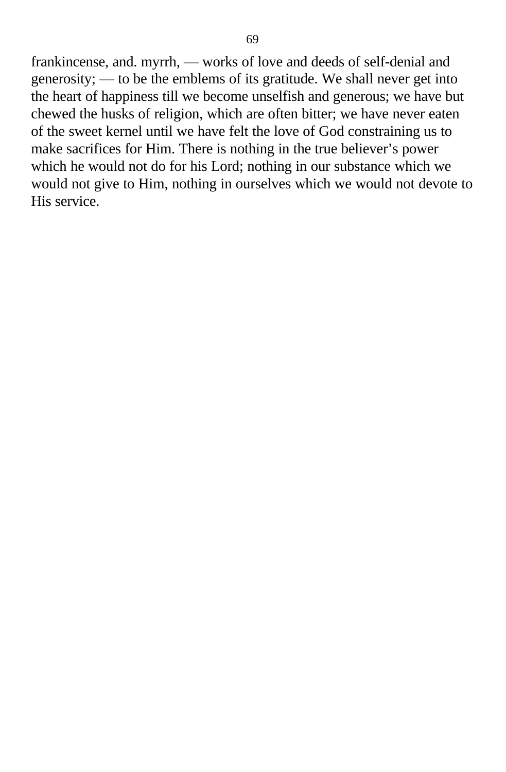frankincense, and. myrrh, — works of love and deeds of self-denial and generosity; — to be the emblems of its gratitude. We shall never get into the heart of happiness till we become unselfish and generous; we have but chewed the husks of religion, which are often bitter; we have never eaten of the sweet kernel until we have felt the love of God constraining us to make sacrifices for Him. There is nothing in the true believer's power which he would not do for his Lord; nothing in our substance which we would not give to Him, nothing in ourselves which we would not devote to His service.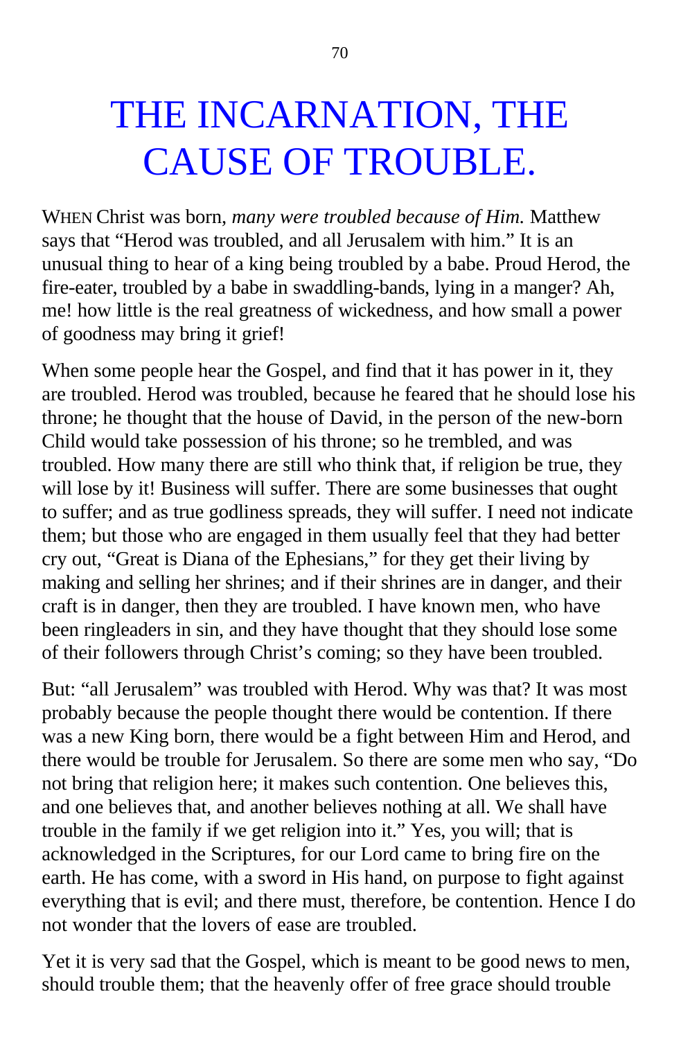# THE INCARNATION, THE CAUSE OF TROUBLE.

WHEN Christ was born, *many were troubled because of Him.* Matthew says that "Herod was troubled, and all Jerusalem with him." It is an unusual thing to hear of a king being troubled by a babe. Proud Herod, the fire-eater, troubled by a babe in swaddling-bands, lying in a manger? Ah, me! how little is the real greatness of wickedness, and how small a power of goodness may bring it grief!

When some people hear the Gospel, and find that it has power in it, they are troubled. Herod was troubled, because he feared that he should lose his throne; he thought that the house of David, in the person of the new-born Child would take possession of his throne; so he trembled, and was troubled. How many there are still who think that, if religion be true, they will lose by it! Business will suffer. There are some businesses that ought to suffer; and as true godliness spreads, they will suffer. I need not indicate them; but those who are engaged in them usually feel that they had better cry out, "Great is Diana of the Ephesians," for they get their living by making and selling her shrines; and if their shrines are in danger, and their craft is in danger, then they are troubled. I have known men, who have been ringleaders in sin, and they have thought that they should lose some of their followers through Christ's coming; so they have been troubled.

But: "all Jerusalem" was troubled with Herod. Why was that? It was most probably because the people thought there would be contention. If there was a new King born, there would be a fight between Him and Herod, and there would be trouble for Jerusalem. So there are some men who say, "Do not bring that religion here; it makes such contention. One believes this, and one believes that, and another believes nothing at all. We shall have trouble in the family if we get religion into it." Yes, you will; that is acknowledged in the Scriptures, for our Lord came to bring fire on the earth. He has come, with a sword in His hand, on purpose to fight against everything that is evil; and there must, therefore, be contention. Hence I do not wonder that the lovers of ease are troubled.

Yet it is very sad that the Gospel, which is meant to be good news to men, should trouble them; that the heavenly offer of free grace should trouble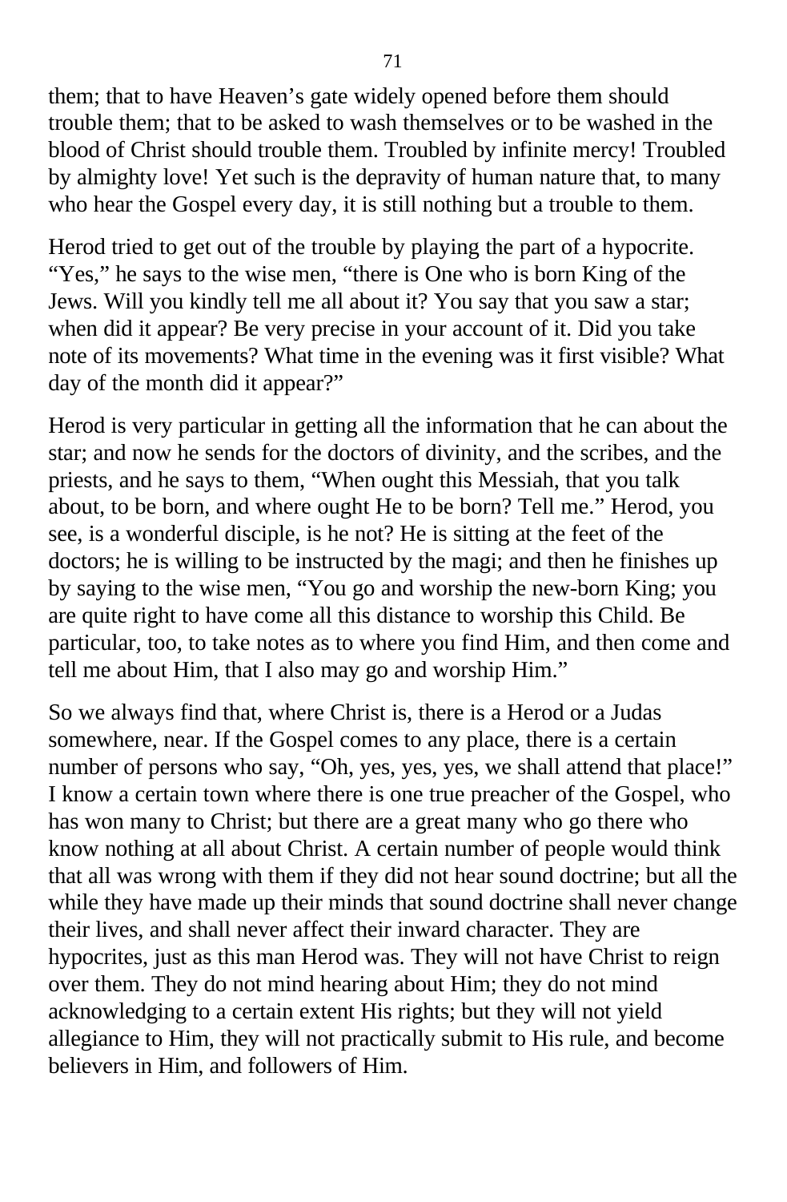them; that to have Heaven's gate widely opened before them should trouble them; that to be asked to wash themselves or to be washed in the blood of Christ should trouble them. Troubled by infinite mercy! Troubled by almighty love! Yet such is the depravity of human nature that, to many who hear the Gospel every day, it is still nothing but a trouble to them.

Herod tried to get out of the trouble by playing the part of a hypocrite. "Yes," he says to the wise men, "there is One who is born King of the Jews. Will you kindly tell me all about it? You say that you saw a star; when did it appear? Be very precise in your account of it. Did you take note of its movements? What time in the evening was it first visible? What day of the month did it appear?"

Herod is very particular in getting all the information that he can about the star; and now he sends for the doctors of divinity, and the scribes, and the priests, and he says to them, "When ought this Messiah, that you talk about, to be born, and where ought He to be born? Tell me." Herod, you see, is a wonderful disciple, is he not? He is sitting at the feet of the doctors; he is willing to be instructed by the magi; and then he finishes up by saying to the wise men, "You go and worship the new-born King; you are quite right to have come all this distance to worship this Child. Be particular, too, to take notes as to where you find Him, and then come and tell me about Him, that I also may go and worship Him."

So we always find that, where Christ is, there is a Herod or a Judas somewhere, near. If the Gospel comes to any place, there is a certain number of persons who say, "Oh, yes, yes, yes, we shall attend that place!" I know a certain town where there is one true preacher of the Gospel, who has won many to Christ; but there are a great many who go there who know nothing at all about Christ. A certain number of people would think that all was wrong with them if they did not hear sound doctrine; but all the while they have made up their minds that sound doctrine shall never change their lives, and shall never affect their inward character. They are hypocrites, just as this man Herod was. They will not have Christ to reign over them. They do not mind hearing about Him; they do not mind acknowledging to a certain extent His rights; but they will not yield allegiance to Him, they will not practically submit to His rule, and become believers in Him, and followers of Him.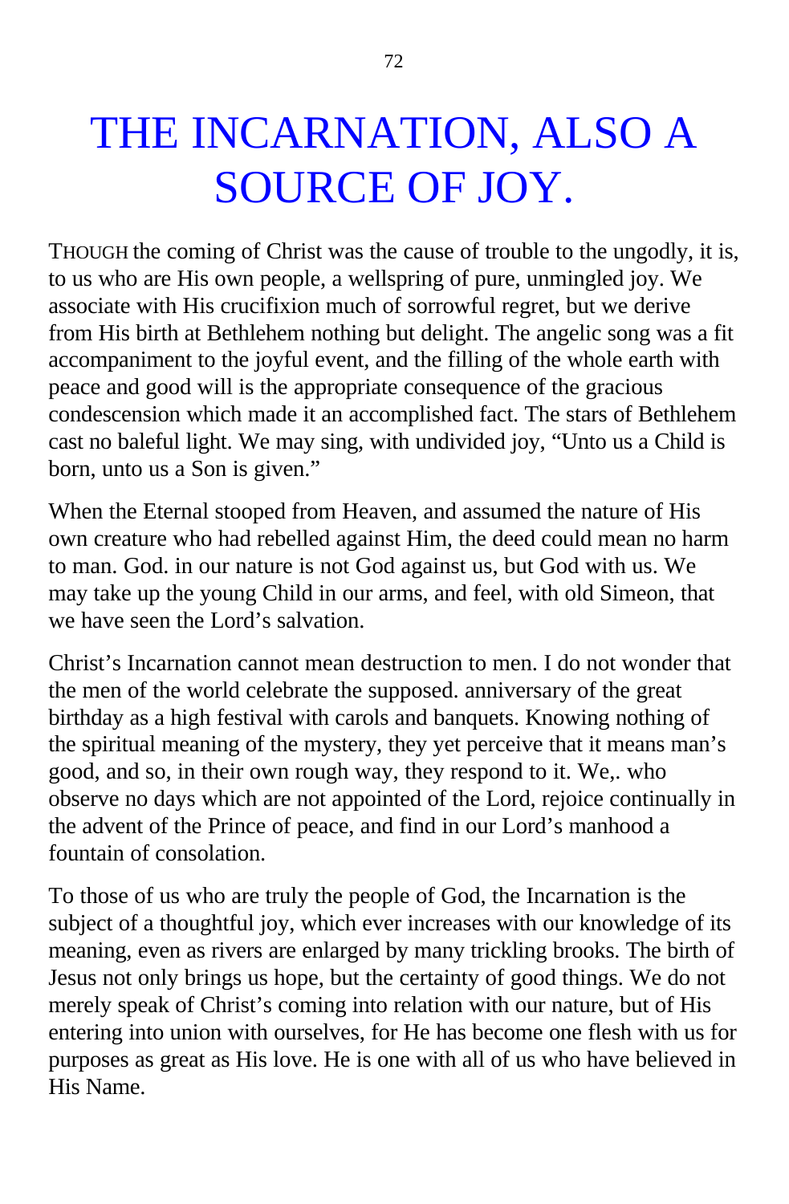# THE INCARNATION, ALSO A SOURCE OF JOY.

THOUGH the coming of Christ was the cause of trouble to the ungodly, it is, to us who are His own people, a wellspring of pure, unmingled joy. We associate with His crucifixion much of sorrowful regret, but we derive from His birth at Bethlehem nothing but delight. The angelic song was a fit accompaniment to the joyful event, and the filling of the whole earth with peace and good will is the appropriate consequence of the gracious condescension which made it an accomplished fact. The stars of Bethlehem cast no baleful light. We may sing, with undivided joy, "Unto us a Child is born, unto us a Son is given."

When the Eternal stooped from Heaven, and assumed the nature of His own creature who had rebelled against Him, the deed could mean no harm to man. God. in our nature is not God against us, but God with us. We may take up the young Child in our arms, and feel, with old Simeon, that we have seen the Lord's salvation.

Christ's Incarnation cannot mean destruction to men. I do not wonder that the men of the world celebrate the supposed. anniversary of the great birthday as a high festival with carols and banquets. Knowing nothing of the spiritual meaning of the mystery, they yet perceive that it means man's good, and so, in their own rough way, they respond to it. We,. who observe no days which are not appointed of the Lord, rejoice continually in the advent of the Prince of peace, and find in our Lord's manhood a fountain of consolation.

To those of us who are truly the people of God, the Incarnation is the subject of a thoughtful joy, which ever increases with our knowledge of its meaning, even as rivers are enlarged by many trickling brooks. The birth of Jesus not only brings us hope, but the certainty of good things. We do not merely speak of Christ's coming into relation with our nature, but of His entering into union with ourselves, for He has become one flesh with us for purposes as great as His love. He is one with all of us who have believed in His Name.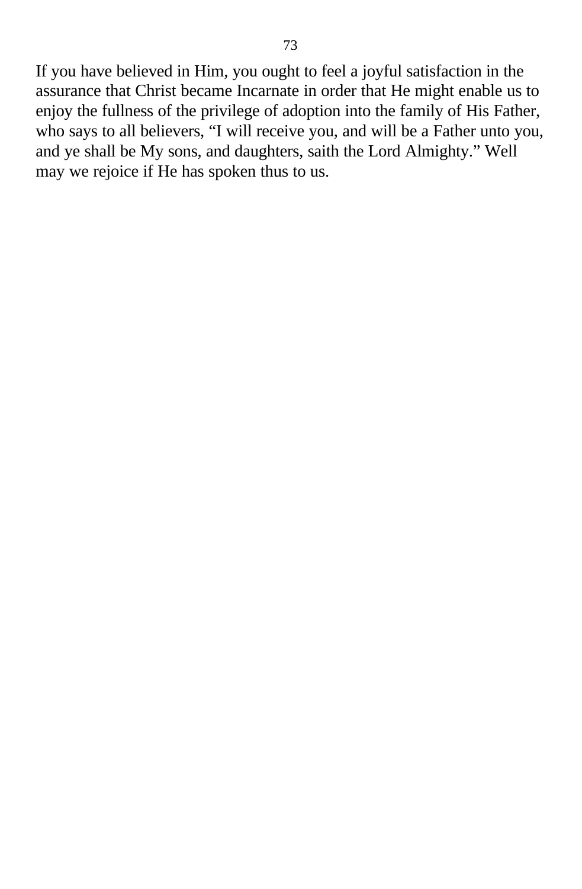If you have believed in Him, you ought to feel a joyful satisfaction in the assurance that Christ became Incarnate in order that He might enable us to enjoy the fullness of the privilege of adoption into the family of His Father, who says to all believers, “I will receive you, and will be a Father unto you, and ye shall be My sons, and daughters, saith the Lord Almighty.” Well may we rejoice if He has spoken thus to us.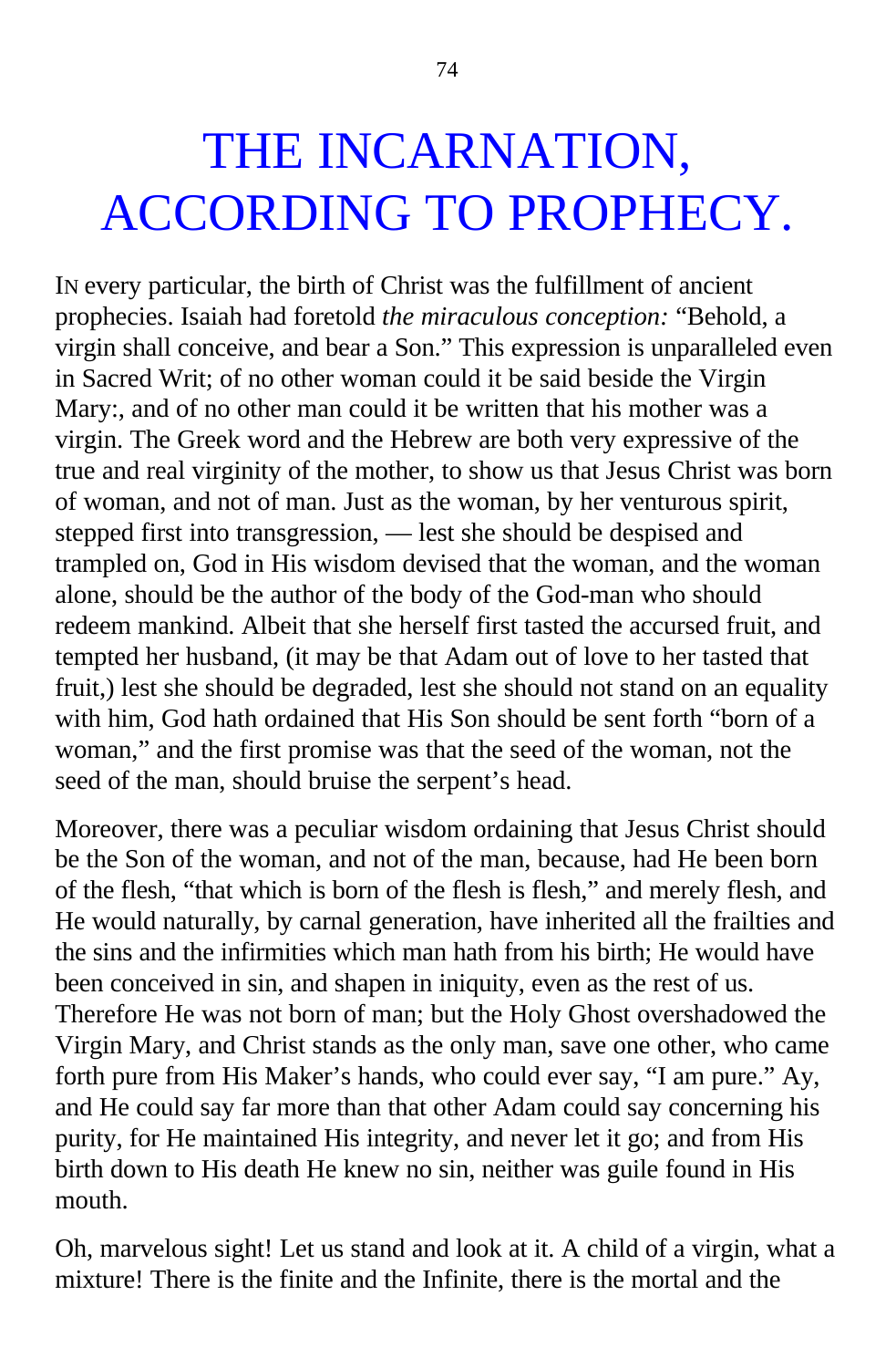# THE INCARNATION, ACCORDING TO PROPHECY.

IN every particular, the birth of Christ was the fulfillment of ancient prophecies. Isaiah had foretold *the miraculous conception:* "Behold, a virgin shall conceive, and bear a Son." This expression is unparalleled even in Sacred Writ; of no other woman could it be said beside the Virgin Mary:, and of no other man could it be written that his mother was a virgin. The Greek word and the Hebrew are both very expressive of the true and real virginity of the mother, to show us that Jesus Christ was born of woman, and not of man. Just as the woman, by her venturous spirit, stepped first into transgression, — lest she should be despised and trampled on, God in His wisdom devised that the woman, and the woman alone, should be the author of the body of the God-man who should redeem mankind. Albeit that she herself first tasted the accursed fruit, and tempted her husband, (it may be that Adam out of love to her tasted that fruit,) lest she should be degraded, lest she should not stand on an equality with him, God hath ordained that His Son should be sent forth "born of a woman," and the first promise was that the seed of the woman, not the seed of the man, should bruise the serpent's head.

Moreover, there was a peculiar wisdom ordaining that Jesus Christ should be the Son of the woman, and not of the man, because, had He been born of the flesh, "that which is born of the flesh is flesh," and merely flesh, and He would naturally, by carnal generation, have inherited all the frailties and the sins and the infirmities which man hath from his birth; He would have been conceived in sin, and shapen in iniquity, even as the rest of us. Therefore He was not born of man; but the Holy Ghost overshadowed the Virgin Mary, and Christ stands as the only man, save one other, who came forth pure from His Maker's hands, who could ever say, "I am pure." Ay, and He could say far more than that other Adam could say concerning his purity, for He maintained His integrity, and never let it go; and from His birth down to His death He knew no sin, neither was guile found in His mouth.

Oh, marvelous sight! Let us stand and look at it. A child of a virgin, what a mixture! There is the finite and the Infinite, there is the mortal and the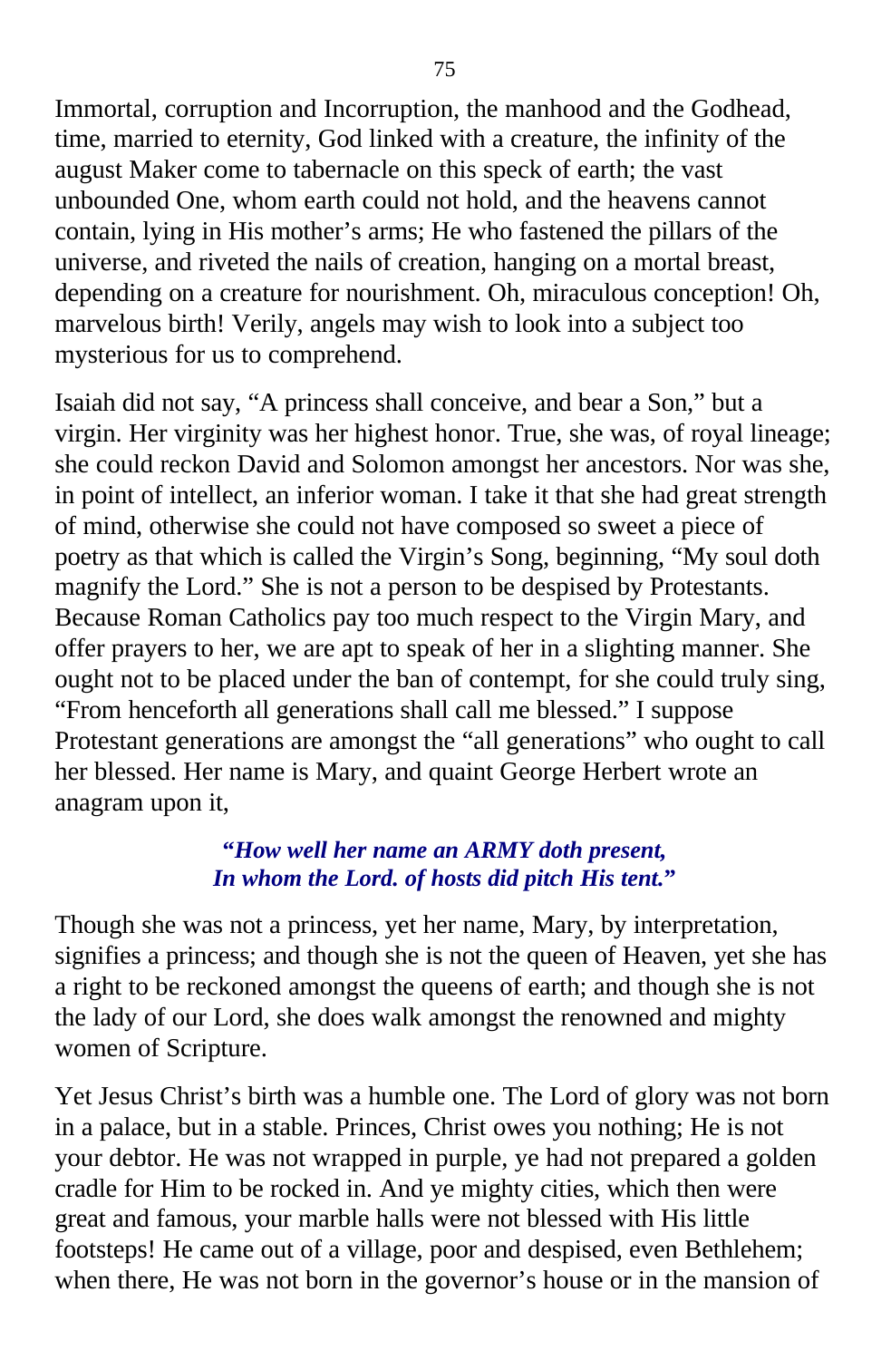Immortal, corruption and Incorruption, the manhood and the Godhead, time, married to eternity, God linked with a creature, the infinity of the august Maker come to tabernacle on this speck of earth; the vast unbounded One, whom earth could not hold, and the heavens cannot contain, lying in His mother's arms; He who fastened the pillars of the universe, and riveted the nails of creation, hanging on a mortal breast, depending on a creature for nourishment. Oh, miraculous conception! Oh, marvelous birth! Verily, angels may wish to look into a subject too mysterious for us to comprehend.

Isaiah did not say, "A princess shall conceive, and bear a Son," but a virgin. Her virginity was her highest honor. True, she was, of royal lineage; she could reckon David and Solomon amongst her ancestors. Nor was she, in point of intellect, an inferior woman. I take it that she had great strength of mind, otherwise she could not have composed so sweet a piece of poetry as that which is called the Virgin's Song, beginning, "My soul doth magnify the Lord." She is not a person to be despised by Protestants. Because Roman Catholics pay too much respect to the Virgin Mary, and offer prayers to her, we are apt to speak of her in a slighting manner. She ought not to be placed under the ban of contempt, for she could truly sing, "From henceforth all generations shall call me blessed." I suppose Protestant generations are amongst the "all generations" who ought to call her blessed. Her name is Mary, and quaint George Herbert wrote an anagram upon it,

> ***"How well her name an ARMY doth present,***
> ***In whom the Lord. of hosts did pitch His tent."***

Though she was not a princess, yet her name, Mary, by interpretation, signifies a princess; and though she is not the queen of Heaven, yet she has a right to be reckoned amongst the queens of earth; and though she is not the lady of our Lord, she does walk amongst the renowned and mighty women of Scripture.

Yet Jesus Christ's birth was a humble one. The Lord of glory was not born in a palace, but in a stable. Princes, Christ owes you nothing; He is not your debtor. He was not wrapped in purple, ye had not prepared a golden cradle for Him to be rocked in. And ye mighty cities, which then were great and famous, your marble halls were not blessed with His little footsteps! He came out of a village, poor and despised, even Bethlehem; when there, He was not born in the governor's house or in the mansion of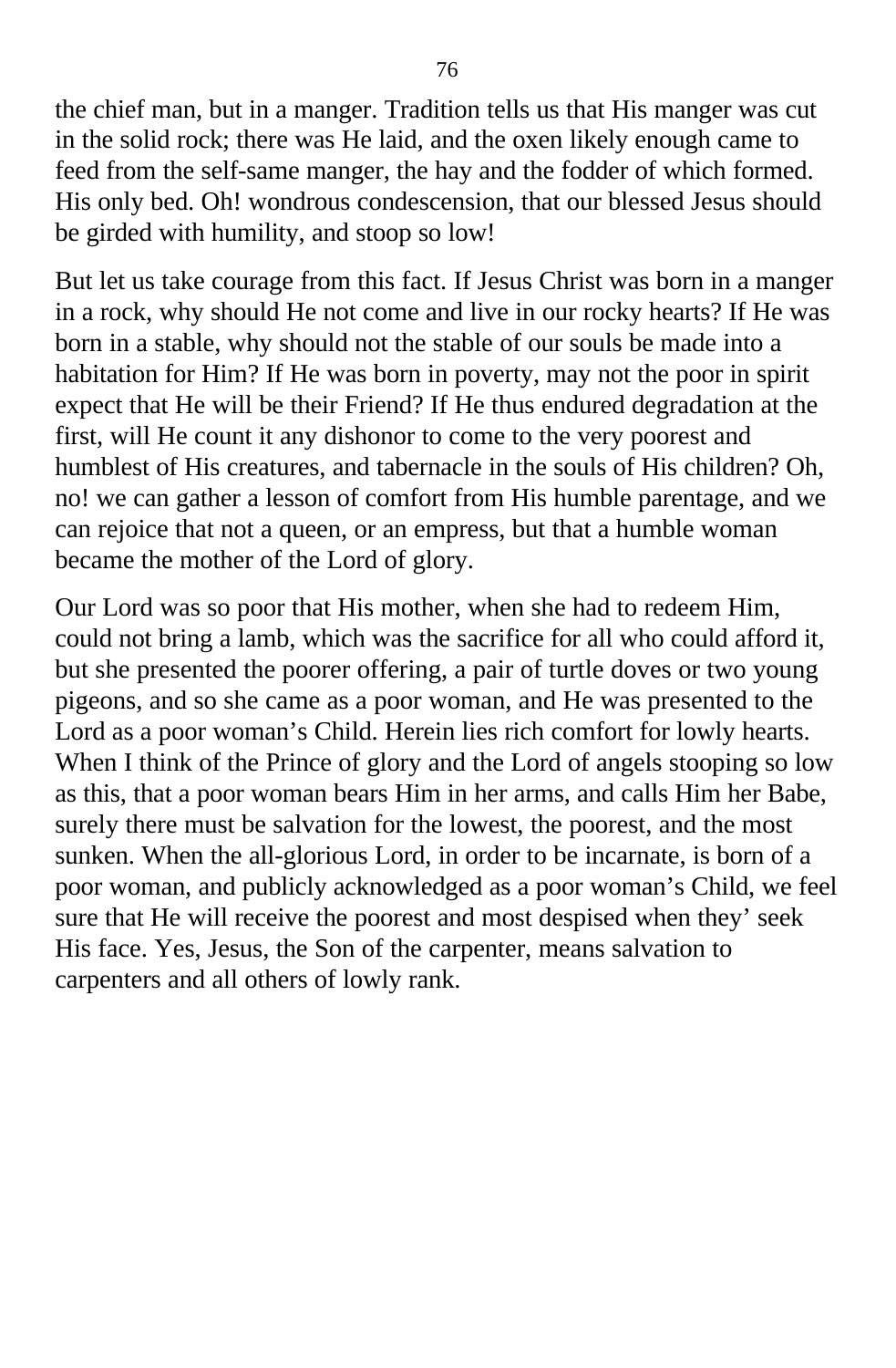the chief man, but in a manger. Tradition tells us that His manger was cut in the solid rock; there was He laid, and the oxen likely enough came to feed from the self-same manger, the hay and the fodder of which formed. His only bed. Oh! wondrous condescension, that our blessed Jesus should be girded with humility, and stoop so low!

But let us take courage from this fact. If Jesus Christ was born in a manger in a rock, why should He not come and live in our rocky hearts? If He was born in a stable, why should not the stable of our souls be made into a habitation for Him? If He was born in poverty, may not the poor in spirit expect that He will be their Friend? If He thus endured degradation at the first, will He count it any dishonor to come to the very poorest and humblest of His creatures, and tabernacle in the souls of His children? Oh, no! we can gather a lesson of comfort from His humble parentage, and we can rejoice that not a queen, or an empress, but that a humble woman became the mother of the Lord of glory.

Our Lord was so poor that His mother, when she had to redeem Him, could not bring a lamb, which was the sacrifice for all who could afford it, but she presented the poorer offering, a pair of turtle doves or two young pigeons, and so she came as a poor woman, and He was presented to the Lord as a poor woman's Child. Herein lies rich comfort for lowly hearts. When I think of the Prince of glory and the Lord of angels stooping so low as this, that a poor woman bears Him in her arms, and calls Him her Babe, surely there must be salvation for the lowest, the poorest, and the most sunken. When the all-glorious Lord, in order to be incarnate, is born of a poor woman, and publicly acknowledged as a poor woman's Child, we feel sure that He will receive the poorest and most despised when they' seek His face. Yes, Jesus, the Son of the carpenter, means salvation to carpenters and all others of lowly rank.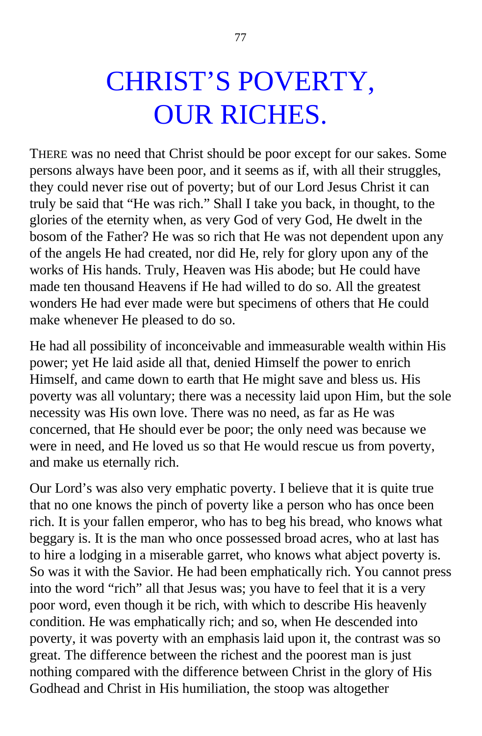# CHRIST'S POVERTY, OUR RICHES.

THERE was no need that Christ should be poor except for our sakes. Some persons always have been poor, and it seems as if, with all their struggles, they could never rise out of poverty; but of our Lord Jesus Christ it can truly be said that "He was rich." Shall I take you back, in thought, to the glories of the eternity when, as very God of very God, He dwelt in the bosom of the Father? He was so rich that He was not dependent upon any of the angels He had created, nor did He, rely for glory upon any of the works of His hands. Truly, Heaven was His abode; but He could have made ten thousand Heavens if He had willed to do so. All the greatest wonders He had ever made were but specimens of others that He could make whenever He pleased to do so.

He had all possibility of inconceivable and immeasurable wealth within His power; yet He laid aside all that, denied Himself the power to enrich Himself, and came down to earth that He might save and bless us. His poverty was all voluntary; there was a necessity laid upon Him, but the sole necessity was His own love. There was no need, as far as He was concerned, that He should ever be poor; the only need was because we were in need, and He loved us so that He would rescue us from poverty, and make us eternally rich.

Our Lord's was also very emphatic poverty. I believe that it is quite true that no one knows the pinch of poverty like a person who has once been rich. It is your fallen emperor, who has to beg his bread, who knows what beggary is. It is the man who once possessed broad acres, who at last has to hire a lodging in a miserable garret, who knows what abject poverty is. So was it with the Savior. He had been emphatically rich. You cannot press into the word "rich" all that Jesus was; you have to feel that it is a very poor word, even though it be rich, with which to describe His heavenly condition. He was emphatically rich; and so, when He descended into poverty, it was poverty with an emphasis laid upon it, the contrast was so great. The difference between the richest and the poorest man is just nothing compared with the difference between Christ in the glory of His Godhead and Christ in His humiliation, the stoop was altogether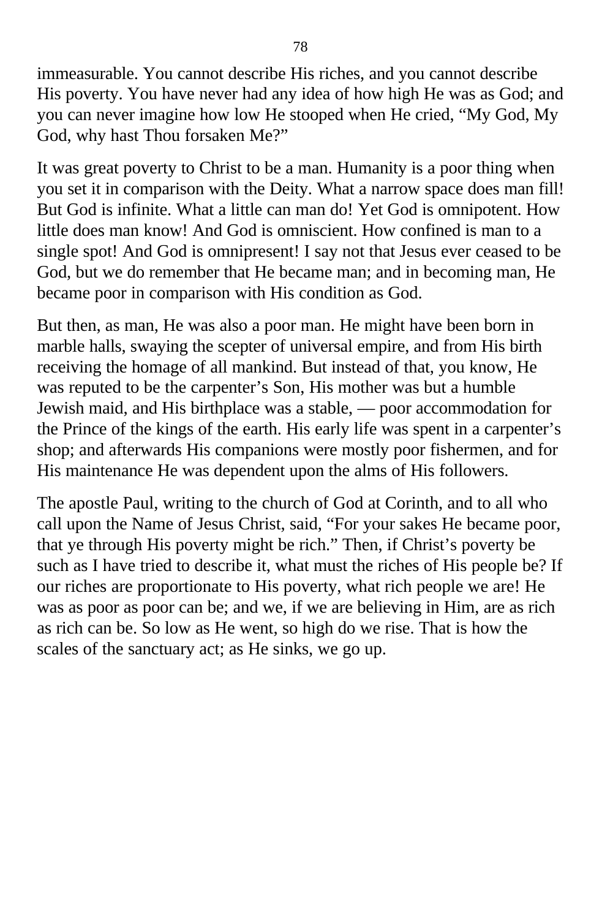immeasurable. You cannot describe His riches, and you cannot describe His poverty. You have never had any idea of how high He was as God; and you can never imagine how low He stooped when He cried, “My God, My God, why hast Thou forsaken Me?”

It was great poverty to Christ to be a man. Humanity is a poor thing when you set it in comparison with the Deity. What a narrow space does man fill! But God is infinite. What a little can man do! Yet God is omnipotent. How little does man know! And God is omniscient. How confined is man to a single spot! And God is omnipresent! I say not that Jesus ever ceased to be God, but we do remember that He became man; and in becoming man, He became poor in comparison with His condition as God.

But then, as man, He was also a poor man. He might have been born in marble halls, swaying the scepter of universal empire, and from His birth receiving the homage of all mankind. But instead of that, you know, He was reputed to be the carpenter’s Son, His mother was but a humble Jewish maid, and His birthplace was a stable, — poor accommodation for the Prince of the kings of the earth. His early life was spent in a carpenter’s shop; and afterwards His companions were mostly poor fishermen, and for His maintenance He was dependent upon the alms of His followers.

The apostle Paul, writing to the church of God at Corinth, and to all who call upon the Name of Jesus Christ, said, “For your sakes He became poor, that ye through His poverty might be rich.” Then, if Christ’s poverty be such as I have tried to describe it, what must the riches of His people be? If our riches are proportionate to His poverty, what rich people we are! He was as poor as poor can be; and we, if we are believing in Him, are as rich as rich can be. So low as He went, so high do we rise. That is how the scales of the sanctuary act; as He sinks, we go up.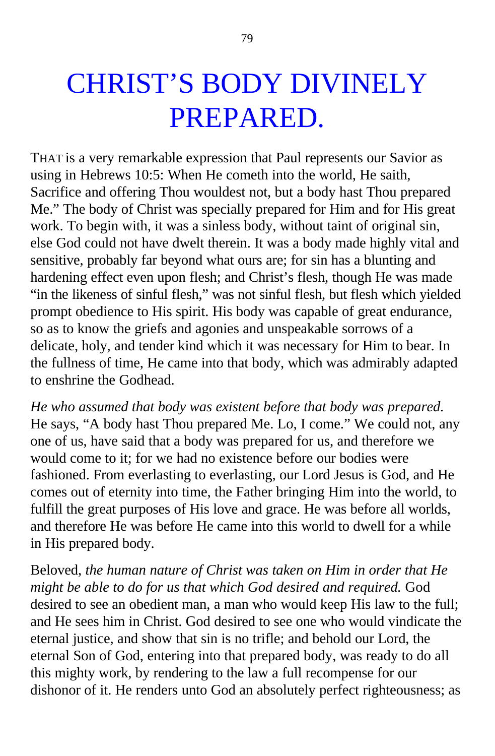# CHRIST'S BODY DIVINELY PREPARED.

THAT is a very remarkable expression that Paul represents our Savior as using in Hebrews 10:5: When He cometh into the world, He saith, Sacrifice and offering Thou wouldest not, but a body hast Thou prepared Me." The body of Christ was specially prepared for Him and for His great work. To begin with, it was a sinless body, without taint of original sin, else God could not have dwelt therein. It was a body made highly vital and sensitive, probably far beyond what ours are; for sin has a blunting and hardening effect even upon flesh; and Christ's flesh, though He was made "in the likeness of sinful flesh," was not sinful flesh, but flesh which yielded prompt obedience to His spirit. His body was capable of great endurance, so as to know the griefs and agonies and unspeakable sorrows of a delicate, holy, and tender kind which it was necessary for Him to bear. In the fullness of time, He came into that body, which was admirably adapted to enshrine the Godhead.

*He who assumed that body was existent before that body was prepared.* He says, "A body hast Thou prepared Me. Lo, I come." We could not, any one of us, have said that a body was prepared for us, and therefore we would come to it; for we had no existence before our bodies were fashioned. From everlasting to everlasting, our Lord Jesus is God, and He comes out of eternity into time, the Father bringing Him into the world, to fulfill the great purposes of His love and grace. He was before all worlds, and therefore He was before He came into this world to dwell for a while in His prepared body.

Beloved, *the human nature of Christ was taken on Him in order that He might be able to do for us that which God desired and required.* God desired to see an obedient man, a man who would keep His law to the full; and He sees him in Christ. God desired to see one who would vindicate the eternal justice, and show that sin is no trifle; and behold our Lord, the eternal Son of God, entering into that prepared body, was ready to do all this mighty work, by rendering to the law a full recompense for our dishonor of it. He renders unto God an absolutely perfect righteousness; as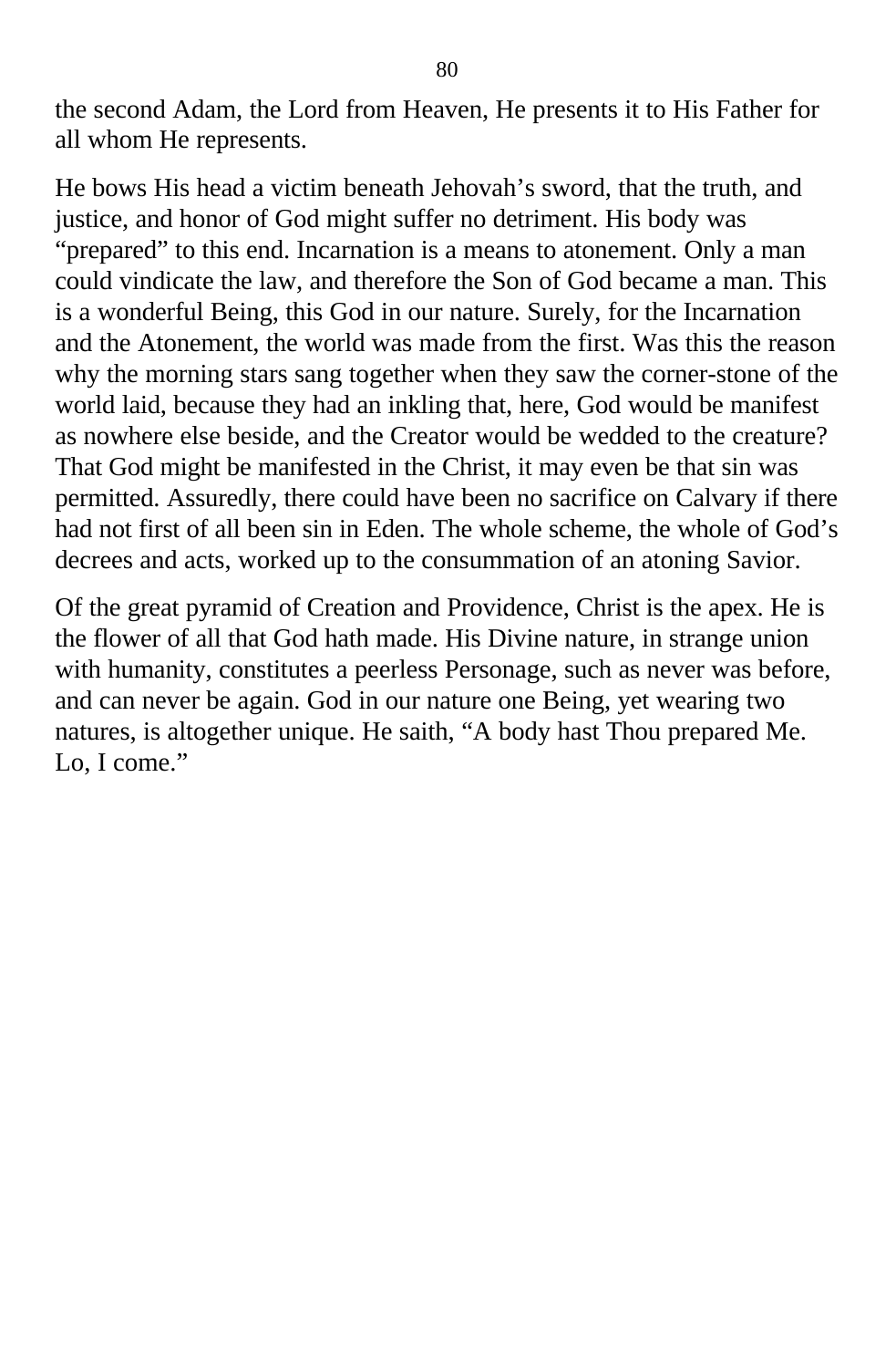the second Adam, the Lord from Heaven, He presents it to His Father for all whom He represents.

He bows His head a victim beneath Jehovah's sword, that the truth, and justice, and honor of God might suffer no detriment. His body was "prepared" to this end. Incarnation is a means to atonement. Only a man could vindicate the law, and therefore the Son of God became a man. This is a wonderful Being, this God in our nature. Surely, for the Incarnation and the Atonement, the world was made from the first. Was this the reason why the morning stars sang together when they saw the corner-stone of the world laid, because they had an inkling that, here, God would be manifest as nowhere else beside, and the Creator would be wedded to the creature? That God might be manifested in the Christ, it may even be that sin was permitted. Assuredly, there could have been no sacrifice on Calvary if there had not first of all been sin in Eden. The whole scheme, the whole of God's decrees and acts, worked up to the consummation of an atoning Savior.

Of the great pyramid of Creation and Providence, Christ is the apex. He is the flower of all that God hath made. His Divine nature, in strange union with humanity, constitutes a peerless Personage, such as never was before, and can never be again. God in our nature one Being, yet wearing two natures, is altogether unique. He saith, "A body hast Thou prepared Me. Lo, I come."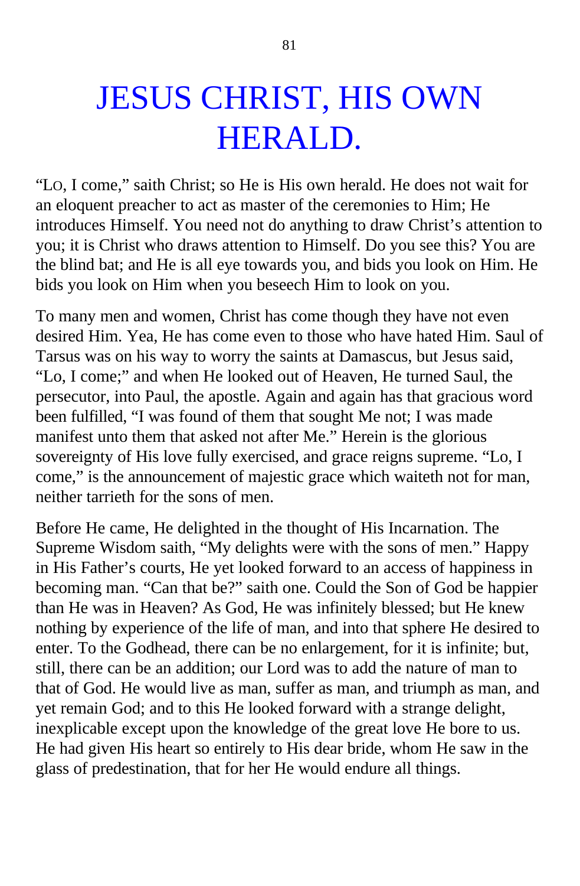# JESUS CHRIST, HIS OWN HERALD.

"LO, I come," saith Christ; so He is His own herald. He does not wait for an eloquent preacher to act as master of the ceremonies to Him; He introduces Himself. You need not do anything to draw Christ's attention to you; it is Christ who draws attention to Himself. Do you see this? You are the blind bat; and He is all eye towards you, and bids you look on Him. He bids you look on Him when you beseech Him to look on you.

To many men and women, Christ has come though they have not even desired Him. Yea, He has come even to those who have hated Him. Saul of Tarsus was on his way to worry the saints at Damascus, but Jesus said, "Lo, I come;" and when He looked out of Heaven, He turned Saul, the persecutor, into Paul, the apostle. Again and again has that gracious word been fulfilled, "I was found of them that sought Me not; I was made manifest unto them that asked not after Me." Herein is the glorious sovereignty of His love fully exercised, and grace reigns supreme. "Lo, I come," is the announcement of majestic grace which waiteth not for man, neither tarrieth for the sons of men.

Before He came, He delighted in the thought of His Incarnation. The Supreme Wisdom saith, "My delights were with the sons of men." Happy in His Father's courts, He yet looked forward to an access of happiness in becoming man. "Can that be?" saith one. Could the Son of God be happier than He was in Heaven? As God, He was infinitely blessed; but He knew nothing by experience of the life of man, and into that sphere He desired to enter. To the Godhead, there can be no enlargement, for it is infinite; but, still, there can be an addition; our Lord was to add the nature of man to that of God. He would live as man, suffer as man, and triumph as man, and yet remain God; and to this He looked forward with a strange delight, inexplicable except upon the knowledge of the great love He bore to us. He had given His heart so entirely to His dear bride, whom He saw in the glass of predestination, that for her He would endure all things.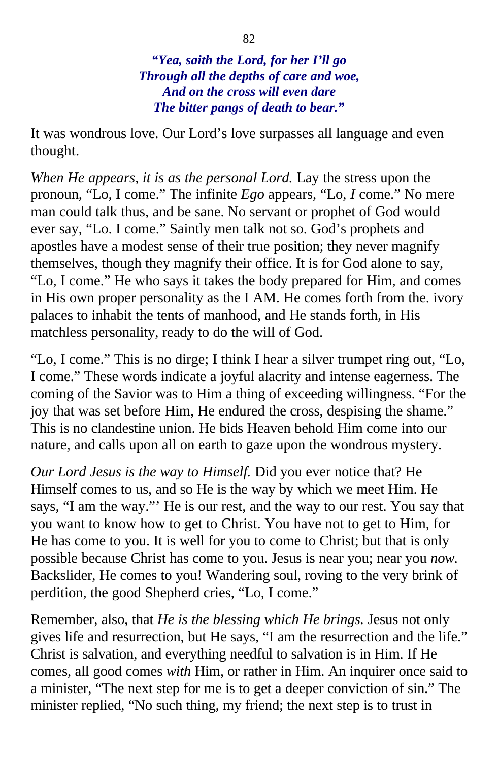***"Yea, saith the Lord, for her I'll go***
***Through all the depths of care and woe,***
***And on the cross will even dare***
***The bitter pangs of death to bear."***

It was wondrous love. Our Lord's love surpasses all language and even thought.

*When He appears, it is as the personal Lord.* Lay the stress upon the pronoun, "Lo, I come." The infinite *Ego* appears, "Lo, *I* come." No mere man could talk thus, and be sane. No servant or prophet of God would ever say, "Lo. I come." Saintly men talk not so. God's prophets and apostles have a modest sense of their true position; they never magnify themselves, though they magnify their office. It is for God alone to say, "Lo, I come." He who says it takes the body prepared for Him, and comes in His own proper personality as the I AM. He comes forth from the. ivory palaces to inhabit the tents of manhood, and He stands forth, in His matchless personality, ready to do the will of God.

"Lo, I come." This is no dirge; I think I hear a silver trumpet ring out, "Lo, I come." These words indicate a joyful alacrity and intense eagerness. The coming of the Savior was to Him a thing of exceeding willingness. "For the joy that was set before Him, He endured the cross, despising the shame." This is no clandestine union. He bids Heaven behold Him come into our nature, and calls upon all on earth to gaze upon the wondrous mystery.

*Our Lord Jesus is the way to Himself.* Did you ever notice that? He Himself comes to us, and so He is the way by which we meet Him. He says, "I am the way."' He is our rest, and the way to our rest. You say that you want to know how to get to Christ. You have not to get to Him, for He has come to you. It is well for you to come to Christ; but that is only possible because Christ has come to you. Jesus is near you; near you *now.* Backslider, He comes to you! Wandering soul, roving to the very brink of perdition, the good Shepherd cries, "Lo, I come."

Remember, also, that *He is the blessing which He brings.* Jesus not only gives life and resurrection, but He says, "I am the resurrection and the life." Christ is salvation, and everything needful to salvation is in Him. If He comes, all good comes *with* Him, or rather in Him. An inquirer once said to a minister, "The next step for me is to get a deeper conviction of sin." The minister replied, "No such thing, my friend; the next step is to trust in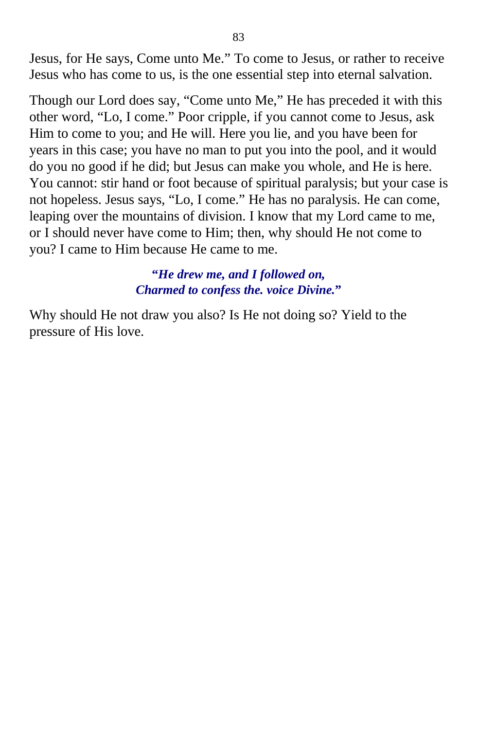Jesus, for He says, Come unto Me." To come to Jesus, or rather to receive Jesus who has come to us, is the one essential step into eternal salvation.

Though our Lord does say, "Come unto Me," He has preceded it with this other word, "Lo, I come." Poor cripple, if you cannot come to Jesus, ask Him to come to you; and He will. Here you lie, and you have been for years in this case; you have no man to put you into the pool, and it would do you no good if he did; but Jesus can make you whole, and He is here. You cannot: stir hand or foot because of spiritual paralysis; but your case is not hopeless. Jesus says, "Lo, I come." He has no paralysis. He can come, leaping over the mountains of division. I know that my Lord came to me, or I should never have come to Him; then, why should He not come to you? I came to Him because He came to me.

> ***"He drew me, and I followed on,***
> ***Charmed to confess the. voice Divine."***

Why should He not draw you also? Is He not doing so? Yield to the pressure of His love.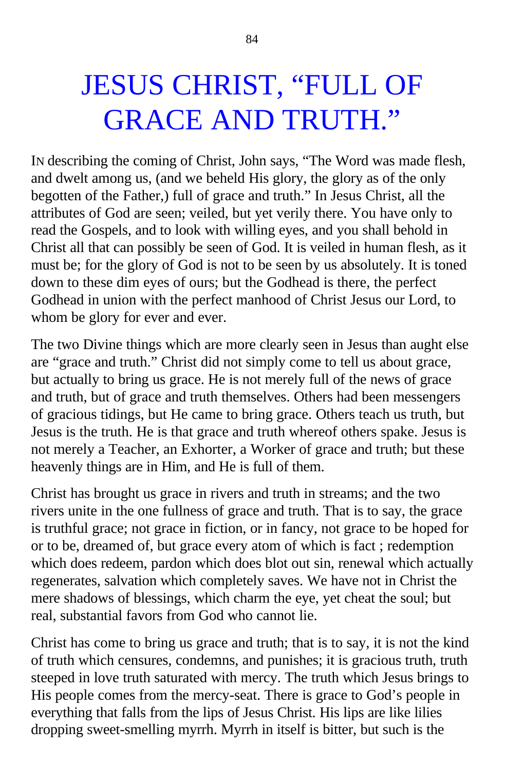# JESUS CHRIST, "FULL OF GRACE AND TRUTH."

IN describing the coming of Christ, John says, "The Word was made flesh, and dwelt among us, (and we beheld His glory, the glory as of the only begotten of the Father,) full of grace and truth." In Jesus Christ, all the attributes of God are seen; veiled, but yet verily there. You have only to read the Gospels, and to look with willing eyes, and you shall behold in Christ all that can possibly be seen of God. It is veiled in human flesh, as it must be; for the glory of God is not to be seen by us absolutely. It is toned down to these dim eyes of ours; but the Godhead is there, the perfect Godhead in union with the perfect manhood of Christ Jesus our Lord, to whom be glory for ever and ever.

The two Divine things which are more clearly seen in Jesus than aught else are "grace and truth." Christ did not simply come to tell us about grace, but actually to bring us grace. He is not merely full of the news of grace and truth, but of grace and truth themselves. Others had been messengers of gracious tidings, but He came to bring grace. Others teach us truth, but Jesus is the truth. He is that grace and truth whereof others spake. Jesus is not merely a Teacher, an Exhorter, a Worker of grace and truth; but these heavenly things are in Him, and He is full of them.

Christ has brought us grace in rivers and truth in streams; and the two rivers unite in the one fullness of grace and truth. That is to say, the grace is truthful grace; not grace in fiction, or in fancy, not grace to be hoped for or to be, dreamed of, but grace every atom of which is fact ; redemption which does redeem, pardon which does blot out sin, renewal which actually regenerates, salvation which completely saves. We have not in Christ the mere shadows of blessings, which charm the eye, yet cheat the soul; but real, substantial favors from God who cannot lie.

Christ has come to bring us grace and truth; that is to say, it is not the kind of truth which censures, condemns, and punishes; it is gracious truth, truth steeped in love truth saturated with mercy. The truth which Jesus brings to His people comes from the mercy-seat. There is grace to God's people in everything that falls from the lips of Jesus Christ. His lips are like lilies dropping sweet-smelling myrrh. Myrrh in itself is bitter, but such is the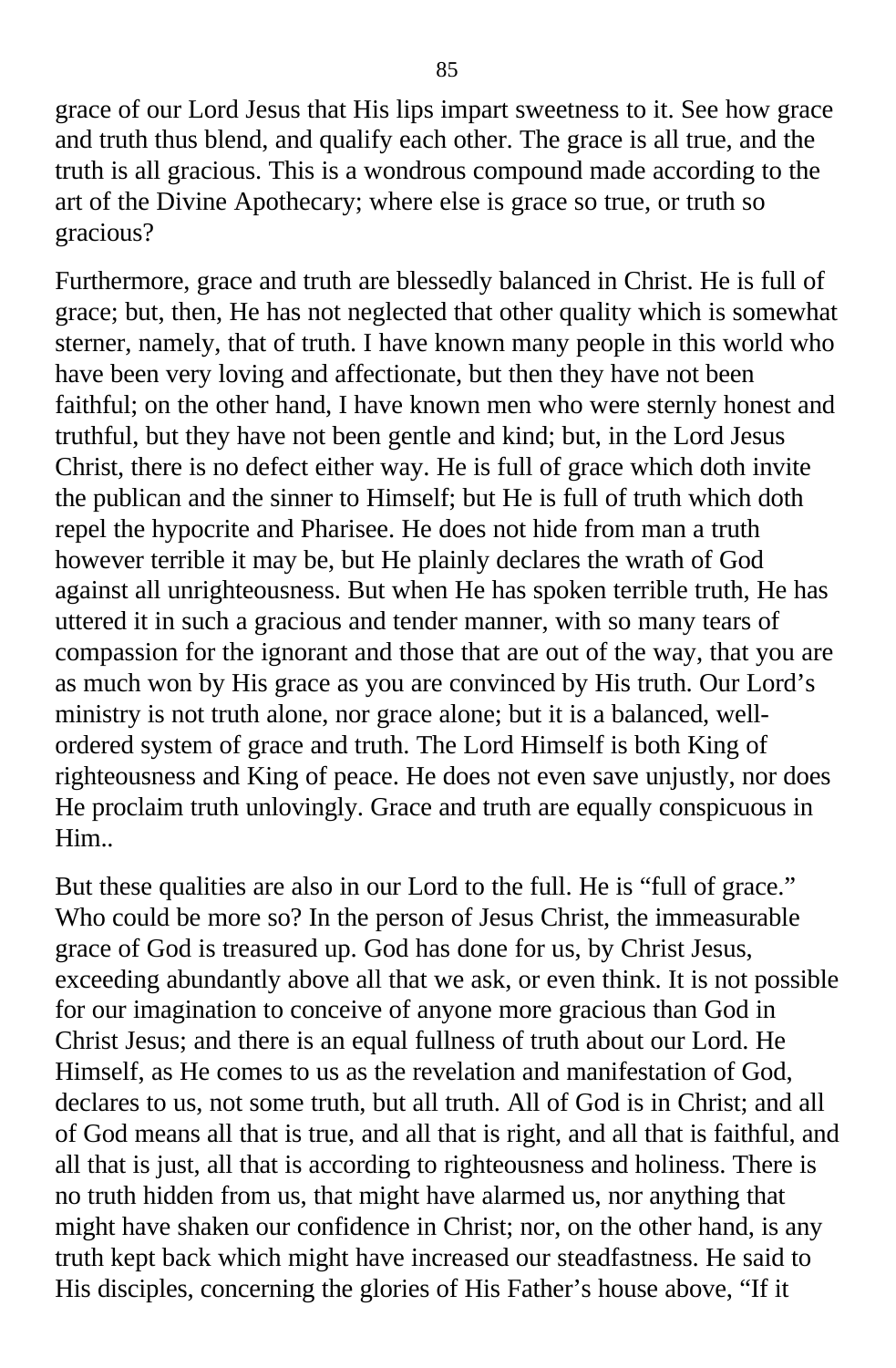grace of our Lord Jesus that His lips impart sweetness to it. See how grace and truth thus blend, and qualify each other. The grace is all true, and the truth is all gracious. This is a wondrous compound made according to the art of the Divine Apothecary; where else is grace so true, or truth so gracious?

Furthermore, grace and truth are blessedly balanced in Christ. He is full of grace; but, then, He has not neglected that other quality which is somewhat sterner, namely, that of truth. I have known many people in this world who have been very loving and affectionate, but then they have not been faithful; on the other hand, I have known men who were sternly honest and truthful, but they have not been gentle and kind; but, in the Lord Jesus Christ, there is no defect either way. He is full of grace which doth invite the publican and the sinner to Himself; but He is full of truth which doth repel the hypocrite and Pharisee. He does not hide from man a truth however terrible it may be, but He plainly declares the wrath of God against all unrighteousness. But when He has spoken terrible truth, He has uttered it in such a gracious and tender manner, with so many tears of compassion for the ignorant and those that are out of the way, that you are as much won by His grace as you are convinced by His truth. Our Lord's ministry is not truth alone, nor grace alone; but it is a balanced, well-ordered system of grace and truth. The Lord Himself is both King of righteousness and King of peace. He does not even save unjustly, nor does He proclaim truth unlovingly. Grace and truth are equally conspicuous in Him..

But these qualities are also in our Lord to the full. He is "full of grace." Who could be more so? In the person of Jesus Christ, the immeasurable grace of God is treasured up. God has done for us, by Christ Jesus, exceeding abundantly above all that we ask, or even think. It is not possible for our imagination to conceive of anyone more gracious than God in Christ Jesus; and there is an equal fullness of truth about our Lord. He Himself, as He comes to us as the revelation and manifestation of God, declares to us, not some truth, but all truth. All of God is in Christ; and all of God means all that is true, and all that is right, and all that is faithful, and all that is just, all that is according to righteousness and holiness. There is no truth hidden from us, that might have alarmed us, nor anything that might have shaken our confidence in Christ; nor, on the other hand, is any truth kept back which might have increased our steadfastness. He said to His disciples, concerning the glories of His Father's house above, "If it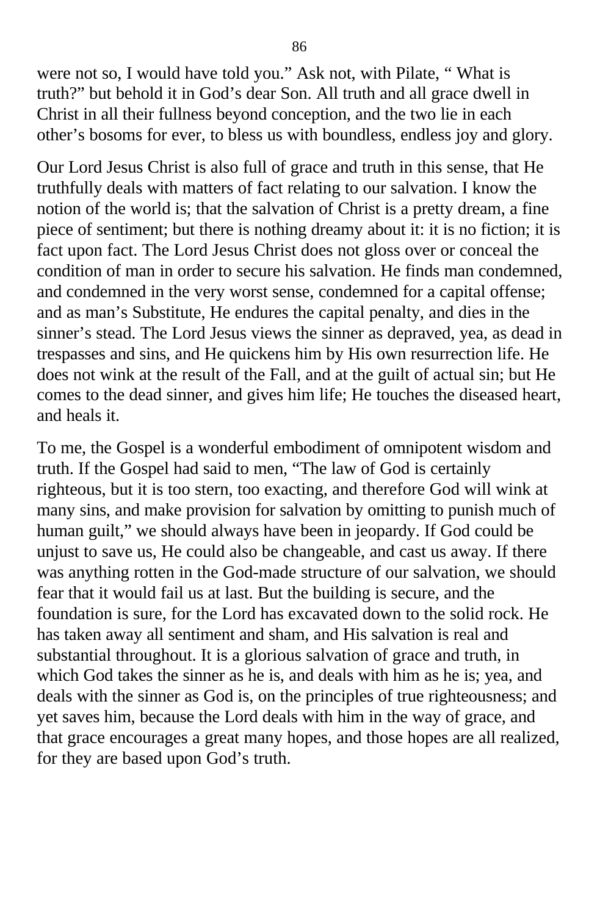were not so, I would have told you." Ask not, with Pilate, " What is truth?" but behold it in God's dear Son. All truth and all grace dwell in Christ in all their fullness beyond conception, and the two lie in each other's bosoms for ever, to bless us with boundless, endless joy and glory.

Our Lord Jesus Christ is also full of grace and truth in this sense, that He truthfully deals with matters of fact relating to our salvation. I know the notion of the world is; that the salvation of Christ is a pretty dream, a fine piece of sentiment; but there is nothing dreamy about it: it is no fiction; it is fact upon fact. The Lord Jesus Christ does not gloss over or conceal the condition of man in order to secure his salvation. He finds man condemned, and condemned in the very worst sense, condemned for a capital offense; and as man's Substitute, He endures the capital penalty, and dies in the sinner's stead. The Lord Jesus views the sinner as depraved, yea, as dead in trespasses and sins, and He quickens him by His own resurrection life. He does not wink at the result of the Fall, and at the guilt of actual sin; but He comes to the dead sinner, and gives him life; He touches the diseased heart, and heals it.

To me, the Gospel is a wonderful embodiment of omnipotent wisdom and truth. If the Gospel had said to men, "The law of God is certainly righteous, but it is too stern, too exacting, and therefore God will wink at many sins, and make provision for salvation by omitting to punish much of human guilt," we should always have been in jeopardy. If God could be unjust to save us, He could also be changeable, and cast us away. If there was anything rotten in the God-made structure of our salvation, we should fear that it would fail us at last. But the building is secure, and the foundation is sure, for the Lord has excavated down to the solid rock. He has taken away all sentiment and sham, and His salvation is real and substantial throughout. It is a glorious salvation of grace and truth, in which God takes the sinner as he is, and deals with him as he is; yea, and deals with the sinner as God is, on the principles of true righteousness; and yet saves him, because the Lord deals with him in the way of grace, and that grace encourages a great many hopes, and those hopes are all realized, for they are based upon God's truth.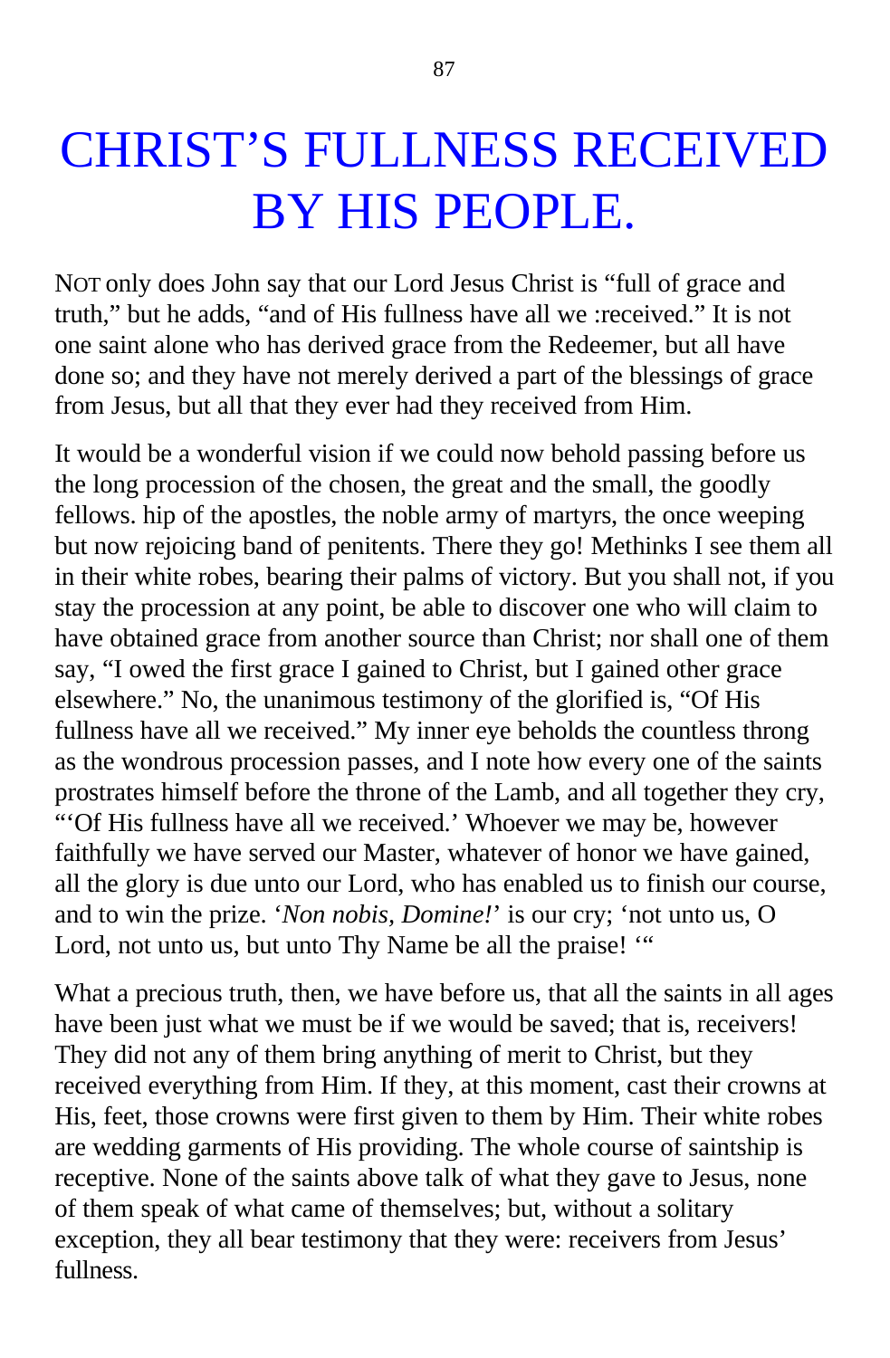# CHRIST'S FULLNESS RECEIVED BY HIS PEOPLE.

NOT only does John say that our Lord Jesus Christ is "full of grace and truth," but he adds, "and of His fullness have all we :received." It is not one saint alone who has derived grace from the Redeemer, but all have done so; and they have not merely derived a part of the blessings of grace from Jesus, but all that they ever had they received from Him.

It would be a wonderful vision if we could now behold passing before us the long procession of the chosen, the great and the small, the goodly fellows. hip of the apostles, the noble army of martyrs, the once weeping but now rejoicing band of penitents. There they go! Methinks I see them all in their white robes, bearing their palms of victory. But you shall not, if you stay the procession at any point, be able to discover one who will claim to have obtained grace from another source than Christ; nor shall one of them say, "I owed the first grace I gained to Christ, but I gained other grace elsewhere." No, the unanimous testimony of the glorified is, "Of His fullness have all we received." My inner eye beholds the countless throng as the wondrous procession passes, and I note how every one of the saints prostrates himself before the throne of the Lamb, and all together they cry, "'Of His fullness have all we received.' Whoever we may be, however faithfully we have served our Master, whatever of honor we have gained, all the glory is due unto our Lord, who has enabled us to finish our course, and to win the prize. '*Non nobis, Domine!*' is our cry; 'not unto us, O Lord, not unto us, but unto Thy Name be all the praise! '"

What a precious truth, then, we have before us, that all the saints in all ages have been just what we must be if we would be saved; that is, receivers! They did not any of them bring anything of merit to Christ, but they received everything from Him. If they, at this moment, cast their crowns at His, feet, those crowns were first given to them by Him. Their white robes are wedding garments of His providing. The whole course of saintship is receptive. None of the saints above talk of what they gave to Jesus, none of them speak of what came of themselves; but, without a solitary exception, they all bear testimony that they were: receivers from Jesus' fullness.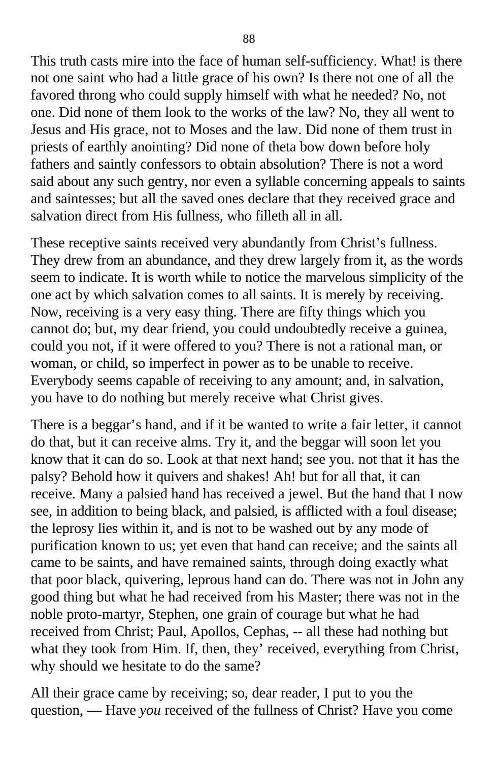This truth casts mire into the face of human self-sufficiency. What! is there not one saint who had a little grace of his own? Is there not one of all the favored throng who could supply himself with what he needed? No, not one. Did none of them look to the works of the law? No, they all went to Jesus and His grace, not to Moses and the law. Did none of them trust in priests of earthly anointing? Did none of theta bow down before holy fathers and saintly confessors to obtain absolution? There is not a word said about any such gentry, nor even a syllable concerning appeals to saints and saintesses; but all the saved ones declare that they received grace and salvation direct from His fullness, who filleth all in all.

These receptive saints received very abundantly from Christ's fullness. They drew from an abundance, and they drew largely from it, as the words seem to indicate. It is worth while to notice the marvelous simplicity of the one act by which salvation comes to all saints. It is merely by receiving. Now, receiving is a very easy thing. There are fifty things which you cannot do; but, my dear friend, you could undoubtedly receive a guinea, could you not, if it were offered to you? There is not a rational man, or woman, or child, so imperfect in power as to be unable to receive. Everybody seems capable of receiving to any amount; and, in salvation, you have to do nothing but merely receive what Christ gives.

There is a beggar's hand, and if it be wanted to write a fair letter, it cannot do that, but it can receive alms. Try it, and the beggar will soon let you know that it can do so. Look at that next hand; see you. not that it has the palsy? Behold how it quivers and shakes! Ah! but for all that, it can receive. Many a palsied hand has received a jewel. But the hand that I now see, in addition to being black, and palsied, is afflicted with a foul disease; the leprosy lies within it, and is not to be washed out by any mode of purification known to us; yet even that hand can receive; and the saints all came to be saints, and have remained saints, through doing exactly what that poor black, quivering, leprous hand can do. There was not in John any good thing but what he had received from his Master; there was not in the noble proto-martyr, Stephen, one grain of courage but what he had received from Christ; Paul, Apollos, Cephas, -- all these had nothing but what they took from Him. If, then, they' received, everything from Christ, why should we hesitate to do the same?

All their grace came by receiving; so, dear reader, I put to you the question, — Have *you* received of the fullness of Christ? Have you come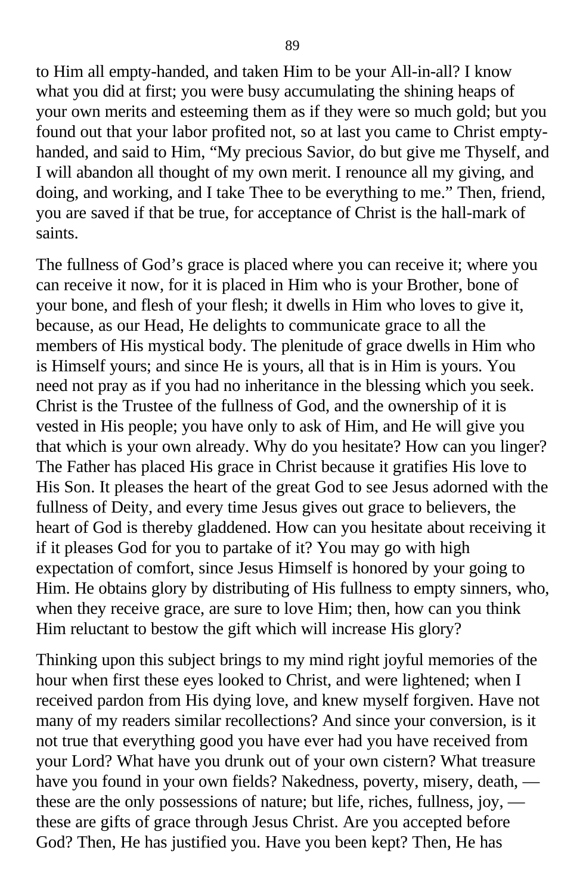to Him all empty-handed, and taken Him to be your All-in-all? I know what you did at first; you were busy accumulating the shining heaps of your own merits and esteeming them as if they were so much gold; but you found out that your labor profited not, so at last you came to Christ empty-handed, and said to Him, "My precious Savior, do but give me Thyself, and I will abandon all thought of my own merit. I renounce all my giving, and doing, and working, and I take Thee to be everything to me." Then, friend, you are saved if that be true, for acceptance of Christ is the hall-mark of saints.

The fullness of God's grace is placed where you can receive it; where you can receive it now, for it is placed in Him who is your Brother, bone of your bone, and flesh of your flesh; it dwells in Him who loves to give it, because, as our Head, He delights to communicate grace to all the members of His mystical body. The plenitude of grace dwells in Him who is Himself yours; and since He is yours, all that is in Him is yours. You need not pray as if you had no inheritance in the blessing which you seek. Christ is the Trustee of the fullness of God, and the ownership of it is vested in His people; you have only to ask of Him, and He will give you that which is your own already. Why do you hesitate? How can you linger? The Father has placed His grace in Christ because it gratifies His love to His Son. It pleases the heart of the great God to see Jesus adorned with the fullness of Deity, and every time Jesus gives out grace to believers, the heart of God is thereby gladdened. How can you hesitate about receiving it if it pleases God for you to partake of it? You may go with high expectation of comfort, since Jesus Himself is honored by your going to Him. He obtains glory by distributing of His fullness to empty sinners, who, when they receive grace, are sure to love Him; then, how can you think Him reluctant to bestow the gift which will increase His glory?

Thinking upon this subject brings to my mind right joyful memories of the hour when first these eyes looked to Christ, and were lightened; when I received pardon from His dying love, and knew myself forgiven. Have not many of my readers similar recollections? And since your conversion, is it not true that everything good you have ever had you have received from your Lord? What have you drunk out of your own cistern? What treasure have you found in your own fields? Nakedness, poverty, misery, death, — these are the only possessions of nature; but life, riches, fullness, joy, — these are gifts of grace through Jesus Christ. Are you accepted before God? Then, He has justified you. Have you been kept? Then, He has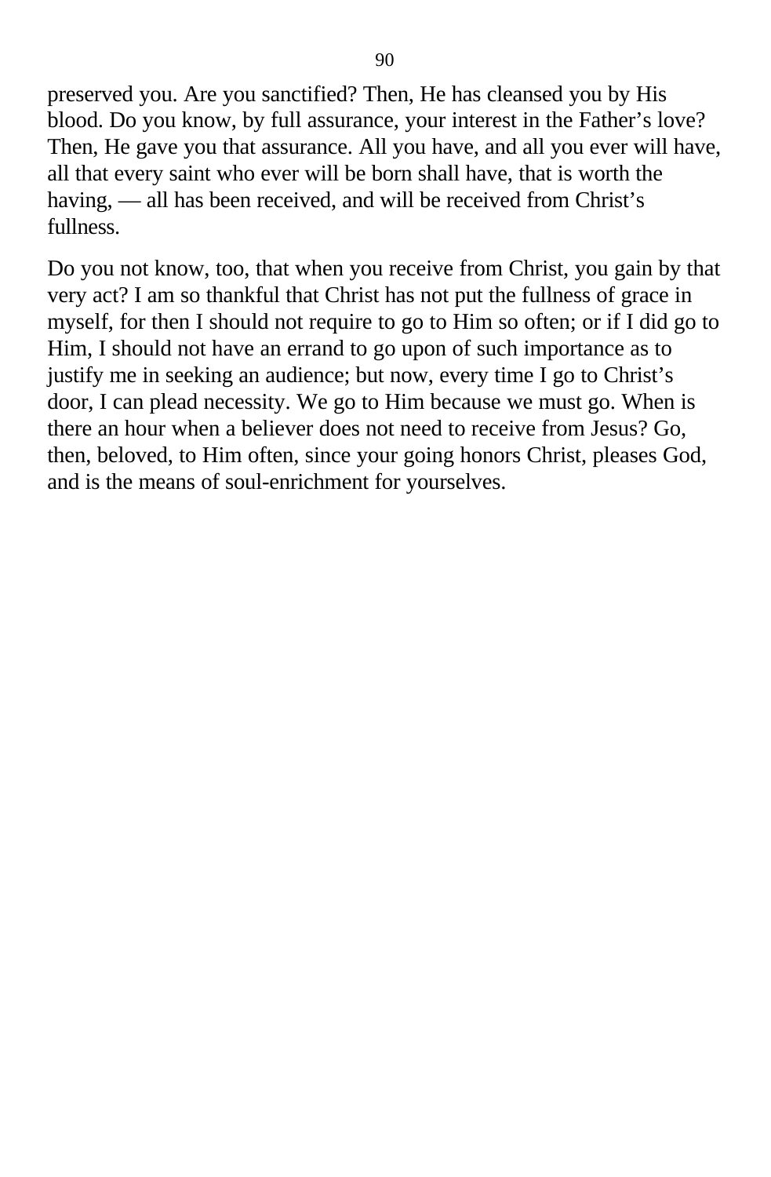preserved you. Are you sanctified? Then, He has cleansed you by His blood. Do you know, by full assurance, your interest in the Father's love? Then, He gave you that assurance. All you have, and all you ever will have, all that every saint who ever will be born shall have, that is worth the having, — all has been received, and will be received from Christ's fullness.

Do you not know, too, that when you receive from Christ, you gain by that very act? I am so thankful that Christ has not put the fullness of grace in myself, for then I should not require to go to Him so often; or if I did go to Him, I should not have an errand to go upon of such importance as to justify me in seeking an audience; but now, every time I go to Christ's door, I can plead necessity. We go to Him because we must go. When is there an hour when a believer does not need to receive from Jesus? Go, then, beloved, to Him often, since your going honors Christ, pleases God, and is the means of soul-enrichment for yourselves.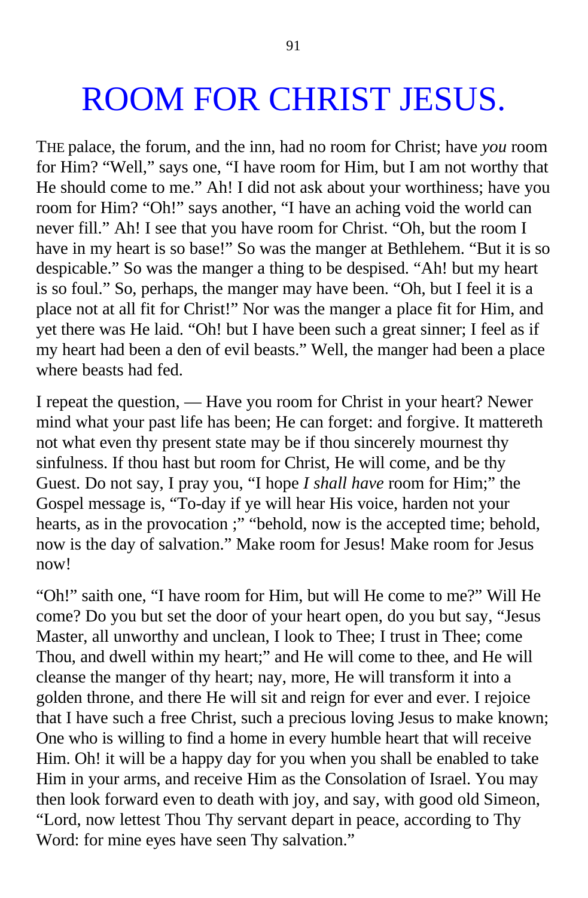# ROOM FOR CHRIST JESUS.

THE palace, the forum, and the inn, had no room for Christ; have *you* room for Him? "Well," says one, "I have room for Him, but I am not worthy that He should come to me." Ah! I did not ask about your worthiness; have you room for Him? "Oh!" says another, "I have an aching void the world can never fill." Ah! I see that you have room for Christ. "Oh, but the room I have in my heart is so base!" So was the manger at Bethlehem. "But it is so despicable." So was the manger a thing to be despised. "Ah! but my heart is so foul." So, perhaps, the manger may have been. "Oh, but I feel it is a place not at all fit for Christ!" Nor was the manger a place fit for Him, and yet there was He laid. "Oh! but I have been such a great sinner; I feel as if my heart had been a den of evil beasts." Well, the manger had been a place where beasts had fed.

I repeat the question, — Have you room for Christ in your heart? Newer mind what your past life has been; He can forget: and forgive. It mattereth not what even thy present state may be if thou sincerely mournest thy sinfulness. If thou hast but room for Christ, He will come, and be thy Guest. Do not say, I pray you, "I hope *I shall have* room for Him;" the Gospel message is, "To-day if ye will hear His voice, harden not your hearts, as in the provocation ;" "behold, now is the accepted time; behold, now is the day of salvation." Make room for Jesus! Make room for Jesus now!

"Oh!" saith one, "I have room for Him, but will He come to me?" Will He come? Do you but set the door of your heart open, do you but say, "Jesus Master, all unworthy and unclean, I look to Thee; I trust in Thee; come Thou, and dwell within my heart;" and He will come to thee, and He will cleanse the manger of thy heart; nay, more, He will transform it into a golden throne, and there He will sit and reign for ever and ever. I rejoice that I have such a free Christ, such a precious loving Jesus to make known; One who is willing to find a home in every humble heart that will receive Him. Oh! it will be a happy day for you when you shall be enabled to take Him in your arms, and receive Him as the Consolation of Israel. You may then look forward even to death with joy, and say, with good old Simeon, "Lord, now lettest Thou Thy servant depart in peace, according to Thy Word: for mine eyes have seen Thy salvation."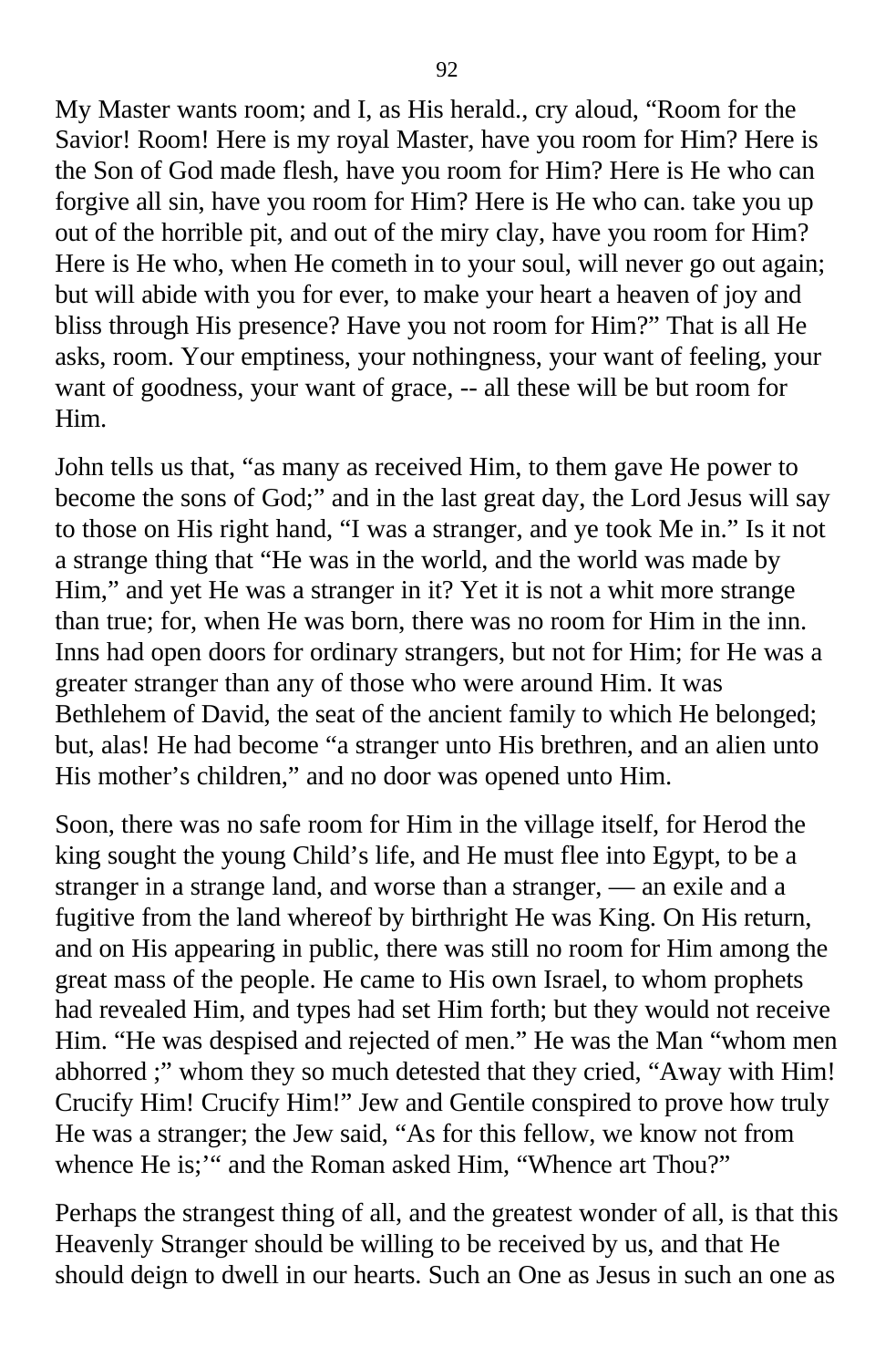My Master wants room; and I, as His herald., cry aloud, "Room for the Savior! Room! Here is my royal Master, have you room for Him? Here is the Son of God made flesh, have you room for Him? Here is He who can forgive all sin, have you room for Him? Here is He who can. take you up out of the horrible pit, and out of the miry clay, have you room for Him? Here is He who, when He cometh in to your soul, will never go out again; but will abide with you for ever, to make your heart a heaven of joy and bliss through His presence? Have you not room for Him?" That is all He asks, room. Your emptiness, your nothingness, your want of feeling, your want of goodness, your want of grace, -- all these will be but room for Him.

John tells us that, "as many as received Him, to them gave He power to become the sons of God;" and in the last great day, the Lord Jesus will say to those on His right hand, "I was a stranger, and ye took Me in." Is it not a strange thing that "He was in the world, and the world was made by Him," and yet He was a stranger in it? Yet it is not a whit more strange than true; for, when He was born, there was no room for Him in the inn. Inns had open doors for ordinary strangers, but not for Him; for He was a greater stranger than any of those who were around Him. It was Bethlehem of David, the seat of the ancient family to which He belonged; but, alas! He had become "a stranger unto His brethren, and an alien unto His mother's children," and no door was opened unto Him.

Soon, there was no safe room for Him in the village itself, for Herod the king sought the young Child's life, and He must flee into Egypt, to be a stranger in a strange land, and worse than a stranger, — an exile and a fugitive from the land whereof by birthright He was King. On His return, and on His appearing in public, there was still no room for Him among the great mass of the people. He came to His own Israel, to whom prophets had revealed Him, and types had set Him forth; but they would not receive Him. "He was despised and rejected of men." He was the Man "whom men abhorred ;" whom they so much detested that they cried, "Away with Him! Crucify Him! Crucify Him!" Jew and Gentile conspired to prove how truly He was a stranger; the Jew said, "As for this fellow, we know not from whence He is;'" and the Roman asked Him, "Whence art Thou?"

Perhaps the strangest thing of all, and the greatest wonder of all, is that this Heavenly Stranger should be willing to be received by us, and that He should deign to dwell in our hearts. Such an One as Jesus in such an one as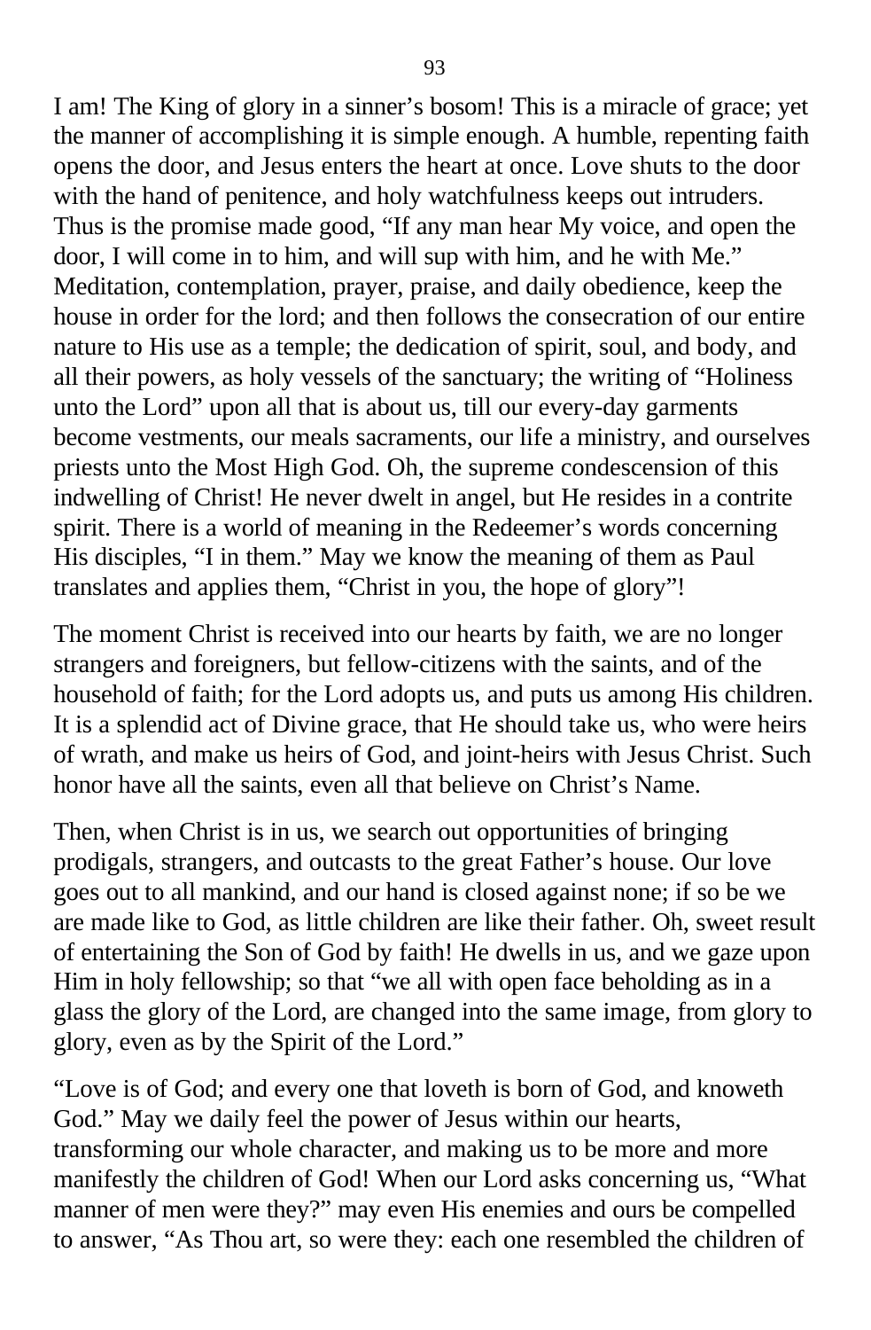I am! The King of glory in a sinner's bosom! This is a miracle of grace; yet the manner of accomplishing it is simple enough. A humble, repenting faith opens the door, and Jesus enters the heart at once. Love shuts to the door with the hand of penitence, and holy watchfulness keeps out intruders. Thus is the promise made good, "If any man hear My voice, and open the door, I will come in to him, and will sup with him, and he with Me." Meditation, contemplation, prayer, praise, and daily obedience, keep the house in order for the lord; and then follows the consecration of our entire nature to His use as a temple; the dedication of spirit, soul, and body, and all their powers, as holy vessels of the sanctuary; the writing of "Holiness unto the Lord" upon all that is about us, till our every-day garments become vestments, our meals sacraments, our life a ministry, and ourselves priests unto the Most High God. Oh, the supreme condescension of this indwelling of Christ! He never dwelt in angel, but He resides in a contrite spirit. There is a world of meaning in the Redeemer's words concerning His disciples, "I in them." May we know the meaning of them as Paul translates and applies them, "Christ in you, the hope of glory"!

The moment Christ is received into our hearts by faith, we are no longer strangers and foreigners, but fellow-citizens with the saints, and of the household of faith; for the Lord adopts us, and puts us among His children. It is a splendid act of Divine grace, that He should take us, who were heirs of wrath, and make us heirs of God, and joint-heirs with Jesus Christ. Such honor have all the saints, even all that believe on Christ's Name.

Then, when Christ is in us, we search out opportunities of bringing prodigals, strangers, and outcasts to the great Father's house. Our love goes out to all mankind, and our hand is closed against none; if so be we are made like to God, as little children are like their father. Oh, sweet result of entertaining the Son of God by faith! He dwells in us, and we gaze upon Him in holy fellowship; so that "we all with open face beholding as in a glass the glory of the Lord, are changed into the same image, from glory to glory, even as by the Spirit of the Lord."

"Love is of God; and every one that loveth is born of God, and knoweth God." May we daily feel the power of Jesus within our hearts, transforming our whole character, and making us to be more and more manifestly the children of God! When our Lord asks concerning us, "What manner of men were they?" may even His enemies and ours be compelled to answer, "As Thou art, so were they: each one resembled the children of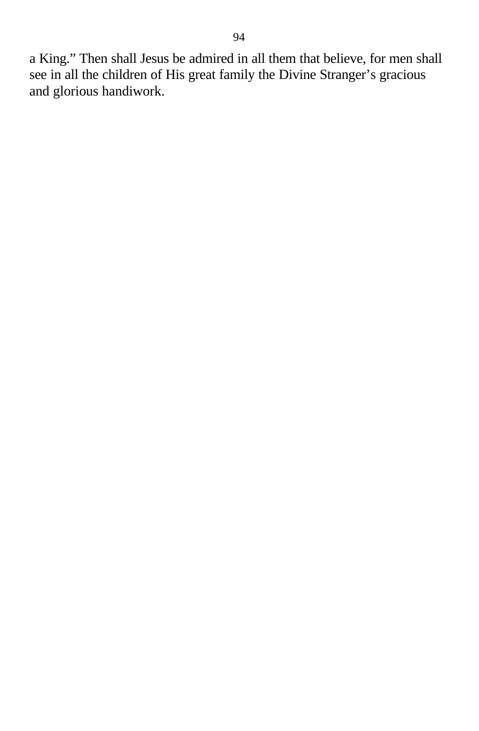a King.” Then shall Jesus be admired in all them that believe, for men shall see in all the children of His great family the Divine Stranger’s gracious and glorious handiwork.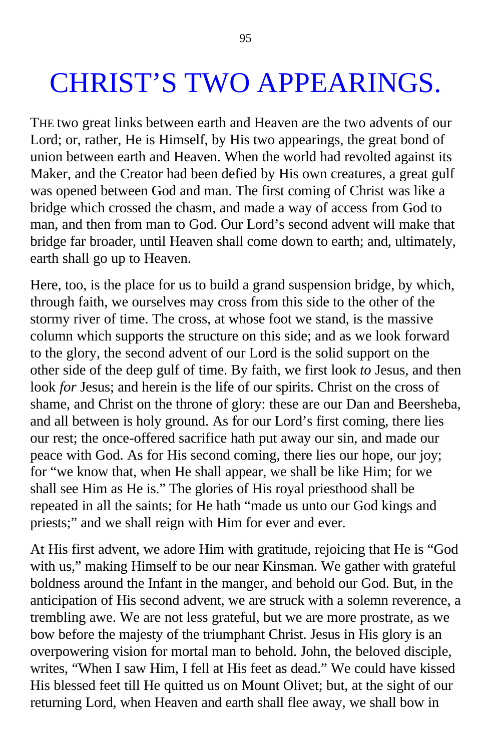# CHRIST'S TWO APPEARINGS.

THE two great links between earth and Heaven are the two advents of our Lord; or, rather, He is Himself, by His two appearings, the great bond of union between earth and Heaven. When the world had revolted against its Maker, and the Creator had been defied by His own creatures, a great gulf was opened between God and man. The first coming of Christ was like a bridge which crossed the chasm, and made a way of access from God to man, and then from man to God. Our Lord's second advent will make that bridge far broader, until Heaven shall come down to earth; and, ultimately, earth shall go up to Heaven.

Here, too, is the place for us to build a grand suspension bridge, by which, through faith, we ourselves may cross from this side to the other of the stormy river of time. The cross, at whose foot we stand, is the massive column which supports the structure on this side; and as we look forward to the glory, the second advent of our Lord is the solid support on the other side of the deep gulf of time. By faith, we first look *to* Jesus, and then look *for* Jesus; and herein is the life of our spirits. Christ on the cross of shame, and Christ on the throne of glory: these are our Dan and Beersheba, and all between is holy ground. As for our Lord's first coming, there lies our rest; the once-offered sacrifice hath put away our sin, and made our peace with God. As for His second coming, there lies our hope, our joy; for "we know that, when He shall appear, we shall be like Him; for we shall see Him as He is." The glories of His royal priesthood shall be repeated in all the saints; for He hath "made us unto our God kings and priests;" and we shall reign with Him for ever and ever.

At His first advent, we adore Him with gratitude, rejoicing that He is "God with us," making Himself to be our near Kinsman. We gather with grateful boldness around the Infant in the manger, and behold our God. But, in the anticipation of His second advent, we are struck with a solemn reverence, a trembling awe. We are not less grateful, but we are more prostrate, as we bow before the majesty of the triumphant Christ. Jesus in His glory is an overpowering vision for mortal man to behold. John, the beloved disciple, writes, "When I saw Him, I fell at His feet as dead." We could have kissed His blessed feet till He quitted us on Mount Olivet; but, at the sight of our returning Lord, when Heaven and earth shall flee away, we shall bow in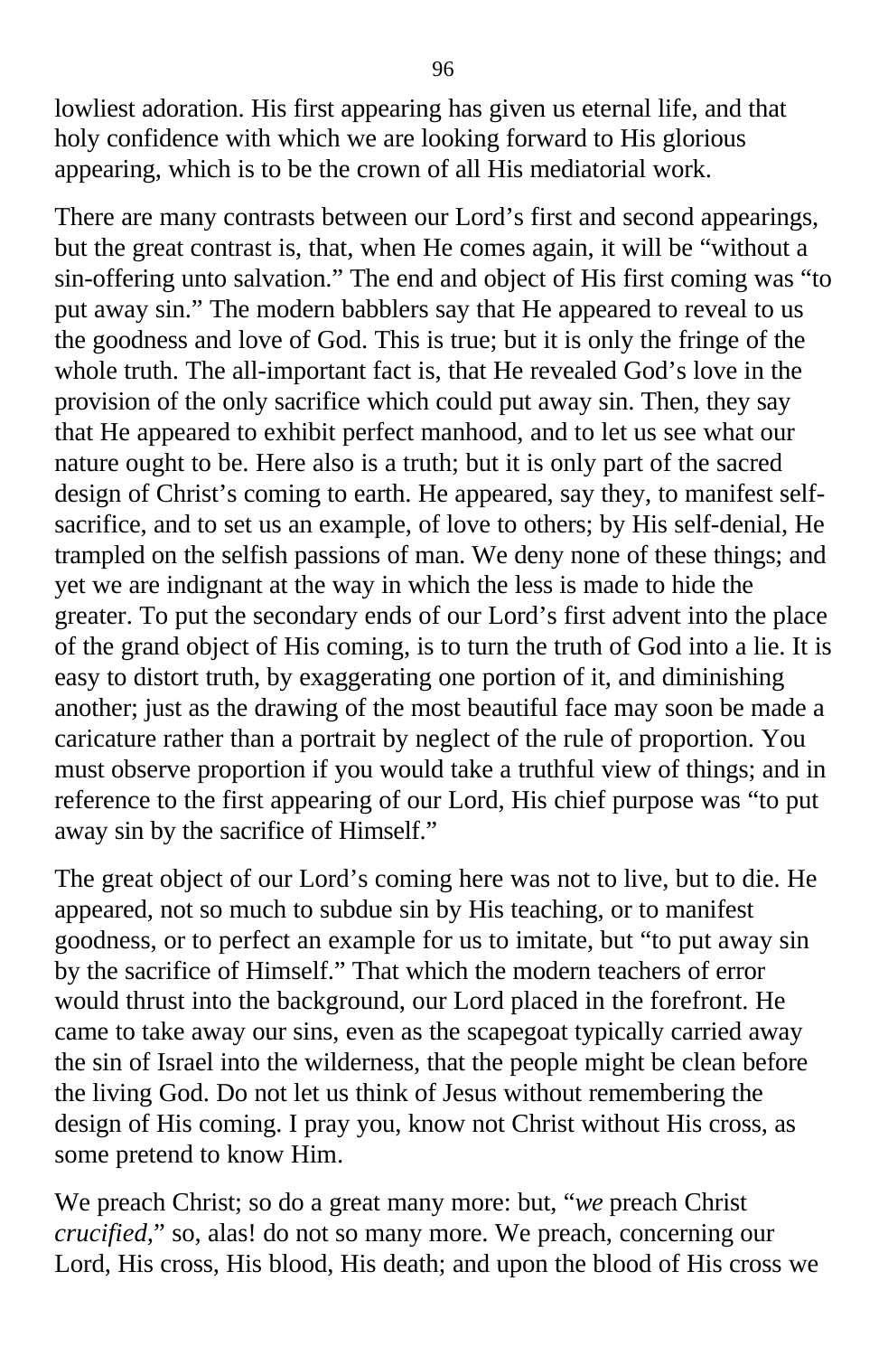lowliest adoration. His first appearing has given us eternal life, and that holy confidence with which we are looking forward to His glorious appearing, which is to be the crown of all His mediatorial work.

There are many contrasts between our Lord's first and second appearings, but the great contrast is, that, when He comes again, it will be "without a sin-offering unto salvation." The end and object of His first coming was "to put away sin." The modern babblers say that He appeared to reveal to us the goodness and love of God. This is true; but it is only the fringe of the whole truth. The all-important fact is, that He revealed God's love in the provision of the only sacrifice which could put away sin. Then, they say that He appeared to exhibit perfect manhood, and to let us see what our nature ought to be. Here also is a truth; but it is only part of the sacred design of Christ's coming to earth. He appeared, say they, to manifest self-sacrifice, and to set us an example, of love to others; by His self-denial, He trampled on the selfish passions of man. We deny none of these things; and yet we are indignant at the way in which the less is made to hide the greater. To put the secondary ends of our Lord's first advent into the place of the grand object of His coming, is to turn the truth of God into a lie. It is easy to distort truth, by exaggerating one portion of it, and diminishing another; just as the drawing of the most beautiful face may soon be made a caricature rather than a portrait by neglect of the rule of proportion. You must observe proportion if you would take a truthful view of things; and in reference to the first appearing of our Lord, His chief purpose was "to put away sin by the sacrifice of Himself."

The great object of our Lord's coming here was not to live, but to die. He appeared, not so much to subdue sin by His teaching, or to manifest goodness, or to perfect an example for us to imitate, but "to put away sin by the sacrifice of Himself." That which the modern teachers of error would thrust into the background, our Lord placed in the forefront. He came to take away our sins, even as the scapegoat typically carried away the sin of Israel into the wilderness, that the people might be clean before the living God. Do not let us think of Jesus without remembering the design of His coming. I pray you, know not Christ without His cross, as some pretend to know Him.

We preach Christ; so do a great many more: but, "*we* preach Christ *crucified*," so, alas! do not so many more. We preach, concerning our Lord, His cross, His blood, His death; and upon the blood of His cross we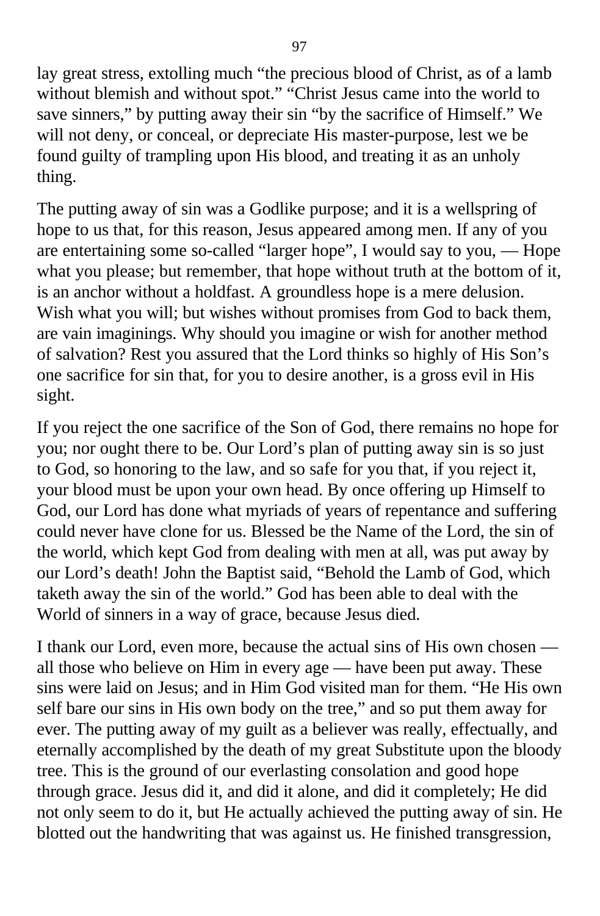lay great stress, extolling much "the precious blood of Christ, as of a lamb without blemish and without spot." "Christ Jesus came into the world to save sinners," by putting away their sin "by the sacrifice of Himself." We will not deny, or conceal, or depreciate His master-purpose, lest we be found guilty of trampling upon His blood, and treating it as an unholy thing.

The putting away of sin was a Godlike purpose; and it is a wellspring of hope to us that, for this reason, Jesus appeared among men. If any of you are entertaining some so-called "larger hope", I would say to you, — Hope what you please; but remember, that hope without truth at the bottom of it, is an anchor without a holdfast. A groundless hope is a mere delusion. Wish what you will; but wishes without promises from God to back them, are vain imaginings. Why should you imagine or wish for another method of salvation? Rest you assured that the Lord thinks so highly of His Son's one sacrifice for sin that, for you to desire another, is a gross evil in His sight.

If you reject the one sacrifice of the Son of God, there remains no hope for you; nor ought there to be. Our Lord's plan of putting away sin is so just to God, so honoring to the law, and so safe for you that, if you reject it, your blood must be upon your own head. By once offering up Himself to God, our Lord has done what myriads of years of repentance and suffering could never have clone for us. Blessed be the Name of the Lord, the sin of the world, which kept God from dealing with men at all, was put away by our Lord's death! John the Baptist said, "Behold the Lamb of God, which taketh away the sin of the world." God has been able to deal with the World of sinners in a way of grace, because Jesus died.

I thank our Lord, even more, because the actual sins of His own chosen — all those who believe on Him in every age — have been put away. These sins were laid on Jesus; and in Him God visited man for them. "He His own self bare our sins in His own body on the tree," and so put them away for ever. The putting away of my guilt as a believer was really, effectually, and eternally accomplished by the death of my great Substitute upon the bloody tree. This is the ground of our everlasting consolation and good hope through grace. Jesus did it, and did it alone, and did it completely; He did not only seem to do it, but He actually achieved the putting away of sin. He blotted out the handwriting that was against us. He finished transgression,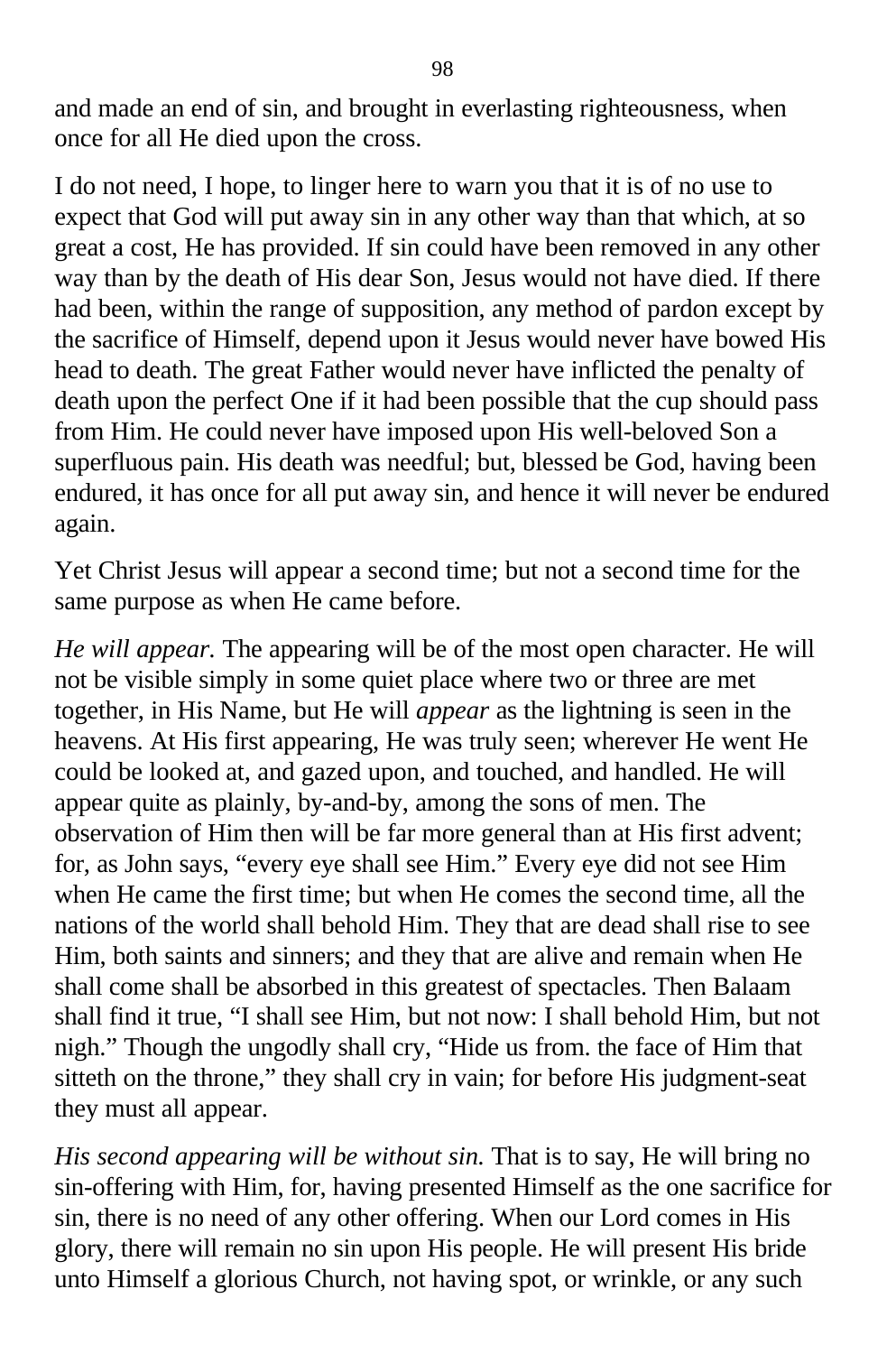and made an end of sin, and brought in everlasting righteousness, when once for all He died upon the cross.

I do not need, I hope, to linger here to warn you that it is of no use to expect that God will put away sin in any other way than that which, at so great a cost, He has provided. If sin could have been removed in any other way than by the death of His dear Son, Jesus would not have died. If there had been, within the range of supposition, any method of pardon except by the sacrifice of Himself, depend upon it Jesus would never have bowed His head to death. The great Father would never have inflicted the penalty of death upon the perfect One if it had been possible that the cup should pass from Him. He could never have imposed upon His well-beloved Son a superfluous pain. His death was needful; but, blessed be God, having been endured, it has once for all put away sin, and hence it will never be endured again.

Yet Christ Jesus will appear a second time; but not a second time for the same purpose as when He came before.

*He will appear.* The appearing will be of the most open character. He will not be visible simply in some quiet place where two or three are met together, in His Name, but He will *appear* as the lightning is seen in the heavens. At His first appearing, He was truly seen; wherever He went He could be looked at, and gazed upon, and touched, and handled. He will appear quite as plainly, by-and-by, among the sons of men. The observation of Him then will be far more general than at His first advent; for, as John says, “every eye shall see Him.” Every eye did not see Him when He came the first time; but when He comes the second time, all the nations of the world shall behold Him. They that are dead shall rise to see Him, both saints and sinners; and they that are alive and remain when He shall come shall be absorbed in this greatest of spectacles. Then Balaam shall find it true, “I shall see Him, but not now: I shall behold Him, but not nigh.” Though the ungodly shall cry, “Hide us from. the face of Him that sitteth on the throne,” they shall cry in vain; for before His judgment-seat they must all appear.

*His second appearing will be without sin.* That is to say, He will bring no sin-offering with Him, for, having presented Himself as the one sacrifice for sin, there is no need of any other offering. When our Lord comes in His glory, there will remain no sin upon His people. He will present His bride unto Himself a glorious Church, not having spot, or wrinkle, or any such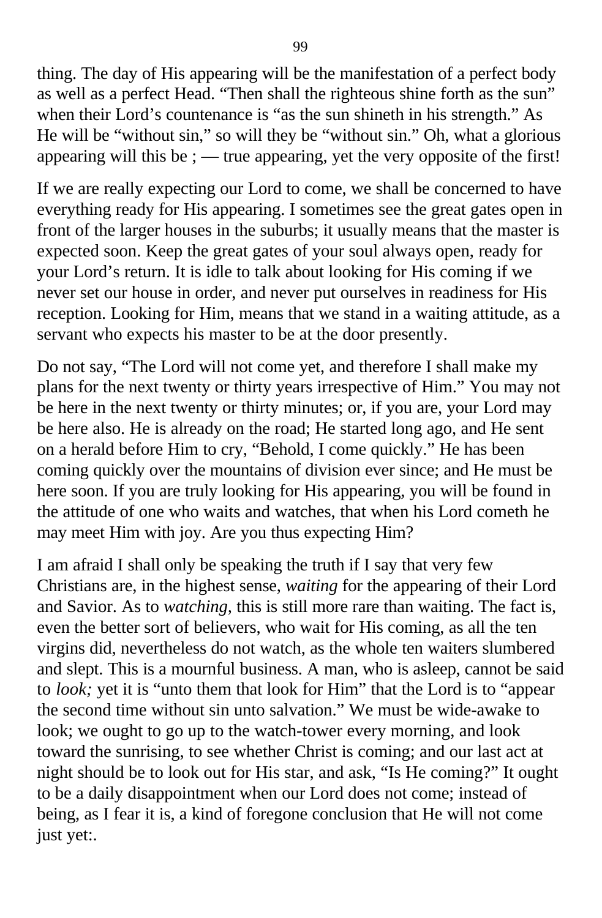thing. The day of His appearing will be the manifestation of a perfect body as well as a perfect Head. "Then shall the righteous shine forth as the sun" when their Lord's countenance is "as the sun shineth in his strength." As He will be "without sin," so will they be "without sin." Oh, what a glorious appearing will this be ; — true appearing, yet the very opposite of the first!

If we are really expecting our Lord to come, we shall be concerned to have everything ready for His appearing. I sometimes see the great gates open in front of the larger houses in the suburbs; it usually means that the master is expected soon. Keep the great gates of your soul always open, ready for your Lord's return. It is idle to talk about looking for His coming if we never set our house in order, and never put ourselves in readiness for His reception. Looking for Him, means that we stand in a waiting attitude, as a servant who expects his master to be at the door presently.

Do not say, "The Lord will not come yet, and therefore I shall make my plans for the next twenty or thirty years irrespective of Him." You may not be here in the next twenty or thirty minutes; or, if you are, your Lord may be here also. He is already on the road; He started long ago, and He sent on a herald before Him to cry, "Behold, I come quickly." He has been coming quickly over the mountains of division ever since; and He must be here soon. If you are truly looking for His appearing, you will be found in the attitude of one who waits and watches, that when his Lord cometh he may meet Him with joy. Are you thus expecting Him?

I am afraid I shall only be speaking the truth if I say that very few Christians are, in the highest sense, *waiting* for the appearing of their Lord and Savior. As to *watching*, this is still more rare than waiting. The fact is, even the better sort of believers, who wait for His coming, as all the ten virgins did, nevertheless do not watch, as the whole ten waiters slumbered and slept. This is a mournful business. A man, who is asleep, cannot be said to *look;* yet it is "unto them that look for Him" that the Lord is to "appear the second time without sin unto salvation." We must be wide-awake to look; we ought to go up to the watch-tower every morning, and look toward the sunrising, to see whether Christ is coming; and our last act at night should be to look out for His star, and ask, "Is He coming?" It ought to be a daily disappointment when our Lord does not come; instead of being, as I fear it is, a kind of foregone conclusion that He will not come just yet:.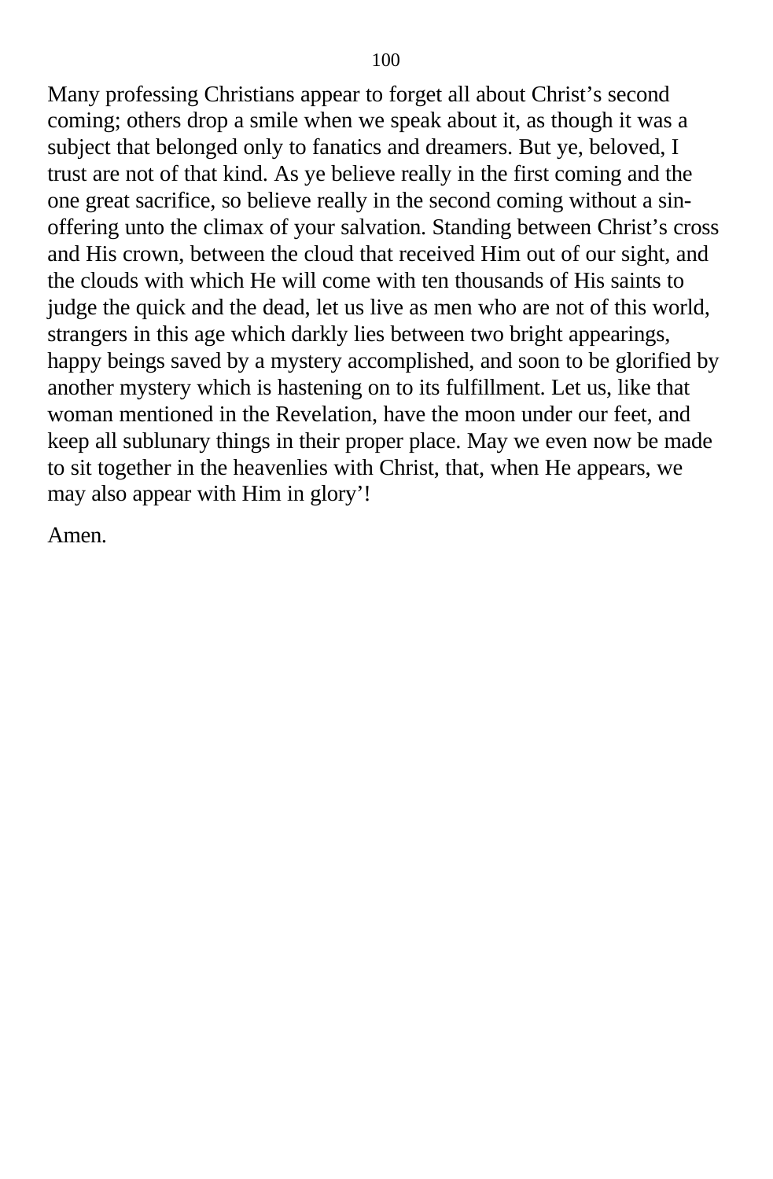Many professing Christians appear to forget all about Christ's second coming; others drop a smile when we speak about it, as though it was a subject that belonged only to fanatics and dreamers. But ye, beloved, I trust are not of that kind. As ye believe really in the first coming and the one great sacrifice, so believe really in the second coming without a sin-offering unto the climax of your salvation. Standing between Christ's cross and His crown, between the cloud that received Him out of our sight, and the clouds with which He will come with ten thousands of His saints to judge the quick and the dead, let us live as men who are not of this world, strangers in this age which darkly lies between two bright appearings, happy beings saved by a mystery accomplished, and soon to be glorified by another mystery which is hastening on to its fulfillment. Let us, like that woman mentioned in the Revelation, have the moon under our feet, and keep all sublunary things in their proper place. May we even now be made to sit together in the heavenlies with Christ, that, when He appears, we may also appear with Him in glory'!

Amen.